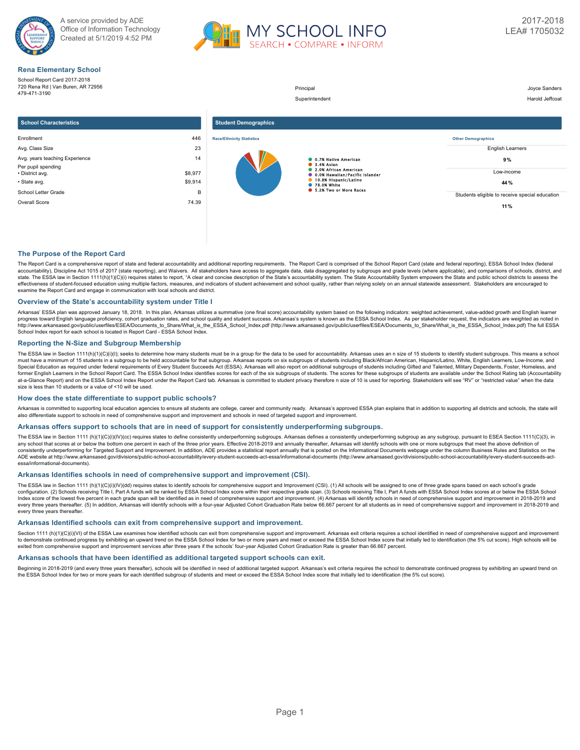A service provided by ADE
Office of Information Technology
Created at 5/1/2019 4:52 PM

MY SCHOOL INFO
SEARCH • COMPARE • INFORM

2017-2018
LEA# 1705032

## Rena Elementary School

School Report Card 2017-2018
720 Rena Rd | Van Buren, AR 72956
479-471-3190

| | |
|---|---|
| Principal | Joyce Sanders |
| Superintendent | Harold Jeffcoat |

### School Characteristics

| | |
|---|---|
| Enrollment | 446 |
| Avg. Class Size | 23 |
| Avg. years teaching Experience | 14 |
| Per pupil spending | |
| • District avg. | $8,977 |
| • State avg. | $9,914 |
| School Letter Grade | B |
| Overall Score | 74.39 |

### Student Demographics

**Race/Ethnicity Statistics**

0.7% Native American
3.4% Asian
2.0% African American
0.0% Hawaiian/Pacific Islander
10.8% Hispanic/Latino
78.0% White
5.2% Two or More Races

**Other Demographics**

| | |
|---|---|
| English Learners | 9% |
| Low-income | 44% |
| Students eligible to receive special education | 11% |

### The Purpose of the Report Card

The Report Card is a comprehensive report of state and federal accountability and additional reporting requirements. The Report Card is comprised of the School Report Card (state and federal reporting), ESSA School Index (federal accountability), Discipline Act 1015 of 2017 (state reporting), and Waivers. All stakeholders have access to aggregate data, data disaggregated by subgroups and grade levels (where applicable), and comparisons of schools, district, and state. The ESSA law in Section 1111(h)(1)(C)(i) requires states to report, "A clear and concise description of the State's accountability system. The State Accountability System empowers the State and public school districts to assess the effectiveness of student-focused education using multiple factors, measures, and indicators of student achievement and school quality, rather than relying solely on an annual statewide assessment. Stakeholders are encouraged to examine the Report Card and engage in communication with local schools and district.

### Overview of the State's accountability system under Title I

Arkansas' ESSA plan was approved January 18, 2018. In this plan, Arkansas utilizes a summative (one final score) accountability system based on the following indicators: weighted achievement, value-added growth and English learner progress toward English language proficiency, cohort graduation rates, and school quality and student success. Arkansas's system is known as the ESSA School Index. As per stakeholder request, the indicators are weighted as noted in http://www.arkansased.gov/public/userfiles/ESEA/Documents_to_Share/What_is_the_ESSA_School_Index.pdf (http://www.arkansased.gov/public/userfiles/ESEA/Documents_to_Share/What_is_the_ESSA_School_Index.pdf) The full ESSA School Index report for each school is located in Report Card - ESSA School Index.

### Reporting the N-Size and Subgroup Membership

The ESSA law in Section 1111(h)(1)(C)(i)(I); seeks to determine how many students must be in a group for the data to be used for accountability. Arkansas uses an n size of 15 students to identify student subgroups. This means a school must have a minimum of 15 students in a subgroup to be held accountable for that subgroup. Arkansas reports on six subgroups of students including Black/African American, Hispanic/Latino, White, English Learners, Low-Income, and Special Education as required under federal requirements of Every Student Succeeds Act (ESSA). Arkansas will also report on additional subgroups of students including Gifted and Talented, Military Dependents, Foster, Homeless, and former English Learners in the School Report Card. The ESSA School Index identifies scores for each of the six subgroups of students. The scores for these subgroups of students are available under the School Rating tab (Accountability at-a-Glance Report) and on the ESSA School Index Report under the Report Card tab. Arkansas is committed to student privacy therefore n size of 10 is used for reporting. Stakeholders will see "RV" or "restricted value" when the data size is less than 10 students or a value of <10 will be used.

### How does the state differentiate to support public schools?

Arkansas is committed to supporting local education agencies to ensure all students are college, career and community ready. Arkansas's approved ESSA plan explains that in addition to supporting all districts and schools, the state will also differentiate support to schools in need of comprehensive support and improvement and schools in need of targeted support and improvement.

### Arkansas offers support to schools that are in need of support for consistently underperforming subgroups.

The ESSA law in Section 1111 (h)(1)(C)(i)(IV)(cc) requires states to define consistently underperforming subgroups. Arkansas defines a consistently underperforming subgroup as any subgroup, pursuant to ESEA Section 1111(C)(3), in any school that scores at or below the bottom one percent in each of the three prior years. Effective 2018-2019 and annually thereafter, Arkansas will identify schools with one or more subgroups that meet the above definition of consistently underperforming for Targeted Support and Improvement. In addition, ADE provides a statistical report annually that is posted on the Informational Documents webpage under the column Business Rules and Statistics on the ADE website at http://www.arkansased.gov/divisions/public-school-accountability/every-student-succeeds-act-essa/informational-documents (http://www.arkansased.gov/divisions/public-school-accountability/every-student-succeeds-act-essa/informational-documents).

### Arkansas Identifies schools in need of comprehensive support and improvement (CSI).

The ESSA law in Section 1111 (h)(1)(C)(i)(IV)(dd) requires states to identify schools for comprehensive support and Improvement (CSI). (1) All schools will be assigned to one of three grade spans based on each school's grade configuration. (2) Schools receiving Title I, Part A funds will be ranked by ESSA School Index score within their respective grade span. (3) Schools receiving Title I, Part A funds with ESSA School Index scores at or below the ESSA School Index score of the lowest five percent in each grade span will be identified as in need of comprehensive support and improvement. (4) Arkansas will identify schools in need of comprehensive support and improvement in 2018-2019 and every three years thereafter. (5) In addition, Arkansas will identify schools with a four-year Adjusted Cohort Graduation Rate below 66.667 percent for all students as in need of comprehensive support and improvement in 2018-2019 and every three years thereafter.

### Arkansas Identified schools can exit from comprehensive support and improvement.

Section 1111 (h)(1)(C)(i)(VI) of the ESSA Law examines how identified schools can exit from comprehensive support and improvement. Arkansas exit criteria requires a school identified in need of comprehensive support and improvement to demonstrate continued progress by exhibiting an upward trend on the ESSA School Index for two or more years and meet or exceed the ESSA School Index score that initially led to identification (the 5% cut score). High schools will be exited from comprehensive support and improvement services after three years if the schools' four-year Adjusted Cohort Graduation Rate is greater than 66.667 percent.

### Arkansas schools that have been identified as additional targeted support schools can exit.

Beginning in 2018-2019 (and every three years thereafter), schools will be identified in need of additional targeted support. Arkansas's exit criteria requires the school to demonstrate continued progress by exhibiting an upward trend on the ESSA School Index for two or more years for each identified subgroup of students and meet or exceed the ESSA School Index score that initially led to identification (the 5% cut score).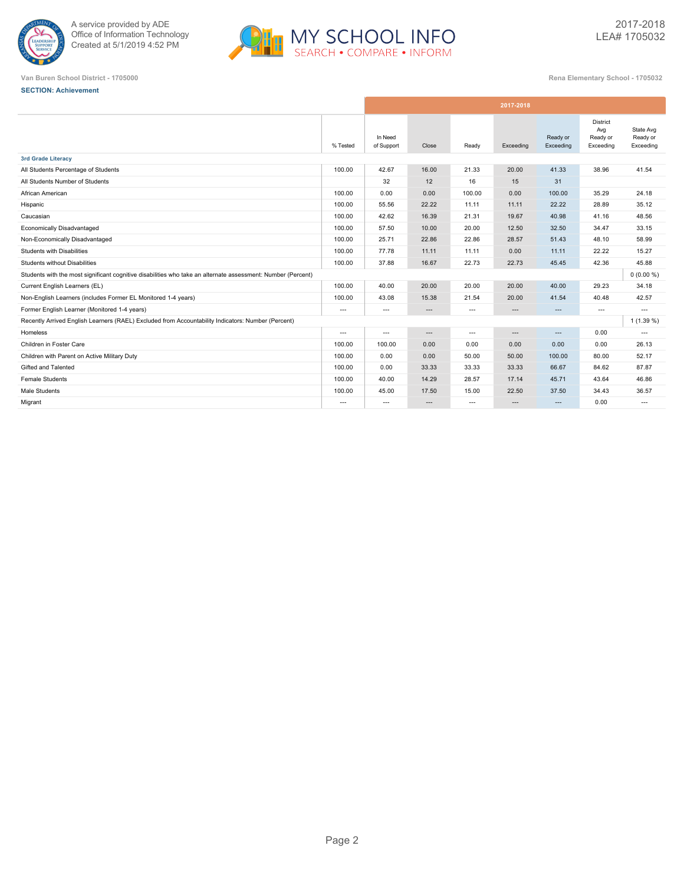Van Buren School District - 1705000

Rena Elementary School - 1705032

2017-2018
LEA# 1705032

**SECTION: Achievement**

| | | 2017-2018 | | | | | | |
|---|---|---|---|---|---|---|---|---|
| | % Tested | In Need of Support | Close | Ready | Exceeding | Ready or Exceeding | District Avg Ready or Exceeding | State Avg Ready or Exceeding |
| **3rd Grade Literacy** | | | | | | | | |
| All Students Percentage of Students | 100.00 | 42.67 | 16.00 | 21.33 | 20.00 | 41.33 | 38.96 | 41.54 |
| All Students Number of Students | | 32 | 12 | 16 | 15 | 31 | | |
| African American | 100.00 | 0.00 | 0.00 | 100.00 | 0.00 | 100.00 | 35.29 | 24.18 |
| Hispanic | 100.00 | 55.56 | 22.22 | 11.11 | 11.11 | 22.22 | 28.89 | 35.12 |
| Caucasian | 100.00 | 42.62 | 16.39 | 21.31 | 19.67 | 40.98 | 41.16 | 48.56 |
| Economically Disadvantaged | 100.00 | 57.50 | 10.00 | 20.00 | 12.50 | 32.50 | 34.47 | 33.15 |
| Non-Economically Disadvantaged | 100.00 | 25.71 | 22.86 | 22.86 | 28.57 | 51.43 | 48.10 | 58.99 |
| Students with Disabilities | 100.00 | 77.78 | 11.11 | 11.11 | 0.00 | 11.11 | 22.22 | 15.27 |
| Students without Disabilities | 100.00 | 37.88 | 16.67 | 22.73 | 22.73 | 45.45 | 42.36 | 45.88 |
| Students with the most significant cognitive disabilities who take an alternate assessment: Number (Percent) | | | | | | | | 0 (0.00 %) |
| Current English Learners (EL) | 100.00 | 40.00 | 20.00 | 20.00 | 20.00 | 40.00 | 29.23 | 34.18 |
| Non-English Learners (includes Former EL Monitored 1-4 years) | 100.00 | 43.08 | 15.38 | 21.54 | 20.00 | 41.54 | 40.48 | 42.57 |
| Former English Learner (Monitored 1-4 years) | --- | --- | --- | --- | --- | --- | --- | --- |
| Recently Arrived English Learners (RAEL) Excluded from Accountability Indicators: Number (Percent) | | | | | | | | 1 (1.39 %) |
| Homeless | --- | --- | --- | --- | --- | --- | 0.00 | --- |
| Children in Foster Care | 100.00 | 100.00 | 0.00 | 0.00 | 0.00 | 0.00 | 0.00 | 26.13 |
| Children with Parent on Active Military Duty | 100.00 | 0.00 | 0.00 | 50.00 | 50.00 | 100.00 | 80.00 | 52.17 |
| Gifted and Talented | 100.00 | 0.00 | 33.33 | 33.33 | 33.33 | 66.67 | 84.62 | 87.87 |
| Female Students | 100.00 | 40.00 | 14.29 | 28.57 | 17.14 | 45.71 | 43.64 | 46.86 |
| Male Students | 100.00 | 45.00 | 17.50 | 15.00 | 22.50 | 37.50 | 34.43 | 36.57 |
| Migrant | --- | --- | --- | --- | --- | --- | 0.00 | --- |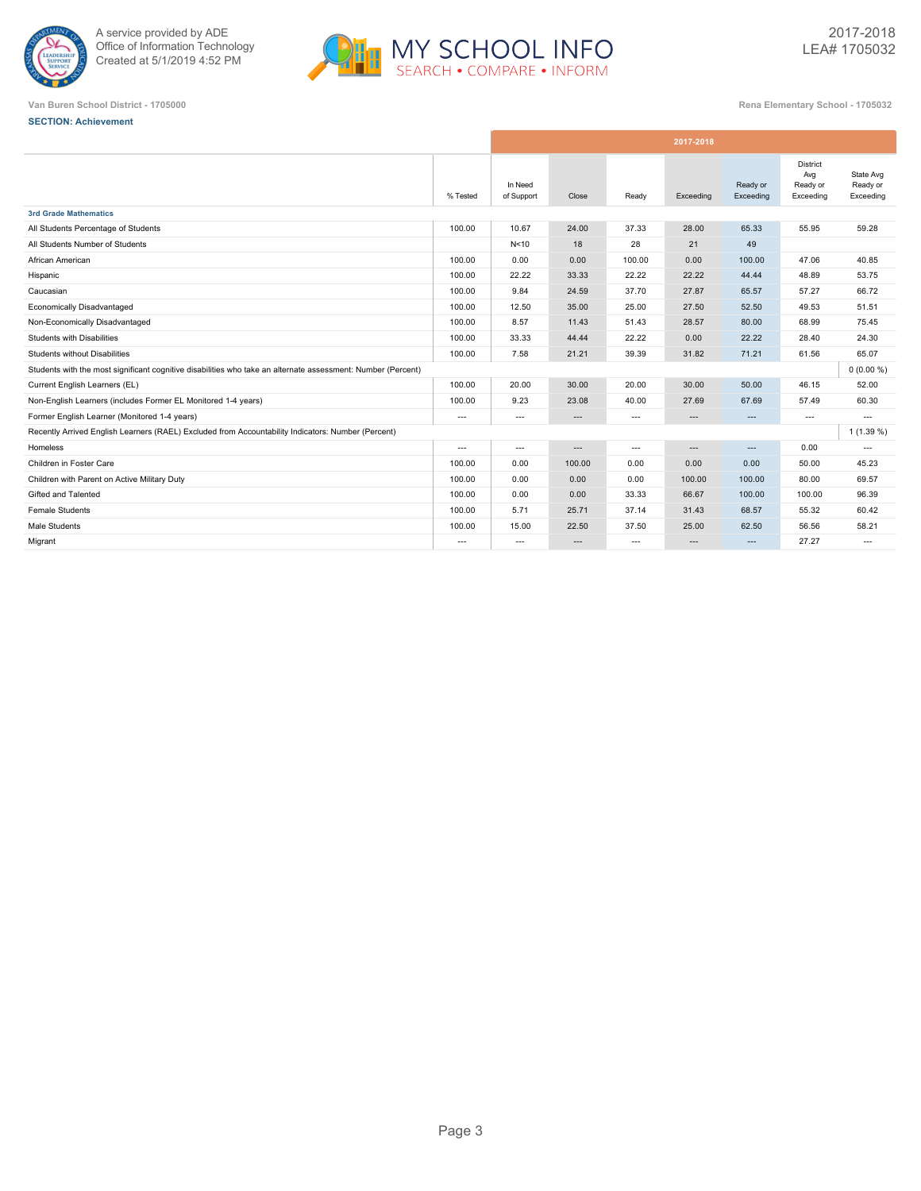A service provided by ADE
Office of Information Technology
Created at 5/1/2019 4:52 PM

2017-2018
LEA# 1705032

Van Buren School District - 1705000

Rena Elementary School - 1705032

**SECTION: Achievement**

| | 2017-2018 | | | | | | | |
|---|---|---|---|---|---|---|---|---|
| | % Tested | In Need of Support | Close | Ready | Exceeding | Ready or Exceeding | District Avg Ready or Exceeding | State Avg Ready or Exceeding |
| **3rd Grade Mathematics** | | | | | | | | |
| All Students Percentage of Students | 100.00 | 10.67 | 24.00 | 37.33 | 28.00 | 65.33 | 55.95 | 59.28 |
| All Students Number of Students | | N<10 | 18 | 28 | 21 | 49 | | |
| African American | 100.00 | 0.00 | 0.00 | 100.00 | 0.00 | 100.00 | 47.06 | 40.85 |
| Hispanic | 100.00 | 22.22 | 33.33 | 22.22 | 22.22 | 44.44 | 48.89 | 53.75 |
| Caucasian | 100.00 | 9.84 | 24.59 | 37.70 | 27.87 | 65.57 | 57.27 | 66.72 |
| Economically Disadvantaged | 100.00 | 12.50 | 35.00 | 25.00 | 27.50 | 52.50 | 49.53 | 51.51 |
| Non-Economically Disadvantaged | 100.00 | 8.57 | 11.43 | 51.43 | 28.57 | 80.00 | 68.99 | 75.45 |
| Students with Disabilities | 100.00 | 33.33 | 44.44 | 22.22 | 0.00 | 22.22 | 28.40 | 24.30 |
| Students without Disabilities | 100.00 | 7.58 | 21.21 | 39.39 | 31.82 | 71.21 | 61.56 | 65.07 |
| Students with the most significant cognitive disabilities who take an alternate assessment: Number (Percent) | | | | | | | | 0 (0.00 %) |
| Current English Learners (EL) | 100.00 | 20.00 | 30.00 | 20.00 | 30.00 | 50.00 | 46.15 | 52.00 |
| Non-English Learners (includes Former EL Monitored 1-4 years) | 100.00 | 9.23 | 23.08 | 40.00 | 27.69 | 67.69 | 57.49 | 60.30 |
| Former English Learner (Monitored 1-4 years) | --- | --- | --- | --- | --- | --- | --- | --- |
| Recently Arrived English Learners (RAEL) Excluded from Accountability Indicators: Number (Percent) | | | | | | | | 1 (1.39 %) |
| Homeless | --- | --- | --- | --- | --- | --- | 0.00 | --- |
| Children in Foster Care | 100.00 | 0.00 | 100.00 | 0.00 | 0.00 | 0.00 | 50.00 | 45.23 |
| Children with Parent on Active Military Duty | 100.00 | 0.00 | 0.00 | 0.00 | 100.00 | 100.00 | 80.00 | 69.57 |
| Gifted and Talented | 100.00 | 0.00 | 0.00 | 33.33 | 66.67 | 100.00 | 100.00 | 96.39 |
| Female Students | 100.00 | 5.71 | 25.71 | 37.14 | 31.43 | 68.57 | 55.32 | 60.42 |
| Male Students | 100.00 | 15.00 | 22.50 | 37.50 | 25.00 | 62.50 | 56.56 | 58.21 |
| Migrant | --- | --- | --- | --- | --- | --- | 27.27 | --- |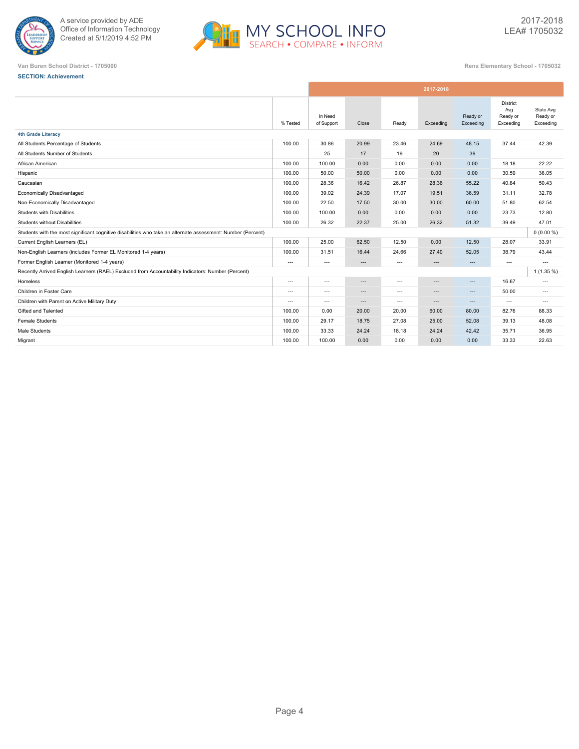A service provided by ADE
Office of Information Technology
Created at 5/1/2019 4:52 PM

MY SCHOOL INFO
SEARCH • COMPARE • INFORM

2017-2018
LEA# 1705032

Van Buren School District - 1705000

Rena Elementary School - 1705032

**SECTION: Achievement**

| | | 2017-2018 | | | | | | |
|---|---|---|---|---|---|---|---|---|
| | % Tested | In Need of Support | Close | Ready | Exceeding | Ready or Exceeding | District Avg Ready or Exceeding | State Avg Ready or Exceeding |
| **4th Grade Literacy** | | | | | | | | |
| All Students Percentage of Students | 100.00 | 30.86 | 20.99 | 23.46 | 24.69 | 48.15 | 37.44 | 42.39 |
| All Students Number of Students | | 25 | 17 | 19 | 20 | 39 | | |
| African American | 100.00 | 100.00 | 0.00 | 0.00 | 0.00 | 0.00 | 18.18 | 22.22 |
| Hispanic | 100.00 | 50.00 | 50.00 | 0.00 | 0.00 | 0.00 | 30.59 | 36.05 |
| Caucasian | 100.00 | 28.36 | 16.42 | 26.87 | 28.36 | 55.22 | 40.84 | 50.43 |
| Economically Disadvantaged | 100.00 | 39.02 | 24.39 | 17.07 | 19.51 | 36.59 | 31.11 | 32.78 |
| Non-Economically Disadvantaged | 100.00 | 22.50 | 17.50 | 30.00 | 30.00 | 60.00 | 51.80 | 62.54 |
| Students with Disabilities | 100.00 | 100.00 | 0.00 | 0.00 | 0.00 | 0.00 | 23.73 | 12.80 |
| Students without Disabilities | 100.00 | 26.32 | 22.37 | 25.00 | 26.32 | 51.32 | 39.49 | 47.01 |
| Students with the most significant cognitive disabilities who take an alternate assessment: Number (Percent) | | | | | | | | 0 (0.00 %) |
| Current English Learners (EL) | 100.00 | 25.00 | 62.50 | 12.50 | 0.00 | 12.50 | 28.07 | 33.91 |
| Non-English Learners (includes Former EL Monitored 1-4 years) | 100.00 | 31.51 | 16.44 | 24.66 | 27.40 | 52.05 | 38.79 | 43.44 |
| Former English Learner (Monitored 1-4 years) | --- | --- | --- | --- | --- | --- | --- | --- |
| Recently Arrived English Learners (RAEL) Excluded from Accountability Indicators: Number (Percent) | | | | | | | | 1 (1.35 %) |
| Homeless | --- | --- | --- | --- | --- | --- | 16.67 | --- |
| Children in Foster Care | --- | --- | --- | --- | --- | --- | 50.00 | --- |
| Children with Parent on Active Military Duty | --- | --- | --- | --- | --- | --- | --- | --- |
| Gifted and Talented | 100.00 | 0.00 | 20.00 | 20.00 | 60.00 | 80.00 | 82.76 | 88.33 |
| Female Students | 100.00 | 29.17 | 18.75 | 27.08 | 25.00 | 52.08 | 39.13 | 48.08 |
| Male Students | 100.00 | 33.33 | 24.24 | 18.18 | 24.24 | 42.42 | 35.71 | 36.95 |
| Migrant | 100.00 | 100.00 | 0.00 | 0.00 | 0.00 | 0.00 | 33.33 | 22.63 |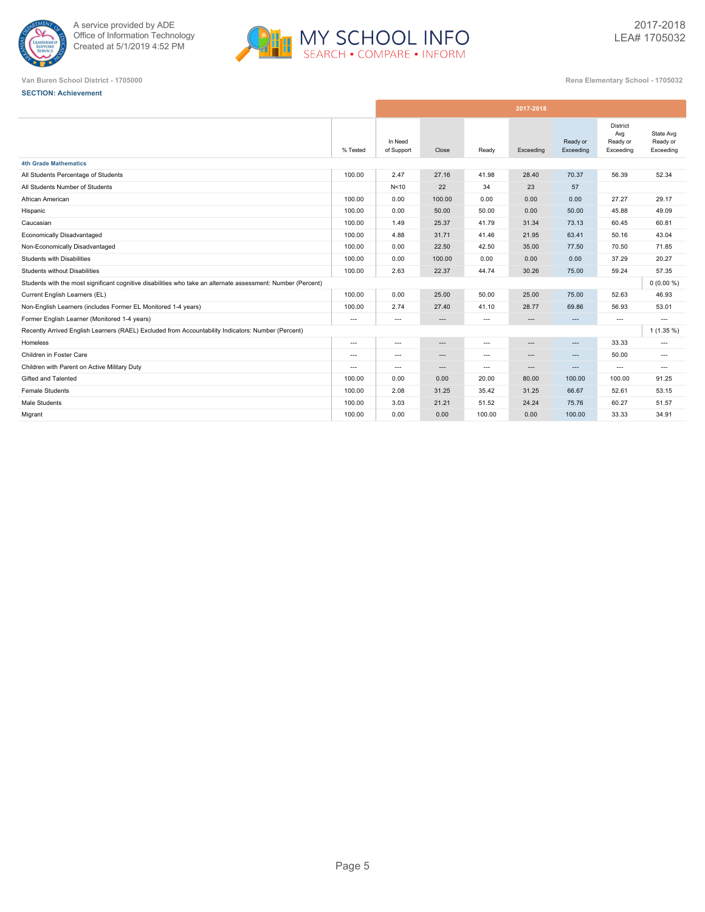A service provided by ADE
Office of Information Technology
Created at 5/1/2019 4:52 PM

MY SCHOOL INFO
SEARCH • COMPARE • INFORM

2017-2018
LEA# 1705032

Van Buren School District - 1705000

Rena Elementary School - 1705032

**SECTION: Achievement**

| | % Tested | 2017-2018 In Need of Support | Close | Ready | Exceeding | Ready or Exceeding | District Avg Ready or Exceeding | State Avg Ready or Exceeding |
|---|---|---|---|---|---|---|---|---|
| **4th Grade Mathematics** | | | | | | | | |
| All Students Percentage of Students | 100.00 | 2.47 | 27.16 | 41.98 | 28.40 | 70.37 | 56.39 | 52.34 |
| All Students Number of Students | | N<10 | 22 | 34 | 23 | 57 | | |
| African American | 100.00 | 0.00 | 100.00 | 0.00 | 0.00 | 0.00 | 27.27 | 29.17 |
| Hispanic | 100.00 | 0.00 | 50.00 | 50.00 | 0.00 | 50.00 | 45.88 | 49.09 |
| Caucasian | 100.00 | 1.49 | 25.37 | 41.79 | 31.34 | 73.13 | 60.45 | 60.81 |
| Economically Disadvantaged | 100.00 | 4.88 | 31.71 | 41.46 | 21.95 | 63.41 | 50.16 | 43.04 |
| Non-Economically Disadvantaged | 100.00 | 0.00 | 22.50 | 42.50 | 35.00 | 77.50 | 70.50 | 71.85 |
| Students with Disabilities | 100.00 | 0.00 | 100.00 | 0.00 | 0.00 | 0.00 | 37.29 | 20.27 |
| Students without Disabilities | 100.00 | 2.63 | 22.37 | 44.74 | 30.26 | 75.00 | 59.24 | 57.35 |
| Students with the most significant cognitive disabilities who take an alternate assessment: Number (Percent) | | | | | | | | 0 (0.00 %) |
| Current English Learners (EL) | 100.00 | 0.00 | 25.00 | 50.00 | 25.00 | 75.00 | 52.63 | 46.93 |
| Non-English Learners (includes Former EL Monitored 1-4 years) | 100.00 | 2.74 | 27.40 | 41.10 | 28.77 | 69.86 | 56.93 | 53.01 |
| Former English Learner (Monitored 1-4 years) | --- | --- | --- | --- | --- | --- | --- | --- |
| Recently Arrived English Learners (RAEL) Excluded from Accountability Indicators: Number (Percent) | | | | | | | | 1 (1.35 %) |
| Homeless | --- | --- | --- | --- | --- | --- | 33.33 | --- |
| Children in Foster Care | --- | --- | --- | --- | --- | --- | 50.00 | --- |
| Children with Parent on Active Military Duty | --- | --- | --- | --- | --- | --- | --- | --- |
| Gifted and Talented | 100.00 | 0.00 | 0.00 | 20.00 | 80.00 | 100.00 | 100.00 | 91.25 |
| Female Students | 100.00 | 2.08 | 31.25 | 35.42 | 31.25 | 66.67 | 52.61 | 53.15 |
| Male Students | 100.00 | 3.03 | 21.21 | 51.52 | 24.24 | 75.76 | 60.27 | 51.57 |
| Migrant | 100.00 | 0.00 | 0.00 | 100.00 | 0.00 | 100.00 | 33.33 | 34.91 |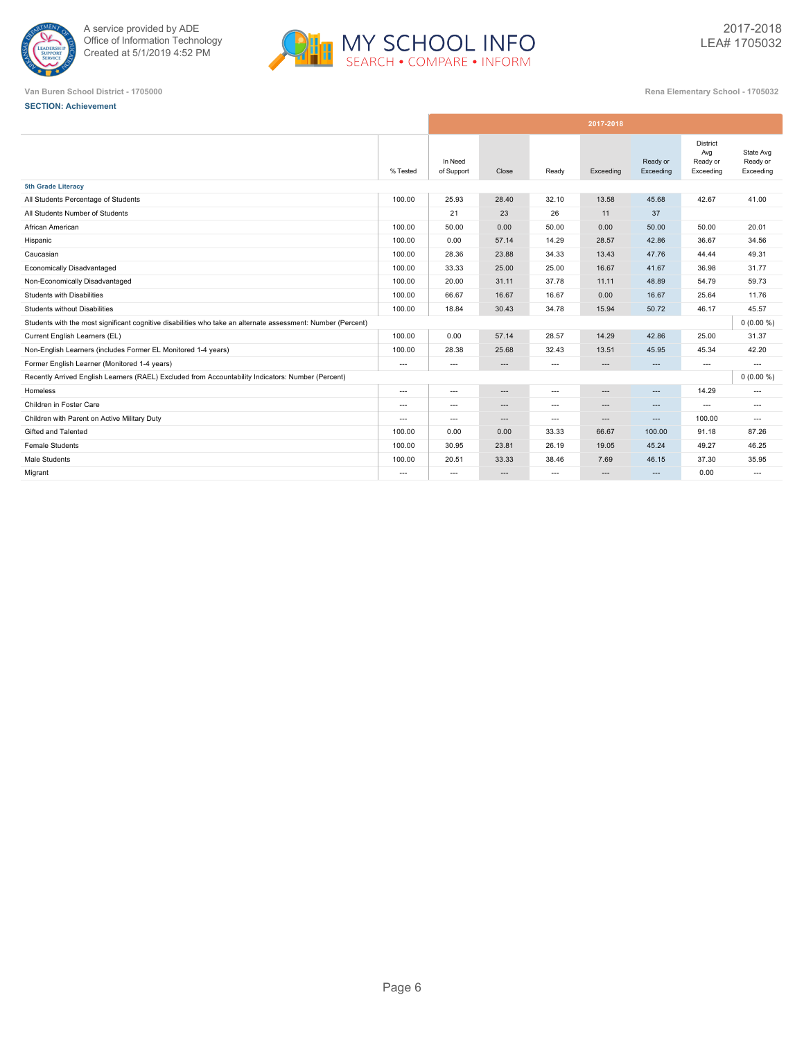Van Buren School District - 1705000

Rena Elementary School - 1705032

**SECTION: Achievement**

| | % Tested | In Need of Support | Close | Ready | Exceeding | Ready or Exceeding | District Avg Ready or Exceeding | State Avg Ready or Exceeding |
|---|---|---|---|---|---|---|---|---|
| | 2017-2018 | | | | | | | |
| **5th Grade Literacy** | | | | | | | | |
| All Students Percentage of Students | 100.00 | 25.93 | 28.40 | 32.10 | 13.58 | 45.68 | 42.67 | 41.00 |
| All Students Number of Students | | 21 | 23 | 26 | 11 | 37 | | |
| African American | 100.00 | 50.00 | 0.00 | 50.00 | 0.00 | 50.00 | 50.00 | 20.01 |
| Hispanic | 100.00 | 0.00 | 57.14 | 14.29 | 28.57 | 42.86 | 36.67 | 34.56 |
| Caucasian | 100.00 | 28.36 | 23.88 | 34.33 | 13.43 | 47.76 | 44.44 | 49.31 |
| Economically Disadvantaged | 100.00 | 33.33 | 25.00 | 25.00 | 16.67 | 41.67 | 36.98 | 31.77 |
| Non-Economically Disadvantaged | 100.00 | 20.00 | 31.11 | 37.78 | 11.11 | 48.89 | 54.79 | 59.73 |
| Students with Disabilities | 100.00 | 66.67 | 16.67 | 16.67 | 0.00 | 16.67 | 25.64 | 11.76 |
| Students without Disabilities | 100.00 | 18.84 | 30.43 | 34.78 | 15.94 | 50.72 | 46.17 | 45.57 |
| Students with the most significant cognitive disabilities who take an alternate assessment: Number (Percent) | | | | | | | | 0 (0.00 %) |
| Current English Learners (EL) | 100.00 | 0.00 | 57.14 | 28.57 | 14.29 | 42.86 | 25.00 | 31.37 |
| Non-English Learners (includes Former EL Monitored 1-4 years) | 100.00 | 28.38 | 25.68 | 32.43 | 13.51 | 45.95 | 45.34 | 42.20 |
| Former English Learner (Monitored 1-4 years) | --- | --- | --- | --- | --- | --- | --- | --- |
| Recently Arrived English Learners (RAEL) Excluded from Accountability Indicators: Number (Percent) | | | | | | | | 0 (0.00 %) |
| Homeless | --- | --- | --- | --- | --- | --- | 14.29 | --- |
| Children in Foster Care | --- | --- | --- | --- | --- | --- | --- | --- |
| Children with Parent on Active Military Duty | --- | --- | --- | --- | --- | --- | 100.00 | --- |
| Gifted and Talented | 100.00 | 0.00 | 0.00 | 33.33 | 66.67 | 100.00 | 91.18 | 87.26 |
| Female Students | 100.00 | 30.95 | 23.81 | 26.19 | 19.05 | 45.24 | 49.27 | 46.25 |
| Male Students | 100.00 | 20.51 | 33.33 | 38.46 | 7.69 | 46.15 | 37.30 | 35.95 |
| Migrant | --- | --- | --- | --- | --- | --- | 0.00 | --- |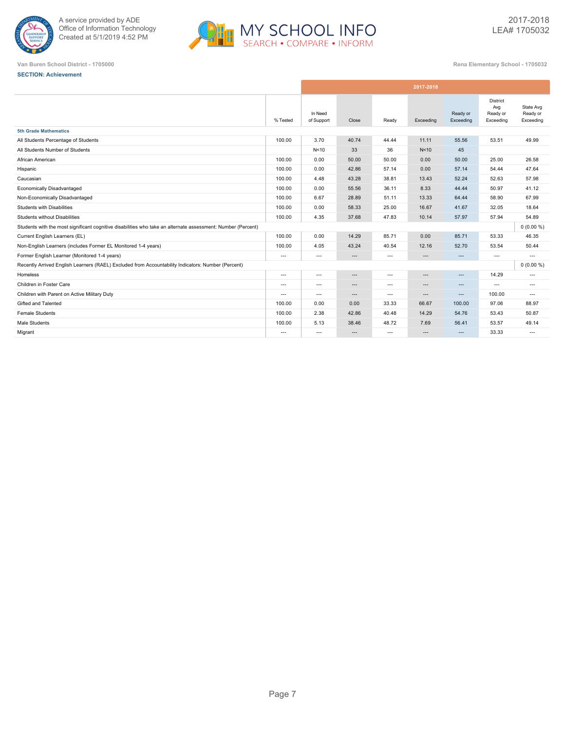Van Buren School District - 1705000

Rena Elementary School - 1705032

**SECTION: Achievement**

| | | 2017-2018 | | | | | | |
|---|---|---|---|---|---|---|---|---|
| | % Tested | In Need of Support | Close | Ready | Exceeding | Ready or Exceeding | District Avg Ready or Exceeding | State Avg Ready or Exceeding |
| **5th Grade Mathematics** | | | | | | | | |
| All Students Percentage of Students | 100.00 | 3.70 | 40.74 | 44.44 | 11.11 | 55.56 | 53.51 | 49.99 |
| All Students Number of Students | | N<10 | 33 | 36 | N<10 | 45 | | |
| African American | 100.00 | 0.00 | 50.00 | 50.00 | 0.00 | 50.00 | 25.00 | 26.58 |
| Hispanic | 100.00 | 0.00 | 42.86 | 57.14 | 0.00 | 57.14 | 54.44 | 47.64 |
| Caucasian | 100.00 | 4.48 | 43.28 | 38.81 | 13.43 | 52.24 | 52.63 | 57.98 |
| Economically Disadvantaged | 100.00 | 0.00 | 55.56 | 36.11 | 8.33 | 44.44 | 50.97 | 41.12 |
| Non-Economically Disadvantaged | 100.00 | 6.67 | 28.89 | 51.11 | 13.33 | 64.44 | 58.90 | 67.99 |
| Students with Disabilities | 100.00 | 0.00 | 58.33 | 25.00 | 16.67 | 41.67 | 32.05 | 18.64 |
| Students without Disabilities | 100.00 | 4.35 | 37.68 | 47.83 | 10.14 | 57.97 | 57.94 | 54.89 |
| Students with the most significant cognitive disabilities who take an alternate assessment: Number (Percent) | | | | | | | | 0 (0.00 %) |
| Current English Learners (EL) | 100.00 | 0.00 | 14.29 | 85.71 | 0.00 | 85.71 | 53.33 | 46.35 |
| Non-English Learners (includes Former EL Monitored 1-4 years) | 100.00 | 4.05 | 43.24 | 40.54 | 12.16 | 52.70 | 53.54 | 50.44 |
| Former English Learner (Monitored 1-4 years) | --- | --- | --- | --- | --- | --- | --- | --- |
| Recently Arrived English Learners (RAEL) Excluded from Accountability Indicators: Number (Percent) | | | | | | | | 0 (0.00 %) |
| Homeless | --- | --- | --- | --- | --- | --- | 14.29 | --- |
| Children in Foster Care | --- | --- | --- | --- | --- | --- | --- | --- |
| Children with Parent on Active Military Duty | --- | --- | --- | --- | --- | --- | 100.00 | --- |
| Gifted and Talented | 100.00 | 0.00 | 0.00 | 33.33 | 66.67 | 100.00 | 97.06 | 88.97 |
| Female Students | 100.00 | 2.38 | 42.86 | 40.48 | 14.29 | 54.76 | 53.43 | 50.87 |
| Male Students | 100.00 | 5.13 | 38.46 | 48.72 | 7.69 | 56.41 | 53.57 | 49.14 |
| Migrant | --- | --- | --- | --- | --- | --- | 33.33 | --- |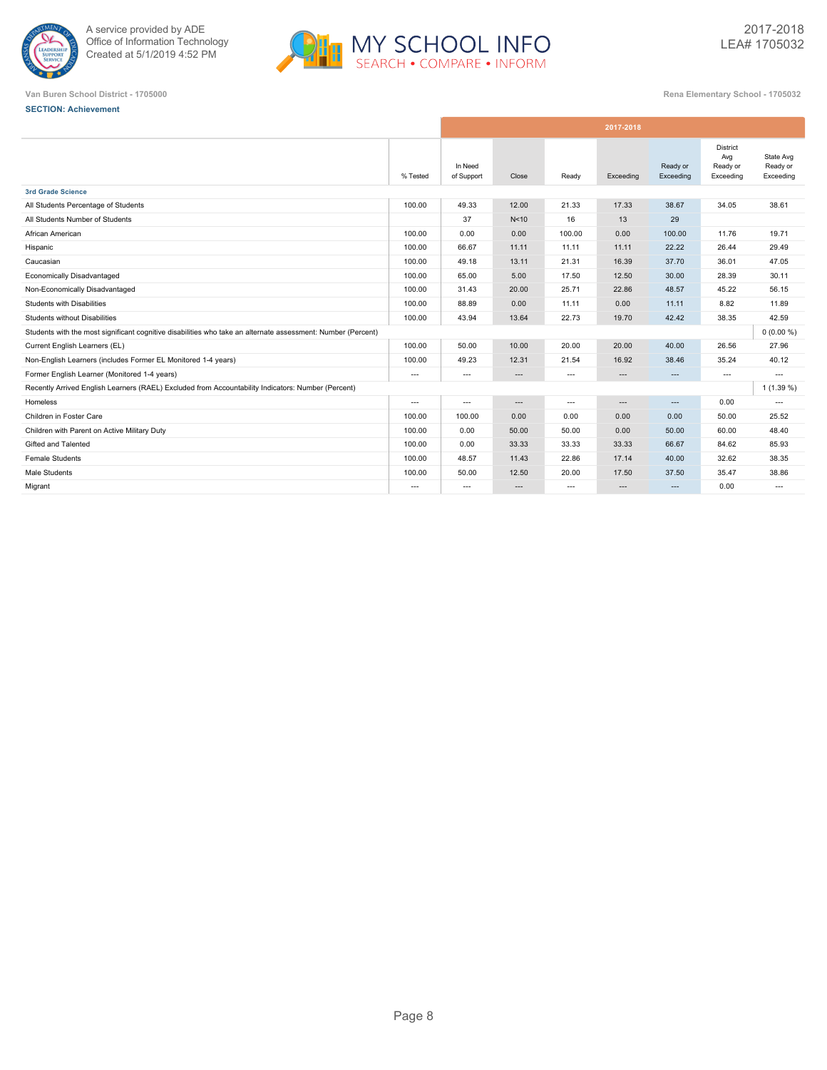A service provided by ADE
Office of Information Technology
Created at 5/1/2019 4:52 PM

2017-2018
LEA# 1705032

Van Buren School District - 1705000

Rena Elementary School - 1705032

**SECTION: Achievement**

| | % Tested | In Need of Support | Close | Ready | Exceeding | Ready or Exceeding | District Avg Ready or Exceeding | State Avg Ready or Exceeding |
|---|---|---|---|---|---|---|---|---|
| **3rd Grade Science** | | | | | | | | |
| All Students Percentage of Students | 100.00 | 49.33 | 12.00 | 21.33 | 17.33 | 38.67 | 34.05 | 38.61 |
| All Students Number of Students | | 37 | N<10 | 16 | 13 | 29 | | |
| African American | 100.00 | 0.00 | 0.00 | 100.00 | 0.00 | 100.00 | 11.76 | 19.71 |
| Hispanic | 100.00 | 66.67 | 11.11 | 11.11 | 11.11 | 22.22 | 26.44 | 29.49 |
| Caucasian | 100.00 | 49.18 | 13.11 | 21.31 | 16.39 | 37.70 | 36.01 | 47.05 |
| Economically Disadvantaged | 100.00 | 65.00 | 5.00 | 17.50 | 12.50 | 30.00 | 28.39 | 30.11 |
| Non-Economically Disadvantaged | 100.00 | 31.43 | 20.00 | 25.71 | 22.86 | 48.57 | 45.22 | 56.15 |
| Students with Disabilities | 100.00 | 88.89 | 0.00 | 11.11 | 0.00 | 11.11 | 8.82 | 11.89 |
| Students without Disabilities | 100.00 | 43.94 | 13.64 | 22.73 | 19.70 | 42.42 | 38.35 | 42.59 |
| Students with the most significant cognitive disabilities who take an alternate assessment: Number (Percent) | | | | | | | | 0 (0.00 %) |
| Current English Learners (EL) | 100.00 | 50.00 | 10.00 | 20.00 | 20.00 | 40.00 | 26.56 | 27.96 |
| Non-English Learners (includes Former EL Monitored 1-4 years) | 100.00 | 49.23 | 12.31 | 21.54 | 16.92 | 38.46 | 35.24 | 40.12 |
| Former English Learner (Monitored 1-4 years) | --- | --- | --- | --- | --- | --- | --- | --- |
| Recently Arrived English Learners (RAEL) Excluded from Accountability Indicators: Number (Percent) | | | | | | | | 1 (1.39 %) |
| Homeless | --- | --- | --- | --- | --- | --- | 0.00 | --- |
| Children in Foster Care | 100.00 | 100.00 | 0.00 | 0.00 | 0.00 | 0.00 | 50.00 | 25.52 |
| Children with Parent on Active Military Duty | 100.00 | 0.00 | 50.00 | 50.00 | 0.00 | 50.00 | 60.00 | 48.40 |
| Gifted and Talented | 100.00 | 0.00 | 33.33 | 33.33 | 33.33 | 66.67 | 84.62 | 85.93 |
| Female Students | 100.00 | 48.57 | 11.43 | 22.86 | 17.14 | 40.00 | 32.62 | 38.35 |
| Male Students | 100.00 | 50.00 | 12.50 | 20.00 | 17.50 | 37.50 | 35.47 | 38.86 |
| Migrant | --- | --- | --- | --- | --- | --- | 0.00 | --- |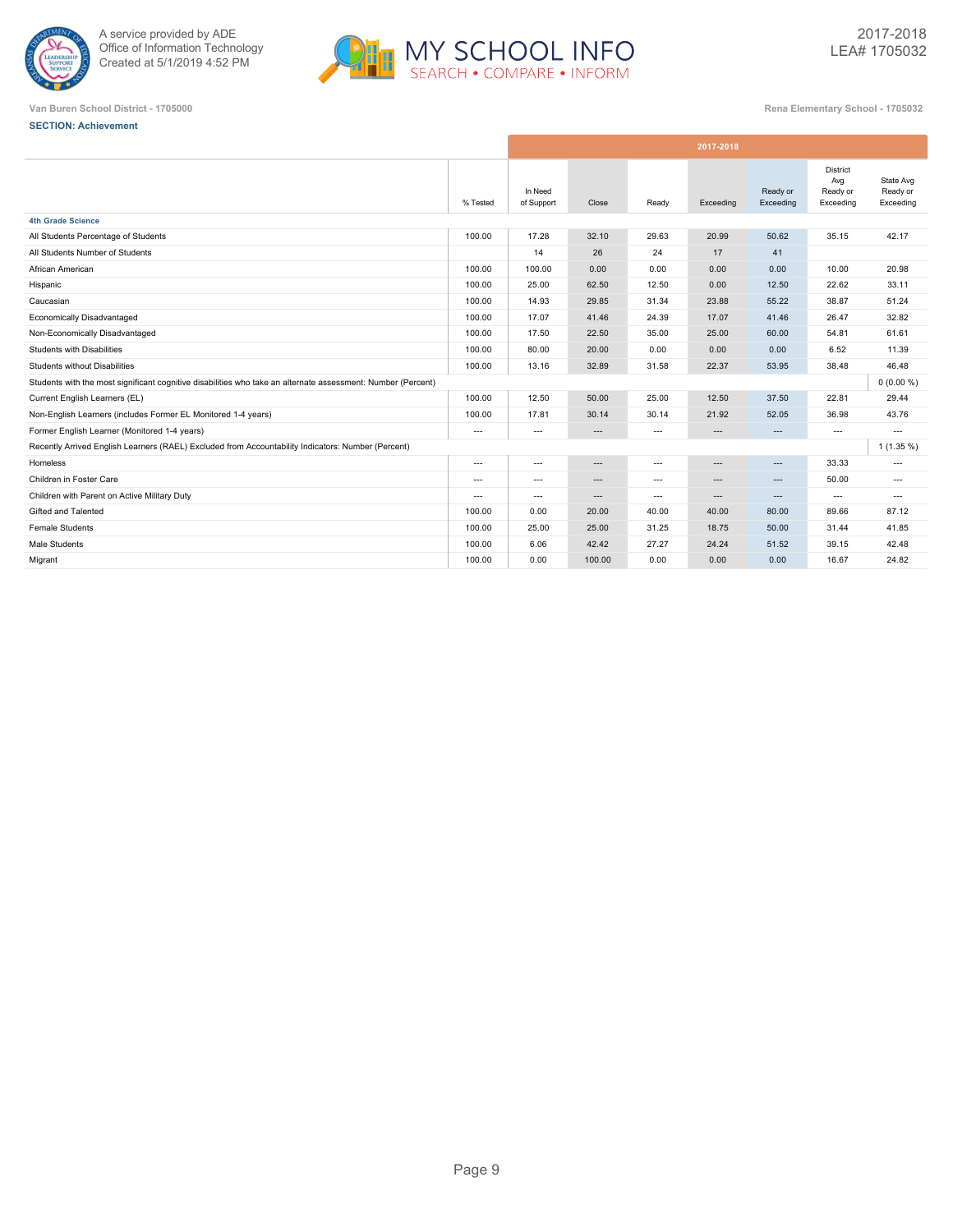A service provided by ADE
Office of Information Technology
Created at 5/1/2019 4:52 PM

MY SCHOOL INFO
SEARCH • COMPARE • INFORM

2017-2018
LEA# 1705032

Van Buren School District - 1705000

Rena Elementary School - 1705032

**SECTION: Achievement**

| | % Tested | 2017-2018 In Need of Support | Close | Ready | Exceeding | Ready or Exceeding | District Avg Ready or Exceeding | State Avg Ready or Exceeding |
|---|---|---|---|---|---|---|---|---|
| **4th Grade Science** | | | | | | | | |
| All Students Percentage of Students | 100.00 | 17.28 | 32.10 | 29.63 | 20.99 | 50.62 | 35.15 | 42.17 |
| All Students Number of Students | | 14 | 26 | 24 | 17 | 41 | | |
| African American | 100.00 | 100.00 | 0.00 | 0.00 | 0.00 | 0.00 | 10.00 | 20.98 |
| Hispanic | 100.00 | 25.00 | 62.50 | 12.50 | 0.00 | 12.50 | 22.62 | 33.11 |
| Caucasian | 100.00 | 14.93 | 29.85 | 31.34 | 23.88 | 55.22 | 38.87 | 51.24 |
| Economically Disadvantaged | 100.00 | 17.07 | 41.46 | 24.39 | 17.07 | 41.46 | 26.47 | 32.82 |
| Non-Economically Disadvantaged | 100.00 | 17.50 | 22.50 | 35.00 | 25.00 | 60.00 | 54.81 | 61.61 |
| Students with Disabilities | 100.00 | 80.00 | 20.00 | 0.00 | 0.00 | 0.00 | 6.52 | 11.39 |
| Students without Disabilities | 100.00 | 13.16 | 32.89 | 31.58 | 22.37 | 53.95 | 38.48 | 46.48 |
| Students with the most significant cognitive disabilities who take an alternate assessment: Number (Percent) | | | | | | | | 0 (0.00 %) |
| Current English Learners (EL) | 100.00 | 12.50 | 50.00 | 25.00 | 12.50 | 37.50 | 22.81 | 29.44 |
| Non-English Learners (includes Former EL Monitored 1-4 years) | 100.00 | 17.81 | 30.14 | 30.14 | 21.92 | 52.05 | 36.98 | 43.76 |
| Former English Learner (Monitored 1-4 years) | --- | --- | --- | --- | --- | --- | --- | --- |
| Recently Arrived English Learners (RAEL) Excluded from Accountability Indicators: Number (Percent) | | | | | | | | 1 (1.35 %) |
| Homeless | --- | --- | --- | --- | --- | --- | 33.33 | --- |
| Children in Foster Care | --- | --- | --- | --- | --- | --- | 50.00 | --- |
| Children with Parent on Active Military Duty | --- | --- | --- | --- | --- | --- | --- | --- |
| Gifted and Talented | 100.00 | 0.00 | 20.00 | 40.00 | 40.00 | 80.00 | 89.66 | 87.12 |
| Female Students | 100.00 | 25.00 | 25.00 | 31.25 | 18.75 | 50.00 | 31.44 | 41.85 |
| Male Students | 100.00 | 6.06 | 42.42 | 27.27 | 24.24 | 51.52 | 39.15 | 42.48 |
| Migrant | 100.00 | 0.00 | 100.00 | 0.00 | 0.00 | 0.00 | 16.67 | 24.82 |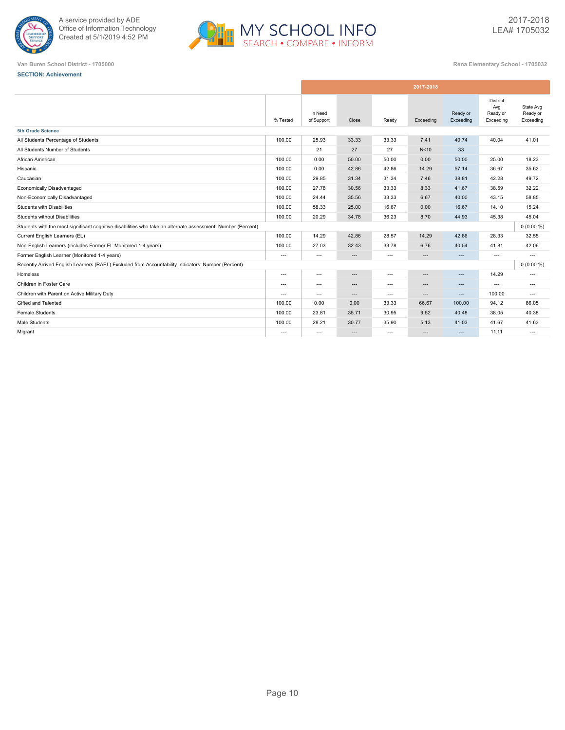A service provided by ADE
Office of Information Technology
Created at 5/1/2019 4:52 PM

MY SCHOOL INFO
SEARCH • COMPARE • INFORM

2017-2018
LEA# 1705032

Van Buren School District - 1705000

Rena Elementary School - 1705032

**SECTION: Achievement**

| | | 2017-2018 | | | | | | |
|---|---|---|---|---|---|---|---|---|
| | % Tested | In Need of Support | Close | Ready | Exceeding | Ready or Exceeding | District Avg Ready or Exceeding | State Avg Ready or Exceeding |
| **5th Grade Science** | | | | | | | | |
| All Students Percentage of Students | 100.00 | 25.93 | 33.33 | 33.33 | 7.41 | 40.74 | 40.04 | 41.01 |
| All Students Number of Students | | 21 | 27 | 27 | N<10 | 33 | | |
| African American | 100.00 | 0.00 | 50.00 | 50.00 | 0.00 | 50.00 | 25.00 | 18.23 |
| Hispanic | 100.00 | 0.00 | 42.86 | 42.86 | 14.29 | 57.14 | 36.67 | 35.62 |
| Caucasian | 100.00 | 29.85 | 31.34 | 31.34 | 7.46 | 38.81 | 42.28 | 49.72 |
| Economically Disadvantaged | 100.00 | 27.78 | 30.56 | 33.33 | 8.33 | 41.67 | 38.59 | 32.22 |
| Non-Economically Disadvantaged | 100.00 | 24.44 | 35.56 | 33.33 | 6.67 | 40.00 | 43.15 | 58.85 |
| Students with Disabilities | 100.00 | 58.33 | 25.00 | 16.67 | 0.00 | 16.67 | 14.10 | 15.24 |
| Students without Disabilities | 100.00 | 20.29 | 34.78 | 36.23 | 8.70 | 44.93 | 45.38 | 45.04 |
| Students with the most significant cognitive disabilities who take an alternate assessment: Number (Percent) | | | | | | | | 0 (0.00 %) |
| Current English Learners (EL) | 100.00 | 14.29 | 42.86 | 28.57 | 14.29 | 42.86 | 28.33 | 32.55 |
| Non-English Learners (includes Former EL Monitored 1-4 years) | 100.00 | 27.03 | 32.43 | 33.78 | 6.76 | 40.54 | 41.81 | 42.06 |
| Former English Learner (Monitored 1-4 years) | --- | --- | --- | --- | --- | --- | --- | --- |
| Recently Arrived English Learners (RAEL) Excluded from Accountability Indicators: Number (Percent) | | | | | | | | 0 (0.00 %) |
| Homeless | --- | --- | --- | --- | --- | --- | 14.29 | --- |
| Children in Foster Care | --- | --- | --- | --- | --- | --- | --- | --- |
| Children with Parent on Active Military Duty | --- | --- | --- | --- | --- | --- | 100.00 | --- |
| Gifted and Talented | 100.00 | 0.00 | 0.00 | 33.33 | 66.67 | 100.00 | 94.12 | 86.05 |
| Female Students | 100.00 | 23.81 | 35.71 | 30.95 | 9.52 | 40.48 | 38.05 | 40.38 |
| Male Students | 100.00 | 28.21 | 30.77 | 35.90 | 5.13 | 41.03 | 41.67 | 41.63 |
| Migrant | --- | --- | --- | --- | --- | --- | 11.11 | --- |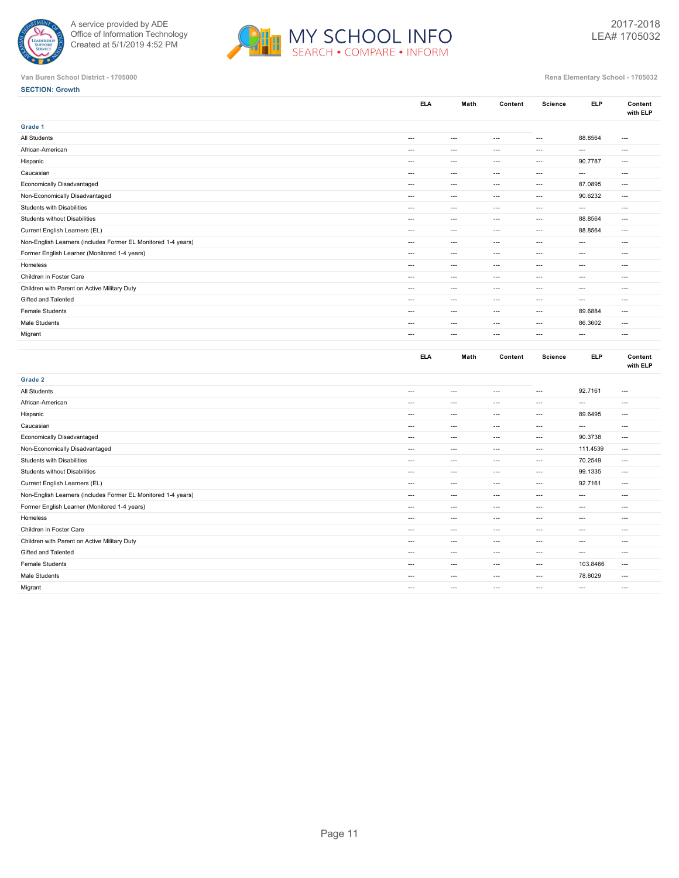Van Buren School District - 1705000

Rena Elementary School - 1705032

**SECTION: Growth**

| | ELA | Math | Content | Science | ELP | Content with ELP |
|---|---|---|---|---|---|---|
| **Grade 1** | | | | | | |
| All Students | --- | --- | --- | --- | 88.8564 | --- |
| African-American | --- | --- | --- | --- | --- | --- |
| Hispanic | --- | --- | --- | --- | 90.7787 | --- |
| Caucasian | --- | --- | --- | --- | --- | --- |
| Economically Disadvantaged | --- | --- | --- | --- | 87.0895 | --- |
| Non-Economically Disadvantaged | --- | --- | --- | --- | 90.6232 | --- |
| Students with Disabilities | --- | --- | --- | --- | --- | --- |
| Students without Disabilities | --- | --- | --- | --- | 88.8564 | --- |
| Current English Learners (EL) | --- | --- | --- | --- | 88.8564 | --- |
| Non-English Learners (includes Former EL Monitored 1-4 years) | --- | --- | --- | --- | --- | --- |
| Former English Learner (Monitored 1-4 years) | --- | --- | --- | --- | --- | --- |
| Homeless | --- | --- | --- | --- | --- | --- |
| Children in Foster Care | --- | --- | --- | --- | --- | --- |
| Children with Parent on Active Military Duty | --- | --- | --- | --- | --- | --- |
| Gifted and Talented | --- | --- | --- | --- | --- | --- |
| Female Students | --- | --- | --- | --- | 89.6884 | --- |
| Male Students | --- | --- | --- | --- | 86.3602 | --- |
| Migrant | --- | --- | --- | --- | --- | --- |

| | ELA | Math | Content | Science | ELP | Content with ELP |
|---|---|---|---|---|---|---|
| **Grade 2** | | | | | | |
| All Students | --- | --- | --- | --- | 92.7161 | --- |
| African-American | --- | --- | --- | --- | --- | --- |
| Hispanic | --- | --- | --- | --- | 89.6495 | --- |
| Caucasian | --- | --- | --- | --- | --- | --- |
| Economically Disadvantaged | --- | --- | --- | --- | 90.3738 | --- |
| Non-Economically Disadvantaged | --- | --- | --- | --- | 111.4539 | --- |
| Students with Disabilities | --- | --- | --- | --- | 70.2549 | --- |
| Students without Disabilities | --- | --- | --- | --- | 99.1335 | --- |
| Current English Learners (EL) | --- | --- | --- | --- | 92.7161 | --- |
| Non-English Learners (includes Former EL Monitored 1-4 years) | --- | --- | --- | --- | --- | --- |
| Former English Learner (Monitored 1-4 years) | --- | --- | --- | --- | --- | --- |
| Homeless | --- | --- | --- | --- | --- | --- |
| Children in Foster Care | --- | --- | --- | --- | --- | --- |
| Children with Parent on Active Military Duty | --- | --- | --- | --- | --- | --- |
| Gifted and Talented | --- | --- | --- | --- | --- | --- |
| Female Students | --- | --- | --- | --- | 103.8466 | --- |
| Male Students | --- | --- | --- | --- | 78.8029 | --- |
| Migrant | --- | --- | --- | --- | --- | --- |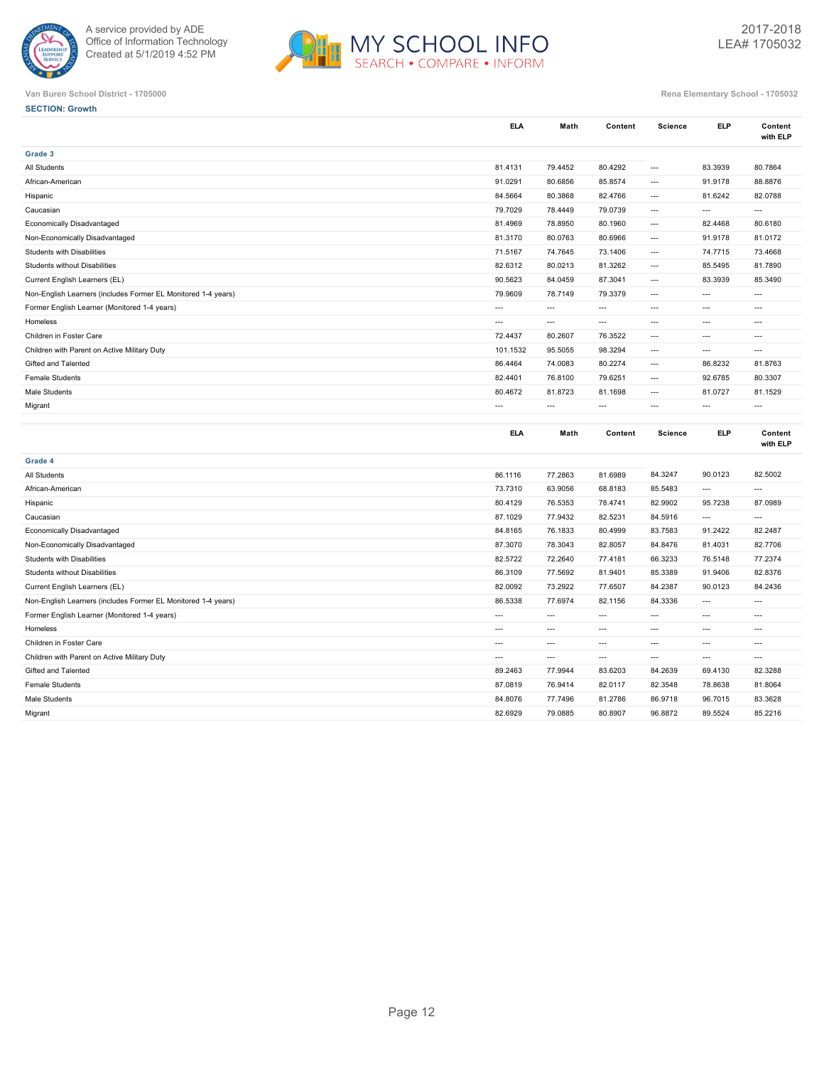Van Buren School District - 1705000

Rena Elementary School - 1705032

**SECTION: Growth**

| | ELA | Math | Content | Science | ELP | Content with ELP |
|---|---|---|---|---|---|---|
| **Grade 3** | | | | | | |
| All Students | 81.4131 | 79.4452 | 80.4292 | --- | 83.3939 | 80.7864 |
| African-American | 91.0291 | 80.6856 | 85.8574 | --- | 91.9178 | 88.8876 |
| Hispanic | 84.5664 | 80.3868 | 82.4766 | --- | 81.6242 | 82.0788 |
| Caucasian | 79.7029 | 78.4449 | 79.0739 | --- | --- | --- |
| Economically Disadvantaged | 81.4969 | 78.8950 | 80.1960 | --- | 82.4468 | 80.6180 |
| Non-Economically Disadvantaged | 81.3170 | 80.0763 | 80.6966 | --- | 91.9178 | 81.0172 |
| Students with Disabilities | 71.5167 | 74.7645 | 73.1406 | --- | 74.7715 | 73.4668 |
| Students without Disabilities | 82.6312 | 80.0213 | 81.3262 | --- | 85.5495 | 81.7890 |
| Current English Learners (EL) | 90.5623 | 84.0459 | 87.3041 | --- | 83.3939 | 85.3490 |
| Non-English Learners (includes Former EL Monitored 1-4 years) | 79.9609 | 78.7149 | 79.3379 | --- | --- | --- |
| Former English Learner (Monitored 1-4 years) | --- | --- | --- | --- | --- | --- |
| Homeless | --- | --- | --- | --- | --- | --- |
| Children in Foster Care | 72.4437 | 80.2607 | 76.3522 | --- | --- | --- |
| Children with Parent on Active Military Duty | 101.1532 | 95.5055 | 98.3294 | --- | --- | --- |
| Gifted and Talented | 86.4464 | 74.0083 | 80.2274 | --- | 86.8232 | 81.8763 |
| Female Students | 82.4401 | 76.8100 | 79.6251 | --- | 92.6785 | 80.3307 |
| Male Students | 80.4672 | 81.8723 | 81.1698 | --- | 81.0727 | 81.1529 |
| Migrant | --- | --- | --- | --- | --- | --- |

| | ELA | Math | Content | Science | ELP | Content with ELP |
|---|---|---|---|---|---|---|
| **Grade 4** | | | | | | |
| All Students | 86.1116 | 77.2863 | 81.6989 | 84.3247 | 90.0123 | 82.5002 |
| African-American | 73.7310 | 63.9056 | 68.8183 | 85.5483 | --- | --- |
| Hispanic | 80.4129 | 76.5353 | 78.4741 | 82.9902 | 95.7238 | 87.0989 |
| Caucasian | 87.1029 | 77.9432 | 82.5231 | 84.5916 | --- | --- |
| Economically Disadvantaged | 84.8165 | 76.1833 | 80.4999 | 83.7583 | 91.2422 | 82.2487 |
| Non-Economically Disadvantaged | 87.3070 | 78.3043 | 82.8057 | 84.8476 | 81.4031 | 82.7706 |
| Students with Disabilities | 82.5722 | 72.2640 | 77.4181 | 66.3233 | 76.5148 | 77.2374 |
| Students without Disabilities | 86.3109 | 77.5692 | 81.9401 | 85.3389 | 91.9406 | 82.8376 |
| Current English Learners (EL) | 82.0092 | 73.2922 | 77.6507 | 84.2387 | 90.0123 | 84.2436 |
| Non-English Learners (includes Former EL Monitored 1-4 years) | 86.5338 | 77.6974 | 82.1156 | 84.3336 | --- | --- |
| Former English Learner (Monitored 1-4 years) | --- | --- | --- | --- | --- | --- |
| Homeless | --- | --- | --- | --- | --- | --- |
| Children in Foster Care | --- | --- | --- | --- | --- | --- |
| Children with Parent on Active Military Duty | --- | --- | --- | --- | --- | --- |
| Gifted and Talented | 89.2463 | 77.9944 | 83.6203 | 84.2639 | 69.4130 | 82.3288 |
| Female Students | 87.0819 | 76.9414 | 82.0117 | 82.3548 | 78.8638 | 81.8064 |
| Male Students | 84.8076 | 77.7496 | 81.2786 | 86.9718 | 96.7015 | 83.3628 |
| Migrant | 82.6929 | 79.0885 | 80.8907 | 96.8872 | 89.5524 | 85.2216 |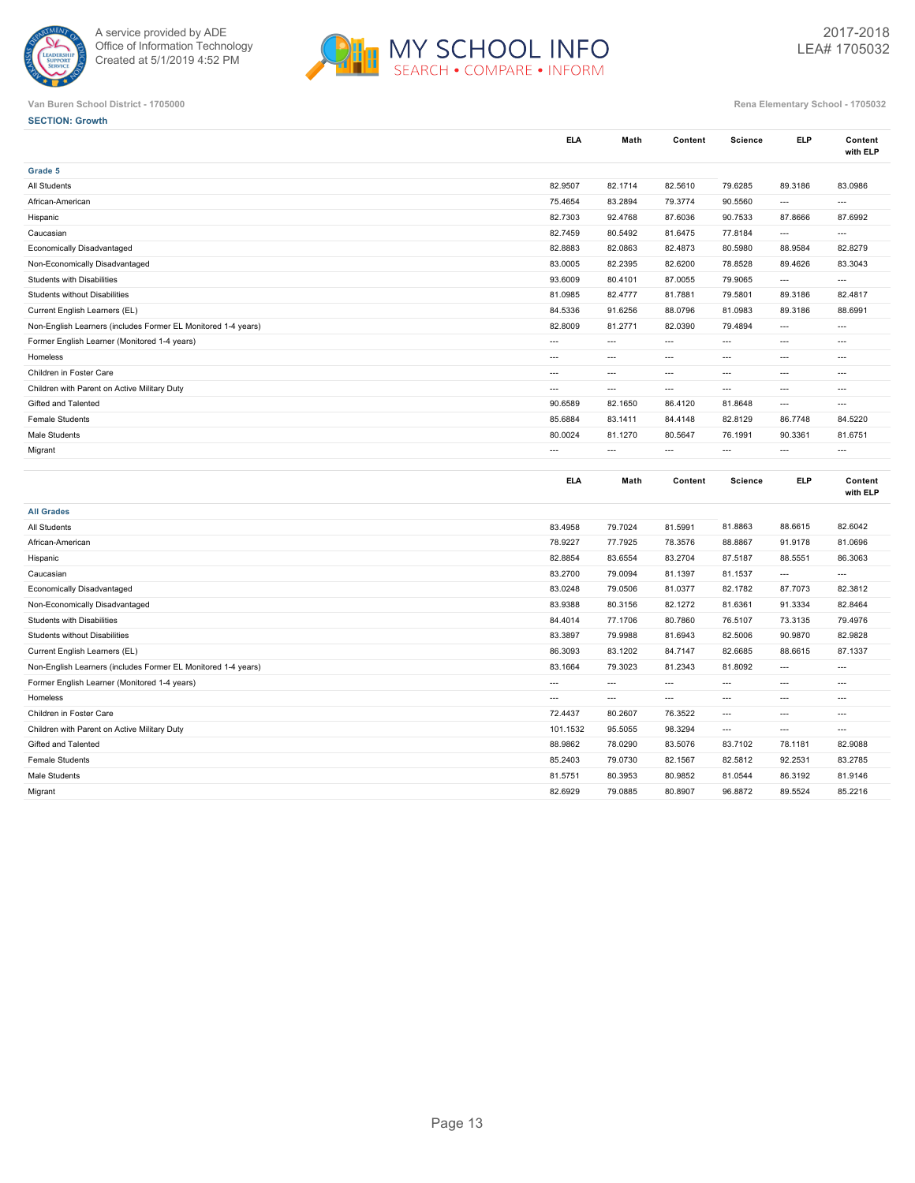Van Buren School District - 1705000

Rena Elementary School - 1705032

**SECTION: Growth**

| | ELA | Math | Content | Science | ELP | Content with ELP |
|---|---|---|---|---|---|---|
| **Grade 5** | | | | | | |
| All Students | 82.9507 | 82.1714 | 82.5610 | 79.6285 | 89.3186 | 83.0986 |
| African-American | 75.4654 | 83.2894 | 79.3774 | 90.5560 | --- | --- |
| Hispanic | 82.7303 | 92.4768 | 87.6036 | 90.7533 | 87.8666 | 87.6992 |
| Caucasian | 82.7459 | 80.5492 | 81.6475 | 77.8184 | --- | --- |
| Economically Disadvantaged | 82.8883 | 82.0863 | 82.4873 | 80.5980 | 88.9584 | 82.8279 |
| Non-Economically Disadvantaged | 83.0005 | 82.2395 | 82.6200 | 78.8528 | 89.4626 | 83.3043 |
| Students with Disabilities | 93.6009 | 80.4101 | 87.0055 | 79.9065 | --- | --- |
| Students without Disabilities | 81.0985 | 82.4777 | 81.7881 | 79.5801 | 89.3186 | 82.4817 |
| Current English Learners (EL) | 84.5336 | 91.6256 | 88.0796 | 81.0983 | 89.3186 | 88.6991 |
| Non-English Learners (includes Former EL Monitored 1-4 years) | 82.8009 | 81.2771 | 82.0390 | 79.4894 | --- | --- |
| Former English Learner (Monitored 1-4 years) | --- | --- | --- | --- | --- | --- |
| Homeless | --- | --- | --- | --- | --- | --- |
| Children in Foster Care | --- | --- | --- | --- | --- | --- |
| Children with Parent on Active Military Duty | --- | --- | --- | --- | --- | --- |
| Gifted and Talented | 90.6589 | 82.1650 | 86.4120 | 81.8648 | --- | --- |
| Female Students | 85.6884 | 83.1411 | 84.4148 | 82.8129 | 86.7748 | 84.5220 |
| Male Students | 80.0024 | 81.1270 | 80.5647 | 76.1991 | 90.3361 | 81.6751 |
| Migrant | --- | --- | --- | --- | --- | --- |

| | ELA | Math | Content | Science | ELP | Content with ELP |
|---|---|---|---|---|---|---|
| **All Grades** | | | | | | |
| All Students | 83.4958 | 79.7024 | 81.5991 | 81.8863 | 88.6615 | 82.6042 |
| African-American | 78.9227 | 77.7925 | 78.3576 | 88.8867 | 91.9178 | 81.0696 |
| Hispanic | 82.8854 | 83.6554 | 83.2704 | 87.5187 | 88.5551 | 86.3063 |
| Caucasian | 83.2700 | 79.0094 | 81.1397 | 81.1537 | --- | --- |
| Economically Disadvantaged | 83.0248 | 79.0506 | 81.0377 | 82.1782 | 87.7073 | 82.3812 |
| Non-Economically Disadvantaged | 83.9388 | 80.3156 | 82.1272 | 81.6361 | 91.3334 | 82.8464 |
| Students with Disabilities | 84.4014 | 77.1706 | 80.7860 | 76.5107 | 73.3135 | 79.4976 |
| Students without Disabilities | 83.3897 | 79.9988 | 81.6943 | 82.5006 | 90.9870 | 82.9828 |
| Current English Learners (EL) | 86.3093 | 83.1202 | 84.7147 | 82.6685 | 88.6615 | 87.1337 |
| Non-English Learners (includes Former EL Monitored 1-4 years) | 83.1664 | 79.3023 | 81.2343 | 81.8092 | --- | --- |
| Former English Learner (Monitored 1-4 years) | --- | --- | --- | --- | --- | --- |
| Homeless | --- | --- | --- | --- | --- | --- |
| Children in Foster Care | 72.4437 | 80.2607 | 76.3522 | --- | --- | --- |
| Children with Parent on Active Military Duty | 101.1532 | 95.5055 | 98.3294 | --- | --- | --- |
| Gifted and Talented | 88.9862 | 78.0290 | 83.5076 | 83.7102 | 78.1181 | 82.9088 |
| Female Students | 85.2403 | 79.0730 | 82.1567 | 82.5812 | 92.2531 | 83.2785 |
| Male Students | 81.5751 | 80.3953 | 80.9852 | 81.0544 | 86.3192 | 81.9146 |
| Migrant | 82.6929 | 79.0885 | 80.8907 | 96.8872 | 89.5524 | 85.2216 |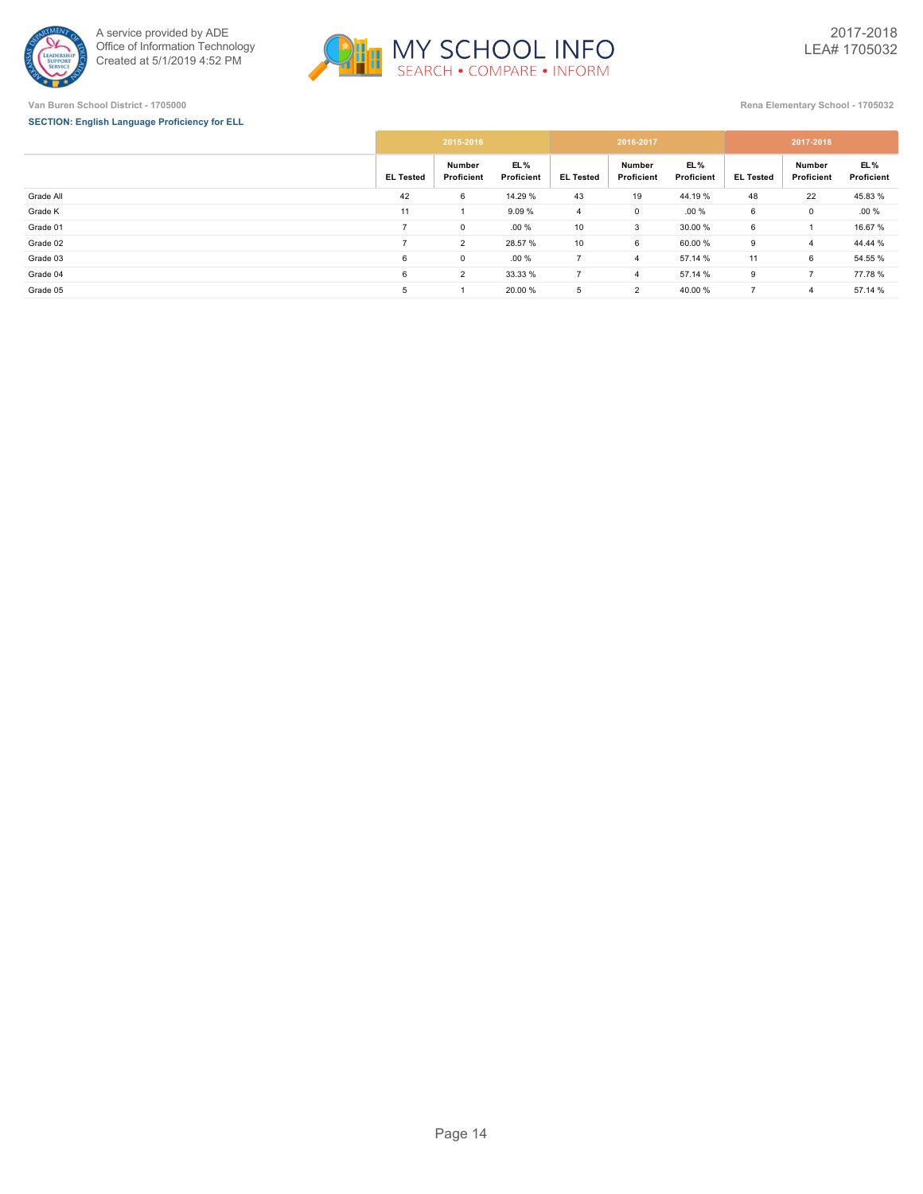A service provided by ADE
Office of Information Technology
Created at 5/1/2019 4:52 PM

2017-2018
LEA# 1705032

Van Buren School District - 1705000

Rena Elementary School - 1705032

**SECTION: English Language Proficiency for ELL**

| | 2015-2016 | | | 2016-2017 | | | 2017-2018 | | |
|---|---|---|---|---|---|---|---|---|---|
| | EL Tested | Number Proficient | EL % Proficient | EL Tested | Number Proficient | EL % Proficient | EL Tested | Number Proficient | EL % Proficient |
| Grade All | 42 | 6 | 14.29 % | 43 | 19 | 44.19 % | 48 | 22 | 45.83 % |
| Grade K | 11 | 1 | 9.09 % | 4 | 0 | .00 % | 6 | 0 | .00 % |
| Grade 01 | 7 | 0 | .00 % | 10 | 3 | 30.00 % | 6 | 1 | 16.67 % |
| Grade 02 | 7 | 2 | 28.57 % | 10 | 6 | 60.00 % | 9 | 4 | 44.44 % |
| Grade 03 | 6 | 0 | .00 % | 7 | 4 | 57.14 % | 11 | 6 | 54.55 % |
| Grade 04 | 6 | 2 | 33.33 % | 7 | 4 | 57.14 % | 9 | 7 | 77.78 % |
| Grade 05 | 5 | 1 | 20.00 % | 5 | 2 | 40.00 % | 7 | 4 | 57.14 % |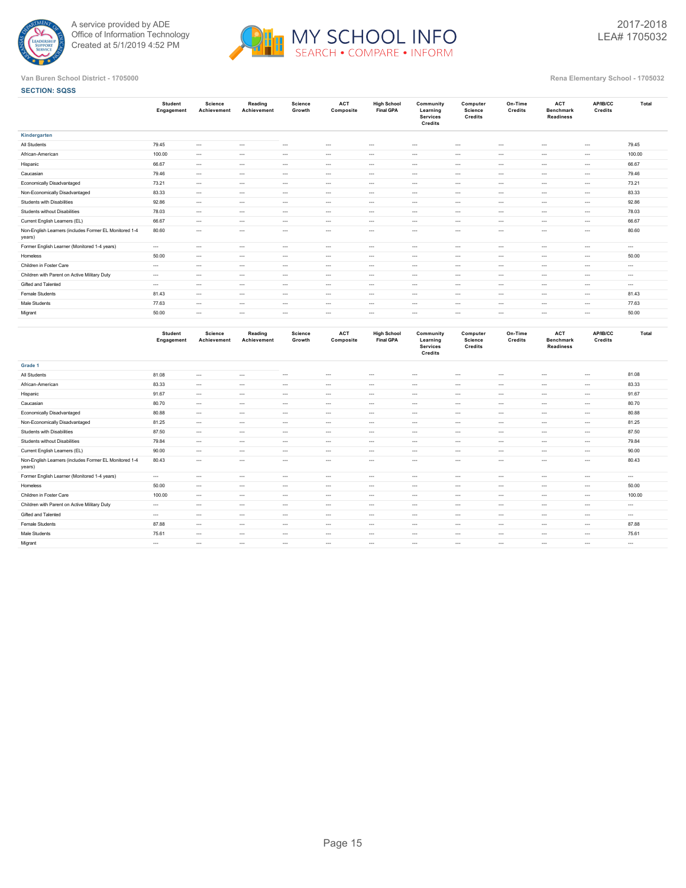A service provided by ADE
Office of Information Technology
Created at 5/1/2019 4:52 PM

MY SCHOOL INFO
SEARCH • COMPARE • INFORM

2017-2018
LEA# 1705032

Van Buren School District - 1705000

Rena Elementary School - 1705032

**SECTION: SQSS**

| | Student Engagement | Science Achievement | Reading Achievement | Science Growth | ACT Composite | High School Final GPA | Community Learning Services Credits | Computer Science Credits | On-Time Credits | ACT Benchmark Readiness | AP/IB/CC Credits | Total |
|---|---|---|---|---|---|---|---|---|---|---|---|---|
| **Kindergarten** | | | | | | | | | | | | |
| All Students | 79.45 | --- | --- | --- | --- | --- | --- | --- | --- | --- | --- | 79.45 |
| African-American | 100.00 | --- | --- | --- | --- | --- | --- | --- | --- | --- | --- | 100.00 |
| Hispanic | 66.67 | --- | --- | --- | --- | --- | --- | --- | --- | --- | --- | 66.67 |
| Caucasian | 79.46 | --- | --- | --- | --- | --- | --- | --- | --- | --- | --- | 79.46 |
| Economically Disadvantaged | 73.21 | --- | --- | --- | --- | --- | --- | --- | --- | --- | --- | 73.21 |
| Non-Economically Disadvantaged | 83.33 | --- | --- | --- | --- | --- | --- | --- | --- | --- | --- | 83.33 |
| Students with Disabilities | 92.86 | --- | --- | --- | --- | --- | --- | --- | --- | --- | --- | 92.86 |
| Students without Disabilities | 78.03 | --- | --- | --- | --- | --- | --- | --- | --- | --- | --- | 78.03 |
| Current English Learners (EL) | 66.67 | --- | --- | --- | --- | --- | --- | --- | --- | --- | --- | 66.67 |
| Non-English Learners (includes Former EL Monitored 1-4 years) | 80.60 | --- | --- | --- | --- | --- | --- | --- | --- | --- | --- | 80.60 |
| Former English Learner (Monitored 1-4 years) | --- | --- | --- | --- | --- | --- | --- | --- | --- | --- | --- | --- |
| Homeless | 50.00 | --- | --- | --- | --- | --- | --- | --- | --- | --- | --- | 50.00 |
| Children in Foster Care | --- | --- | --- | --- | --- | --- | --- | --- | --- | --- | --- | --- |
| Children with Parent on Active Military Duty | --- | --- | --- | --- | --- | --- | --- | --- | --- | --- | --- | --- |
| Gifted and Talented | --- | --- | --- | --- | --- | --- | --- | --- | --- | --- | --- | --- |
| Female Students | 81.43 | --- | --- | --- | --- | --- | --- | --- | --- | --- | --- | 81.43 |
| Male Students | 77.63 | --- | --- | --- | --- | --- | --- | --- | --- | --- | --- | 77.63 |
| Migrant | 50.00 | --- | --- | --- | --- | --- | --- | --- | --- | --- | --- | 50.00 |

| | Student Engagement | Science Achievement | Reading Achievement | Science Growth | ACT Composite | High School Final GPA | Community Learning Services Credits | Computer Science Credits | On-Time Credits | ACT Benchmark Readiness | AP/IB/CC Credits | Total |
|---|---|---|---|---|---|---|---|---|---|---|---|---|
| **Grade 1** | | | | | | | | | | | | |
| All Students | 81.08 | --- | --- | --- | --- | --- | --- | --- | --- | --- | --- | 81.08 |
| African-American | 83.33 | --- | --- | --- | --- | --- | --- | --- | --- | --- | --- | 83.33 |
| Hispanic | 91.67 | --- | --- | --- | --- | --- | --- | --- | --- | --- | --- | 91.67 |
| Caucasian | 80.70 | --- | --- | --- | --- | --- | --- | --- | --- | --- | --- | 80.70 |
| Economically Disadvantaged | 80.88 | --- | --- | --- | --- | --- | --- | --- | --- | --- | --- | 80.88 |
| Non-Economically Disadvantaged | 81.25 | --- | --- | --- | --- | --- | --- | --- | --- | --- | --- | 81.25 |
| Students with Disabilities | 87.50 | --- | --- | --- | --- | --- | --- | --- | --- | --- | --- | 87.50 |
| Students without Disabilities | 79.84 | --- | --- | --- | --- | --- | --- | --- | --- | --- | --- | 79.84 |
| Current English Learners (EL) | 90.00 | --- | --- | --- | --- | --- | --- | --- | --- | --- | --- | 90.00 |
| Non-English Learners (includes Former EL Monitored 1-4 years) | 80.43 | --- | --- | --- | --- | --- | --- | --- | --- | --- | --- | 80.43 |
| Former English Learner (Monitored 1-4 years) | --- | --- | --- | --- | --- | --- | --- | --- | --- | --- | --- | --- |
| Homeless | 50.00 | --- | --- | --- | --- | --- | --- | --- | --- | --- | --- | 50.00 |
| Children in Foster Care | 100.00 | --- | --- | --- | --- | --- | --- | --- | --- | --- | --- | 100.00 |
| Children with Parent on Active Military Duty | --- | --- | --- | --- | --- | --- | --- | --- | --- | --- | --- | --- |
| Gifted and Talented | --- | --- | --- | --- | --- | --- | --- | --- | --- | --- | --- | --- |
| Female Students | 87.88 | --- | --- | --- | --- | --- | --- | --- | --- | --- | --- | 87.88 |
| Male Students | 75.61 | --- | --- | --- | --- | --- | --- | --- | --- | --- | --- | 75.61 |
| Migrant | --- | --- | --- | --- | --- | --- | --- | --- | --- | --- | --- | --- |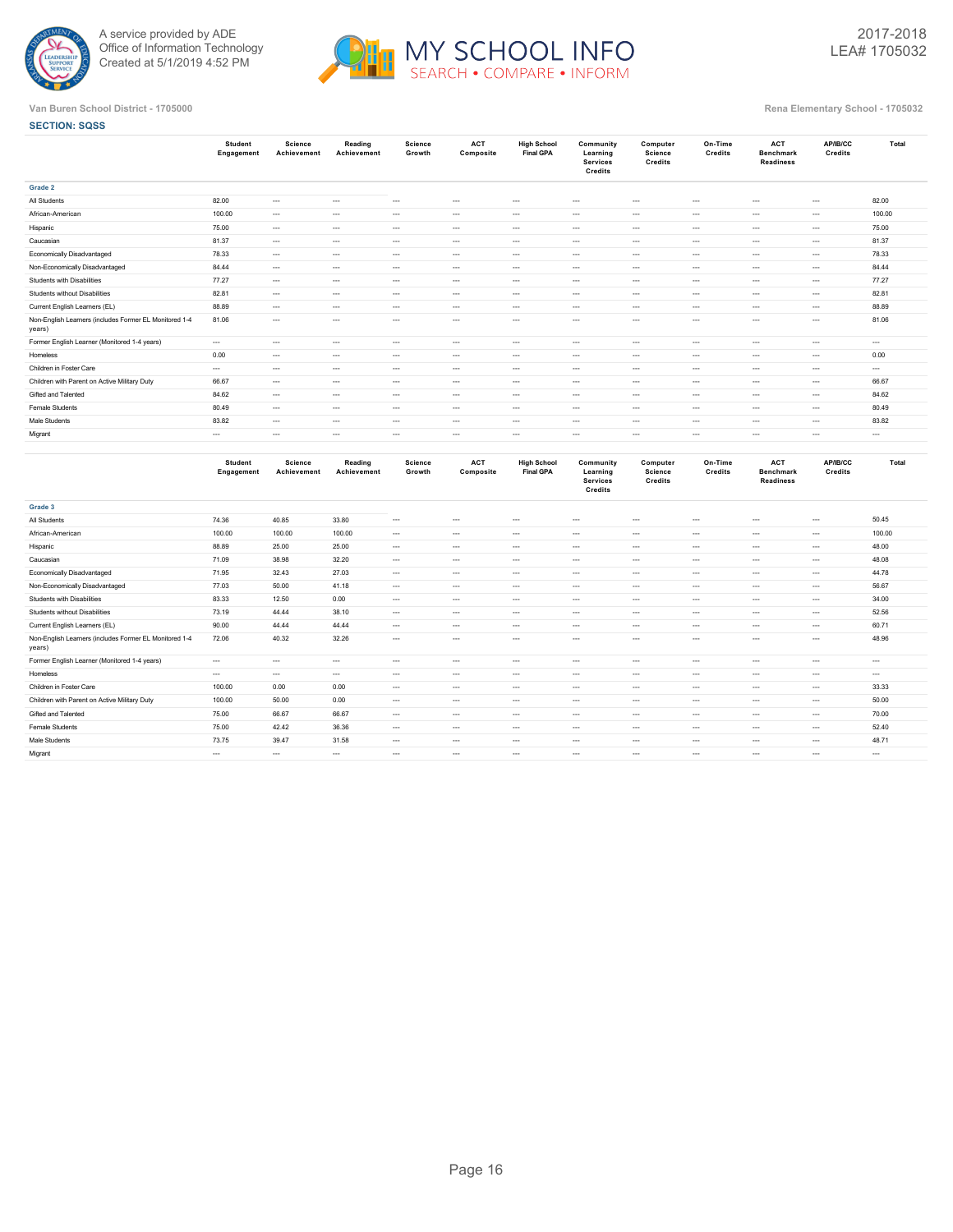Van Buren School District - 1705000

Rena Elementary School - 1705032

**SECTION: SQSS**

| | Student Engagement | Science Achievement | Reading Achievement | Science Growth | ACT Composite | High School Final GPA | Community Learning Services Credits | Computer Science Credits | On-Time Credits | ACT Benchmark Readiness | AP/IB/CC Credits | Total |
|---|---|---|---|---|---|---|---|---|---|---|---|---|
| **Grade 2** | | | | | | | | | | | | |
| All Students | 82.00 | --- | --- | --- | --- | --- | --- | --- | --- | --- | --- | 82.00 |
| African-American | 100.00 | --- | --- | --- | --- | --- | --- | --- | --- | --- | --- | 100.00 |
| Hispanic | 75.00 | --- | --- | --- | --- | --- | --- | --- | --- | --- | --- | 75.00 |
| Caucasian | 81.37 | --- | --- | --- | --- | --- | --- | --- | --- | --- | --- | 81.37 |
| Economically Disadvantaged | 78.33 | --- | --- | --- | --- | --- | --- | --- | --- | --- | --- | 78.33 |
| Non-Economically Disadvantaged | 84.44 | --- | --- | --- | --- | --- | --- | --- | --- | --- | --- | 84.44 |
| Students with Disabilities | 77.27 | --- | --- | --- | --- | --- | --- | --- | --- | --- | --- | 77.27 |
| Students without Disabilities | 82.81 | --- | --- | --- | --- | --- | --- | --- | --- | --- | --- | 82.81 |
| Current English Learners (EL) | 88.89 | --- | --- | --- | --- | --- | --- | --- | --- | --- | --- | 88.89 |
| Non-English Learners (includes Former EL Monitored 1-4 years) | 81.06 | --- | --- | --- | --- | --- | --- | --- | --- | --- | --- | 81.06 |
| Former English Learner (Monitored 1-4 years) | --- | --- | --- | --- | --- | --- | --- | --- | --- | --- | --- | --- |
| Homeless | 0.00 | --- | --- | --- | --- | --- | --- | --- | --- | --- | --- | 0.00 |
| Children in Foster Care | --- | --- | --- | --- | --- | --- | --- | --- | --- | --- | --- | --- |
| Children with Parent on Active Military Duty | 66.67 | --- | --- | --- | --- | --- | --- | --- | --- | --- | --- | 66.67 |
| Gifted and Talented | 84.62 | --- | --- | --- | --- | --- | --- | --- | --- | --- | --- | 84.62 |
| Female Students | 80.49 | --- | --- | --- | --- | --- | --- | --- | --- | --- | --- | 80.49 |
| Male Students | 83.82 | --- | --- | --- | --- | --- | --- | --- | --- | --- | --- | 83.82 |
| Migrant | --- | --- | --- | --- | --- | --- | --- | --- | --- | --- | --- | --- |

| | Student Engagement | Science Achievement | Reading Achievement | Science Growth | ACT Composite | High School Final GPA | Community Learning Services Credits | Computer Science Credits | On-Time Credits | ACT Benchmark Readiness | AP/IB/CC Credits | Total |
|---|---|---|---|---|---|---|---|---|---|---|---|---|
| **Grade 3** | | | | | | | | | | | | |
| All Students | 74.36 | 40.85 | 33.80 | --- | --- | --- | --- | --- | --- | --- | --- | 50.45 |
| African-American | 100.00 | 100.00 | 100.00 | --- | --- | --- | --- | --- | --- | --- | --- | 100.00 |
| Hispanic | 88.89 | 25.00 | 25.00 | --- | --- | --- | --- | --- | --- | --- | --- | 48.00 |
| Caucasian | 71.09 | 38.98 | 32.20 | --- | --- | --- | --- | --- | --- | --- | --- | 48.08 |
| Economically Disadvantaged | 71.95 | 32.43 | 27.03 | --- | --- | --- | --- | --- | --- | --- | --- | 44.78 |
| Non-Economically Disadvantaged | 77.03 | 50.00 | 41.18 | --- | --- | --- | --- | --- | --- | --- | --- | 56.67 |
| Students with Disabilities | 83.33 | 12.50 | 0.00 | --- | --- | --- | --- | --- | --- | --- | --- | 34.00 |
| Students without Disabilities | 73.19 | 44.44 | 38.10 | --- | --- | --- | --- | --- | --- | --- | --- | 52.56 |
| Current English Learners (EL) | 90.00 | 44.44 | 44.44 | --- | --- | --- | --- | --- | --- | --- | --- | 60.71 |
| Non-English Learners (includes Former EL Monitored 1-4 years) | 72.06 | 40.32 | 32.26 | --- | --- | --- | --- | --- | --- | --- | --- | 48.96 |
| Former English Learner (Monitored 1-4 years) | --- | --- | --- | --- | --- | --- | --- | --- | --- | --- | --- | --- |
| Homeless | --- | --- | --- | --- | --- | --- | --- | --- | --- | --- | --- | --- |
| Children in Foster Care | 100.00 | 0.00 | 0.00 | --- | --- | --- | --- | --- | --- | --- | --- | 33.33 |
| Children with Parent on Active Military Duty | 100.00 | 50.00 | 0.00 | --- | --- | --- | --- | --- | --- | --- | --- | 50.00 |
| Gifted and Talented | 75.00 | 66.67 | 66.67 | --- | --- | --- | --- | --- | --- | --- | --- | 70.00 |
| Female Students | 75.00 | 42.42 | 36.36 | --- | --- | --- | --- | --- | --- | --- | --- | 52.40 |
| Male Students | 73.75 | 39.47 | 31.58 | --- | --- | --- | --- | --- | --- | --- | --- | 48.71 |
| Migrant | --- | --- | --- | --- | --- | --- | --- | --- | --- | --- | --- | --- |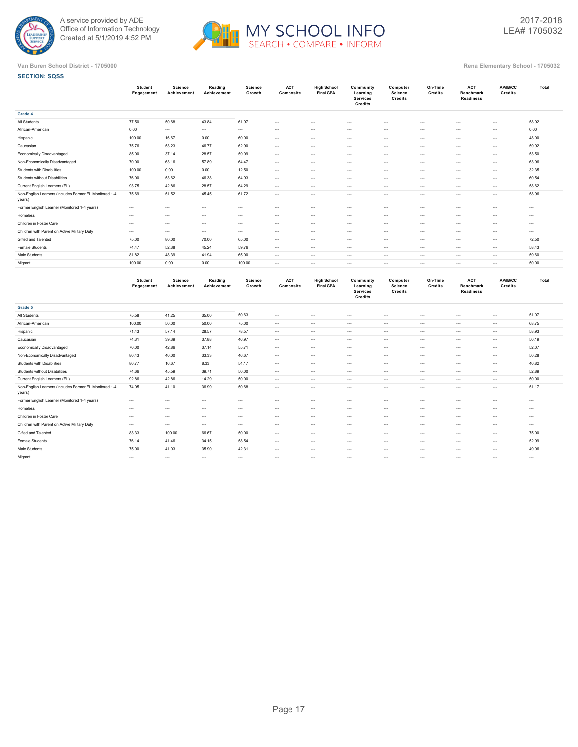Van Buren School District - 1705000

Rena Elementary School - 1705032

**SECTION: SQSS**

| | Student Engagement | Science Achievement | Reading Achievement | Science Growth | ACT Composite | High School Final GPA | Community Learning Services Credits | Computer Science Credits | On-Time Credits | ACT Benchmark Readiness | AP/IB/CC Credits | Total |
|---|---|---|---|---|---|---|---|---|---|---|---|---|
| **Grade 4** | | | | | | | | | | | | |
| All Students | 77.50 | 50.68 | 43.84 | 61.97 | --- | --- | --- | --- | --- | --- | --- | 58.92 |
| African-American | 0.00 | --- | --- | --- | --- | --- | --- | --- | --- | --- | --- | 0.00 |
| Hispanic | 100.00 | 16.67 | 0.00 | 60.00 | --- | --- | --- | --- | --- | --- | --- | 48.00 |
| Caucasian | 75.76 | 53.23 | 46.77 | 62.90 | --- | --- | --- | --- | --- | --- | --- | 59.92 |
| Economically Disadvantaged | 85.00 | 37.14 | 28.57 | 59.09 | --- | --- | --- | --- | --- | --- | --- | 53.50 |
| Non-Economically Disadvantaged | 70.00 | 63.16 | 57.89 | 64.47 | --- | --- | --- | --- | --- | --- | --- | 63.96 |
| Students with Disabilities | 100.00 | 0.00 | 0.00 | 12.50 | --- | --- | --- | --- | --- | --- | --- | 32.35 |
| Students without Disabilities | 76.00 | 53.62 | 46.38 | 64.93 | --- | --- | --- | --- | --- | --- | --- | 60.54 |
| Current English Learners (EL) | 93.75 | 42.86 | 28.57 | 64.29 | --- | --- | --- | --- | --- | --- | --- | 58.62 |
| Non-English Learners (includes Former EL Monitored 1-4 years) | 75.69 | 51.52 | 45.45 | 61.72 | --- | --- | --- | --- | --- | --- | --- | 58.96 |
| Former English Learner (Monitored 1-4 years) | --- | --- | --- | --- | --- | --- | --- | --- | --- | --- | --- | --- |
| Homeless | --- | --- | --- | --- | --- | --- | --- | --- | --- | --- | --- | --- |
| Children in Foster Care | --- | --- | --- | --- | --- | --- | --- | --- | --- | --- | --- | --- |
| Children with Parent on Active Military Duty | --- | --- | --- | --- | --- | --- | --- | --- | --- | --- | --- | --- |
| Gifted and Talented | 75.00 | 80.00 | 70.00 | 65.00 | --- | --- | --- | --- | --- | --- | --- | 72.50 |
| Female Students | 74.47 | 52.38 | 45.24 | 59.76 | --- | --- | --- | --- | --- | --- | --- | 58.43 |
| Male Students | 81.82 | 48.39 | 41.94 | 65.00 | --- | --- | --- | --- | --- | --- | --- | 59.60 |
| Migrant | 100.00 | 0.00 | 0.00 | 100.00 | --- | --- | --- | --- | --- | --- | --- | 50.00 |

| | Student Engagement | Science Achievement | Reading Achievement | Science Growth | ACT Composite | High School Final GPA | Community Learning Services Credits | Computer Science Credits | On-Time Credits | ACT Benchmark Readiness | AP/IB/CC Credits | Total |
|---|---|---|---|---|---|---|---|---|---|---|---|---|
| **Grade 5** | | | | | | | | | | | | |
| All Students | 75.58 | 41.25 | 35.00 | 50.63 | --- | --- | --- | --- | --- | --- | --- | 51.07 |
| African-American | 100.00 | 50.00 | 50.00 | 75.00 | --- | --- | --- | --- | --- | --- | --- | 68.75 |
| Hispanic | 71.43 | 57.14 | 28.57 | 78.57 | --- | --- | --- | --- | --- | --- | --- | 58.93 |
| Caucasian | 74.31 | 39.39 | 37.88 | 46.97 | --- | --- | --- | --- | --- | --- | --- | 50.19 |
| Economically Disadvantaged | 70.00 | 42.86 | 37.14 | 55.71 | --- | --- | --- | --- | --- | --- | --- | 52.07 |
| Non-Economically Disadvantaged | 80.43 | 40.00 | 33.33 | 46.67 | --- | --- | --- | --- | --- | --- | --- | 50.28 |
| Students with Disabilities | 80.77 | 16.67 | 8.33 | 54.17 | --- | --- | --- | --- | --- | --- | --- | 40.82 |
| Students without Disabilities | 74.66 | 45.59 | 39.71 | 50.00 | --- | --- | --- | --- | --- | --- | --- | 52.89 |
| Current English Learners (EL) | 92.86 | 42.86 | 14.29 | 50.00 | --- | --- | --- | --- | --- | --- | --- | 50.00 |
| Non-English Learners (includes Former EL Monitored 1-4 years) | 74.05 | 41.10 | 36.99 | 50.68 | --- | --- | --- | --- | --- | --- | --- | 51.17 |
| Former English Learner (Monitored 1-4 years) | --- | --- | --- | --- | --- | --- | --- | --- | --- | --- | --- | --- |
| Homeless | --- | --- | --- | --- | --- | --- | --- | --- | --- | --- | --- | --- |
| Children in Foster Care | --- | --- | --- | --- | --- | --- | --- | --- | --- | --- | --- | --- |
| Children with Parent on Active Military Duty | --- | --- | --- | --- | --- | --- | --- | --- | --- | --- | --- | --- |
| Gifted and Talented | 83.33 | 100.00 | 66.67 | 50.00 | --- | --- | --- | --- | --- | --- | --- | 75.00 |
| Female Students | 76.14 | 41.46 | 34.15 | 58.54 | --- | --- | --- | --- | --- | --- | --- | 52.99 |
| Male Students | 75.00 | 41.03 | 35.90 | 42.31 | --- | --- | --- | --- | --- | --- | --- | 49.06 |
| Migrant | --- | --- | --- | --- | --- | --- | --- | --- | --- | --- | --- | --- |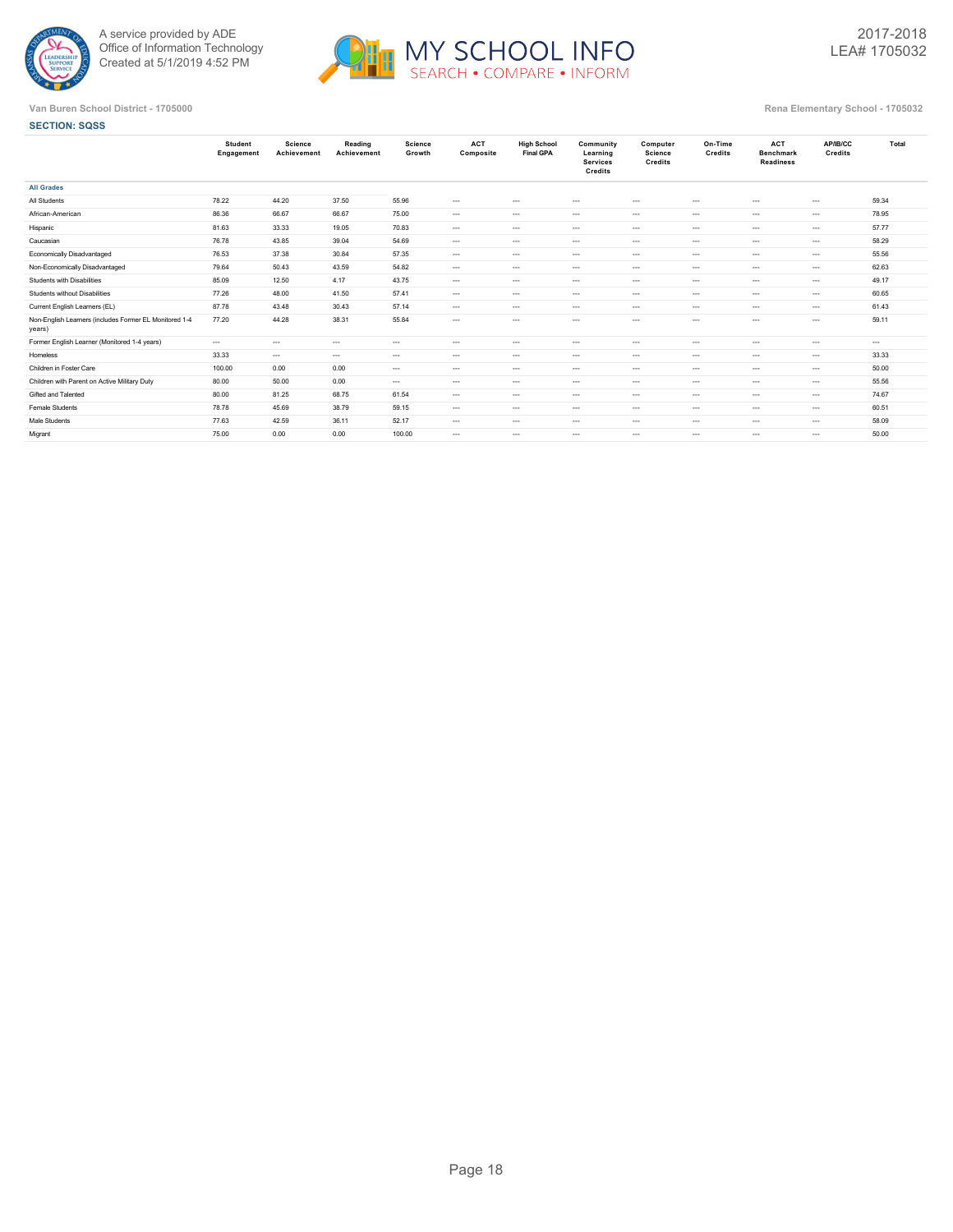Van Buren School District - 1705000

Rena Elementary School - 1705032

**SECTION: SQSS**

| | Student Engagement | Science Achievement | Reading Achievement | Science Growth | ACT Composite | High School Final GPA | Community Learning Services Credits | Computer Science Credits | On-Time Credits | ACT Benchmark Readiness | AP/IB/CC Credits | Total |
|---|---|---|---|---|---|---|---|---|---|---|---|---|
| **All Grades** | | | | | | | | | | | | |
| All Students | 78.22 | 44.20 | 37.50 | 55.96 | --- | --- | --- | --- | --- | --- | --- | 59.34 |
| African-American | 86.36 | 66.67 | 66.67 | 75.00 | --- | --- | --- | --- | --- | --- | --- | 78.95 |
| Hispanic | 81.63 | 33.33 | 19.05 | 70.83 | --- | --- | --- | --- | --- | --- | --- | 57.77 |
| Caucasian | 76.78 | 43.85 | 39.04 | 54.69 | --- | --- | --- | --- | --- | --- | --- | 58.29 |
| Economically Disadvantaged | 76.53 | 37.38 | 30.84 | 57.35 | --- | --- | --- | --- | --- | --- | --- | 55.56 |
| Non-Economically Disadvantaged | 79.64 | 50.43 | 43.59 | 54.82 | --- | --- | --- | --- | --- | --- | --- | 62.63 |
| Students with Disabilities | 85.09 | 12.50 | 4.17 | 43.75 | --- | --- | --- | --- | --- | --- | --- | 49.17 |
| Students without Disabilities | 77.26 | 48.00 | 41.50 | 57.41 | --- | --- | --- | --- | --- | --- | --- | 60.65 |
| Current English Learners (EL) | 87.78 | 43.48 | 30.43 | 57.14 | --- | --- | --- | --- | --- | --- | --- | 61.43 |
| Non-English Learners (includes Former EL Monitored 1-4 years) | 77.20 | 44.28 | 38.31 | 55.84 | --- | --- | --- | --- | --- | --- | --- | 59.11 |
| Former English Learner (Monitored 1-4 years) | --- | --- | --- | --- | --- | --- | --- | --- | --- | --- | --- | --- |
| Homeless | 33.33 | --- | --- | --- | --- | --- | --- | --- | --- | --- | --- | 33.33 |
| Children in Foster Care | 100.00 | 0.00 | 0.00 | --- | --- | --- | --- | --- | --- | --- | --- | 50.00 |
| Children with Parent on Active Military Duty | 80.00 | 50.00 | 0.00 | --- | --- | --- | --- | --- | --- | --- | --- | 55.56 |
| Gifted and Talented | 80.00 | 81.25 | 68.75 | 61.54 | --- | --- | --- | --- | --- | --- | --- | 74.67 |
| Female Students | 78.78 | 45.69 | 38.79 | 59.15 | --- | --- | --- | --- | --- | --- | --- | 60.51 |
| Male Students | 77.63 | 42.59 | 36.11 | 52.17 | --- | --- | --- | --- | --- | --- | --- | 58.09 |
| Migrant | 75.00 | 0.00 | 0.00 | 100.00 | --- | --- | --- | --- | --- | --- | --- | 50.00 |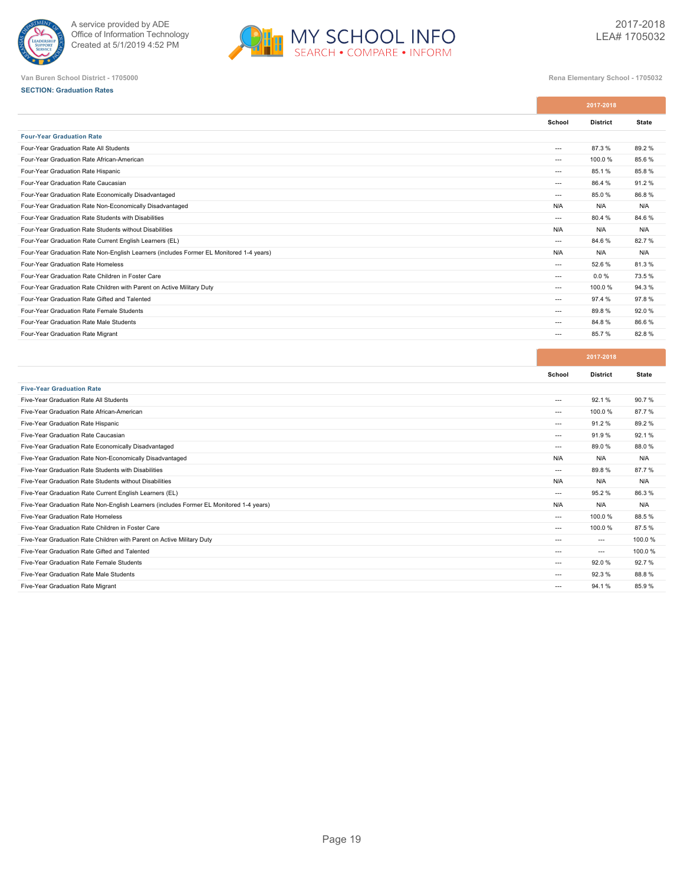Van Buren School District - 1705000

Rena Elementary School - 1705032

**SECTION: Graduation Rates**

| | 2017-2018 | | |
|---|---|---|---|
| | School | District | State |
| **Four-Year Graduation Rate** | | | |
| Four-Year Graduation Rate All Students | --- | 87.3 % | 89.2 % |
| Four-Year Graduation Rate African-American | --- | 100.0 % | 85.6 % |
| Four-Year Graduation Rate Hispanic | --- | 85.1 % | 85.8 % |
| Four-Year Graduation Rate Caucasian | --- | 86.4 % | 91.2 % |
| Four-Year Graduation Rate Economically Disadvantaged | --- | 85.0 % | 86.8 % |
| Four-Year Graduation Rate Non-Economically Disadvantaged | N/A | N/A | N/A |
| Four-Year Graduation Rate Students with Disabilities | --- | 80.4 % | 84.6 % |
| Four-Year Graduation Rate Students without Disabilities | N/A | N/A | N/A |
| Four-Year Graduation Rate Current English Learners (EL) | --- | 84.6 % | 82.7 % |
| Four-Year Graduation Rate Non-English Learners (includes Former EL Monitored 1-4 years) | N/A | N/A | N/A |
| Four-Year Graduation Rate Homeless | --- | 52.6 % | 81.3 % |
| Four-Year Graduation Rate Children in Foster Care | --- | 0.0 % | 73.5 % |
| Four-Year Graduation Rate Children with Parent on Active Military Duty | --- | 100.0 % | 94.3 % |
| Four-Year Graduation Rate Gifted and Talented | --- | 97.4 % | 97.8 % |
| Four-Year Graduation Rate Female Students | --- | 89.8 % | 92.0 % |
| Four-Year Graduation Rate Male Students | --- | 84.8 % | 86.6 % |
| Four-Year Graduation Rate Migrant | --- | 85.7 % | 82.8 % |

| | 2017-2018 | | |
|---|---|---|---|
| | School | District | State |
| **Five-Year Graduation Rate** | | | |
| Five-Year Graduation Rate All Students | --- | 92.1 % | 90.7 % |
| Five-Year Graduation Rate African-American | --- | 100.0 % | 87.7 % |
| Five-Year Graduation Rate Hispanic | --- | 91.2 % | 89.2 % |
| Five-Year Graduation Rate Caucasian | --- | 91.9 % | 92.1 % |
| Five-Year Graduation Rate Economically Disadvantaged | --- | 89.0 % | 88.0 % |
| Five-Year Graduation Rate Non-Economically Disadvantaged | N/A | N/A | N/A |
| Five-Year Graduation Rate Students with Disabilities | --- | 89.8 % | 87.7 % |
| Five-Year Graduation Rate Students without Disabilities | N/A | N/A | N/A |
| Five-Year Graduation Rate Current English Learners (EL) | --- | 95.2 % | 86.3 % |
| Five-Year Graduation Rate Non-English Learners (includes Former EL Monitored 1-4 years) | N/A | N/A | N/A |
| Five-Year Graduation Rate Homeless | --- | 100.0 % | 88.5 % |
| Five-Year Graduation Rate Children in Foster Care | --- | 100.0 % | 87.5 % |
| Five-Year Graduation Rate Children with Parent on Active Military Duty | --- | --- | 100.0 % |
| Five-Year Graduation Rate Gifted and Talented | --- | --- | 100.0 % |
| Five-Year Graduation Rate Female Students | --- | 92.0 % | 92.7 % |
| Five-Year Graduation Rate Male Students | --- | 92.3 % | 88.8 % |
| Five-Year Graduation Rate Migrant | --- | 94.1 % | 85.9 % |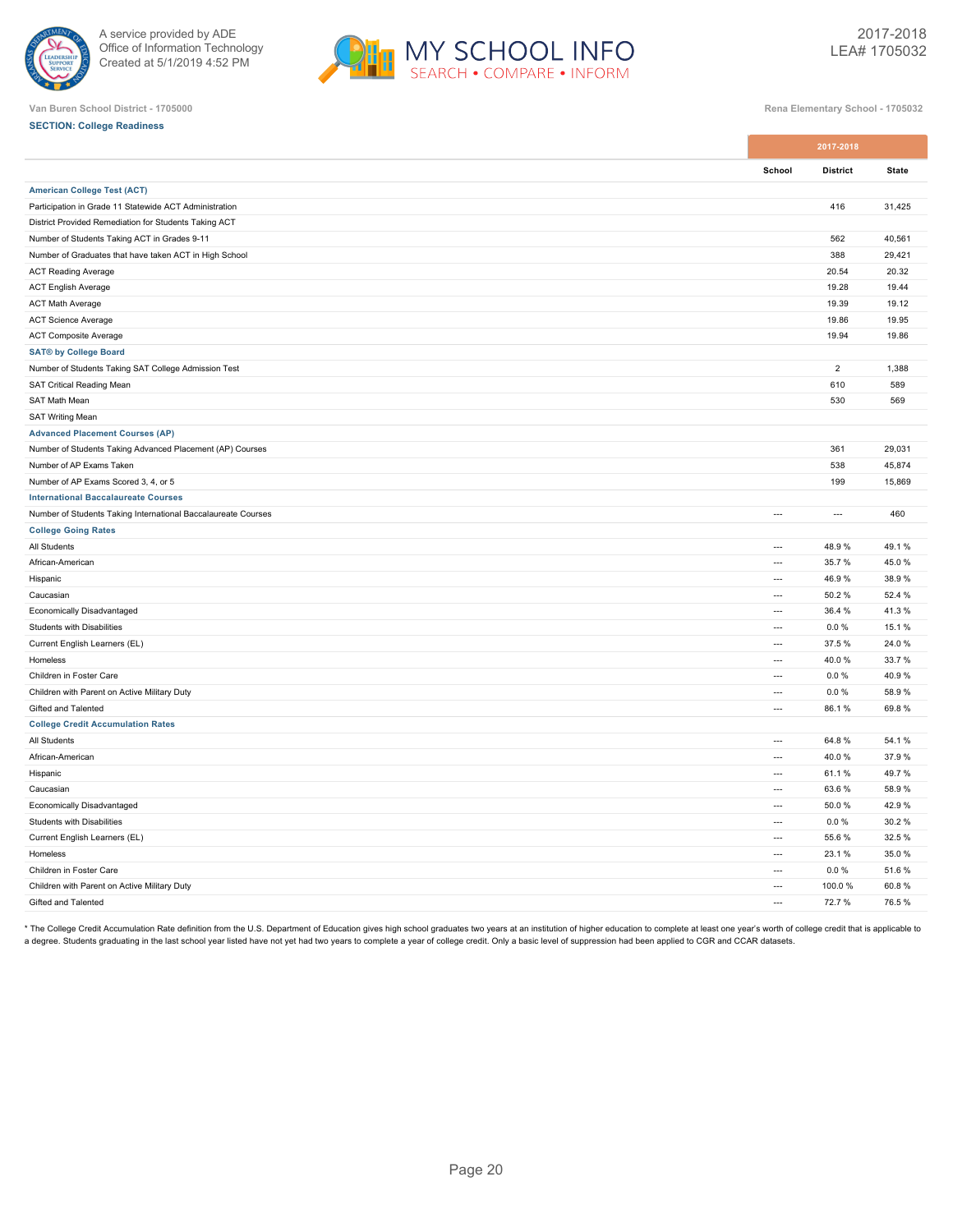Van Buren School District - 1705000

Rena Elementary School - 1705032

**SECTION: College Readiness**

| | 2017-2018 | | |
|---|---|---|---|
| | School | District | State |
| **American College Test (ACT)** | | | |
| Participation in Grade 11 Statewide ACT Administration | | 416 | 31,425 |
| District Provided Remediation for Students Taking ACT | | | |
| Number of Students Taking ACT in Grades 9-11 | | 562 | 40,561 |
| Number of Graduates that have taken ACT in High School | | 388 | 29,421 |
| ACT Reading Average | | 20.54 | 20.32 |
| ACT English Average | | 19.28 | 19.44 |
| ACT Math Average | | 19.39 | 19.12 |
| ACT Science Average | | 19.86 | 19.95 |
| ACT Composite Average | | 19.94 | 19.86 |
| **SAT® by College Board** | | | |
| Number of Students Taking SAT College Admission Test | | 2 | 1,388 |
| SAT Critical Reading Mean | | 610 | 589 |
| SAT Math Mean | | 530 | 569 |
| SAT Writing Mean | | | |
| **Advanced Placement Courses (AP)** | | | |
| Number of Students Taking Advanced Placement (AP) Courses | | 361 | 29,031 |
| Number of AP Exams Taken | | 538 | 45,874 |
| Number of AP Exams Scored 3, 4, or 5 | | 199 | 15,869 |
| **International Baccalaureate Courses** | | | |
| Number of Students Taking International Baccalaureate Courses | --- | --- | 460 |
| **College Going Rates** | | | |
| All Students | --- | 48.9 % | 49.1 % |
| African-American | --- | 35.7 % | 45.0 % |
| Hispanic | --- | 46.9 % | 38.9 % |
| Caucasian | --- | 50.2 % | 52.4 % |
| Economically Disadvantaged | --- | 36.4 % | 41.3 % |
| Students with Disabilities | --- | 0.0 % | 15.1 % |
| Current English Learners (EL) | --- | 37.5 % | 24.0 % |
| Homeless | --- | 40.0 % | 33.7 % |
| Children in Foster Care | --- | 0.0 % | 40.9 % |
| Children with Parent on Active Military Duty | --- | 0.0 % | 58.9 % |
| Gifted and Talented | --- | 86.1 % | 69.8 % |
| **College Credit Accumulation Rates** | | | |
| All Students | --- | 64.8 % | 54.1 % |
| African-American | --- | 40.0 % | 37.9 % |
| Hispanic | --- | 61.1 % | 49.7 % |
| Caucasian | --- | 63.6 % | 58.9 % |
| Economically Disadvantaged | --- | 50.0 % | 42.9 % |
| Students with Disabilities | --- | 0.0 % | 30.2 % |
| Current English Learners (EL) | --- | 55.6 % | 32.5 % |
| Homeless | --- | 23.1 % | 35.0 % |
| Children in Foster Care | --- | 0.0 % | 51.6 % |
| Children with Parent on Active Military Duty | --- | 100.0 % | 60.8 % |
| Gifted and Talented | --- | 72.7 % | 76.5 % |

* The College Credit Accumulation Rate definition from the U.S. Department of Education gives high school graduates two years at an institution of higher education to complete at least one year's worth of college credit that is applicable to a degree. Students graduating in the last school year listed have not yet had two years to complete a year of college credit. Only a basic level of suppression had been applied to CGR and CCAR datasets.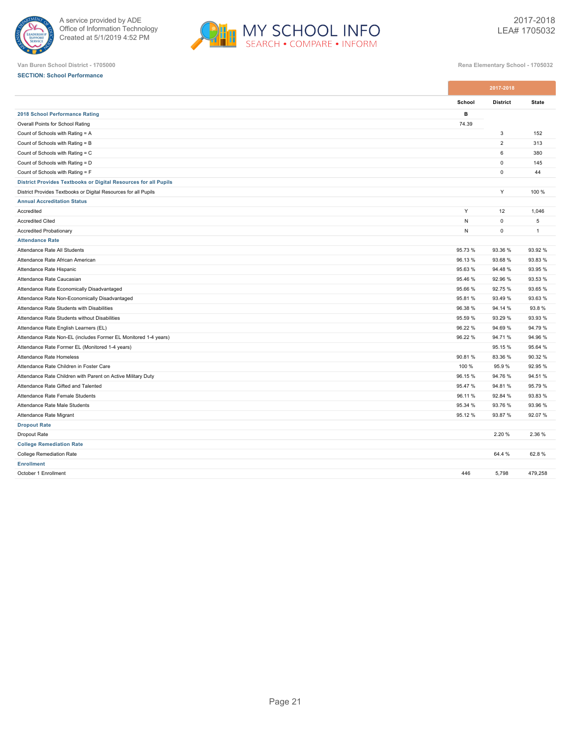A service provided by ADE
Office of Information Technology
Created at 5/1/2019 4:52 PM

MY SCHOOL INFO
SEARCH • COMPARE • INFORM

2017-2018
LEA# 1705032

Van Buren School District - 1705000

Rena Elementary School - 1705032

**SECTION: School Performance**

| | 2017-2018 | | |
|---|---|---|---|
| | **School** | **District** | **State** |
| **2018 School Performance Rating** | **B** | | |
| Overall Points for School Rating | 74.39 | | |
| Count of Schools with Rating = A | | 3 | 152 |
| Count of Schools with Rating = B | | 2 | 313 |
| Count of Schools with Rating = C | | 6 | 380 |
| Count of Schools with Rating = D | | 0 | 145 |
| Count of Schools with Rating = F | | 0 | 44 |
| **District Provides Textbooks or Digital Resources for all Pupils** | | | |
| District Provides Textbooks or Digital Resources for all Pupils | | Y | 100 % |
| **Annual Accreditation Status** | | | |
| Accredited | Y | 12 | 1,046 |
| Accredited Cited | N | 0 | 5 |
| Accredited Probationary | N | 0 | 1 |
| **Attendance Rate** | | | |
| Attendance Rate All Students | 95.73 % | 93.36 % | 93.92 % |
| Attendance Rate African American | 96.13 % | 93.68 % | 93.83 % |
| Attendance Rate Hispanic | 95.63 % | 94.48 % | 93.95 % |
| Attendance Rate Caucasian | 95.46 % | 92.96 % | 93.53 % |
| Attendance Rate Economically Disadvantaged | 95.66 % | 92.75 % | 93.65 % |
| Attendance Rate Non-Economically Disadvantaged | 95.81 % | 93.49 % | 93.63 % |
| Attendance Rate Students with Disabilities | 96.38 % | 94.14 % | 93.8 % |
| Attendance Rate Students without Disabilities | 95.59 % | 93.29 % | 93.93 % |
| Attendance Rate English Learners (EL) | 96.22 % | 94.69 % | 94.79 % |
| Attendance Rate Non-EL (includes Former EL Monitored 1-4 years) | 96.22 % | 94.71 % | 94.96 % |
| Attendance Rate Former EL (Monitored 1-4 years) | | 95.15 % | 95.64 % |
| Attendance Rate Homeless | 90.81 % | 83.36 % | 90.32 % |
| Attendance Rate Children in Foster Care | 100 % | 95.9 % | 92.95 % |
| Attendance Rate Children with Parent on Active Military Duty | 96.15 % | 94.76 % | 94.51 % |
| Attendance Rate Gifted and Talented | 95.47 % | 94.81 % | 95.79 % |
| Attendance Rate Female Students | 96.11 % | 92.84 % | 93.83 % |
| Attendance Rate Male Students | 95.34 % | 93.76 % | 93.96 % |
| Attendance Rate Migrant | 95.12 % | 93.87 % | 92.07 % |
| **Dropout Rate** | | | |
| Dropout Rate | | 2.20 % | 2.36 % |
| **College Remediation Rate** | | | |
| College Remediation Rate | | 64.4 % | 62.8 % |
| **Enrollment** | | | |
| October 1 Enrollment | 446 | 5,798 | 479,258 |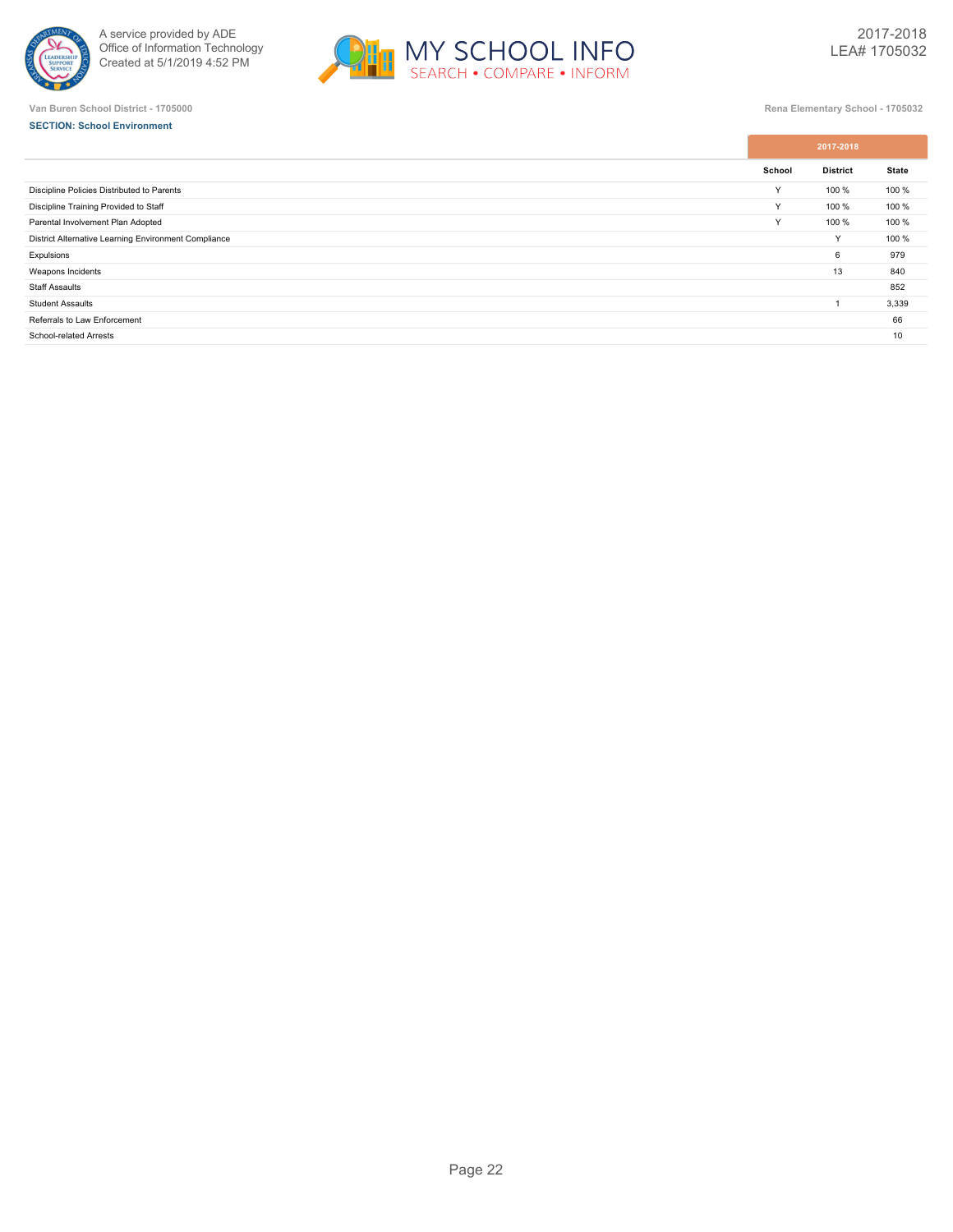Van Buren School District - 1705000

Rena Elementary School - 1705032

**SECTION: School Environment**

| | 2017-2018 | | |
|---|---|---|---|
| | School | District | State |
| Discipline Policies Distributed to Parents | Y | 100 % | 100 % |
| Discipline Training Provided to Staff | Y | 100 % | 100 % |
| Parental Involvement Plan Adopted | Y | 100 % | 100 % |
| District Alternative Learning Environment Compliance | | Y | 100 % |
| Expulsions | | 6 | 979 |
| Weapons Incidents | | 13 | 840 |
| Staff Assaults | | | 852 |
| Student Assaults | | 1 | 3,339 |
| Referrals to Law Enforcement | | | 66 |
| School-related Arrests | | | 10 |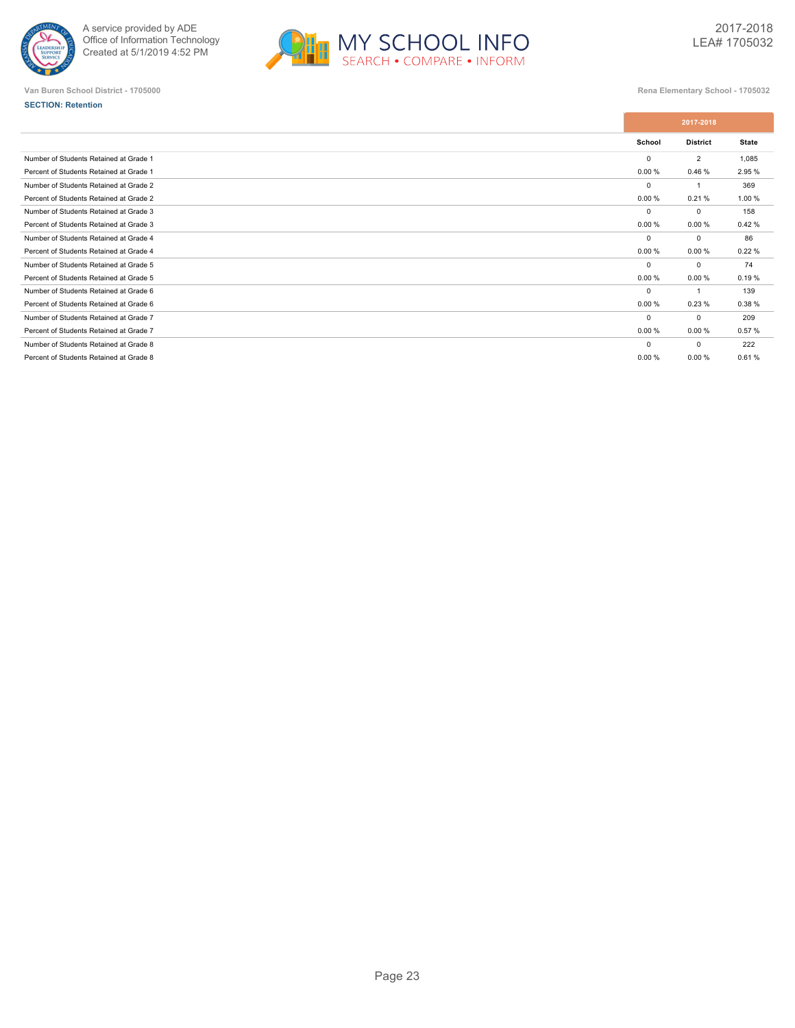A service provided by ADE
Office of Information Technology
Created at 5/1/2019 4:52 PM

MY SCHOOL INFO
SEARCH • COMPARE • INFORM

2017-2018
LEA# 1705032

Van Buren School District - 1705000

Rena Elementary School - 1705032

**SECTION: Retention**

| | 2017-2018 | | |
|---|---|---|---|
| | School | District | State |
| Number of Students Retained at Grade 1 | 0 | 2 | 1,085 |
| Percent of Students Retained at Grade 1 | 0.00 % | 0.46 % | 2.95 % |
| Number of Students Retained at Grade 2 | 0 | 1 | 369 |
| Percent of Students Retained at Grade 2 | 0.00 % | 0.21 % | 1.00 % |
| Number of Students Retained at Grade 3 | 0 | 0 | 158 |
| Percent of Students Retained at Grade 3 | 0.00 % | 0.00 % | 0.42 % |
| Number of Students Retained at Grade 4 | 0 | 0 | 86 |
| Percent of Students Retained at Grade 4 | 0.00 % | 0.00 % | 0.22 % |
| Number of Students Retained at Grade 5 | 0 | 0 | 74 |
| Percent of Students Retained at Grade 5 | 0.00 % | 0.00 % | 0.19 % |
| Number of Students Retained at Grade 6 | 0 | 1 | 139 |
| Percent of Students Retained at Grade 6 | 0.00 % | 0.23 % | 0.38 % |
| Number of Students Retained at Grade 7 | 0 | 0 | 209 |
| Percent of Students Retained at Grade 7 | 0.00 % | 0.00 % | 0.57 % |
| Number of Students Retained at Grade 8 | 0 | 0 | 222 |
| Percent of Students Retained at Grade 8 | 0.00 % | 0.00 % | 0.61 % |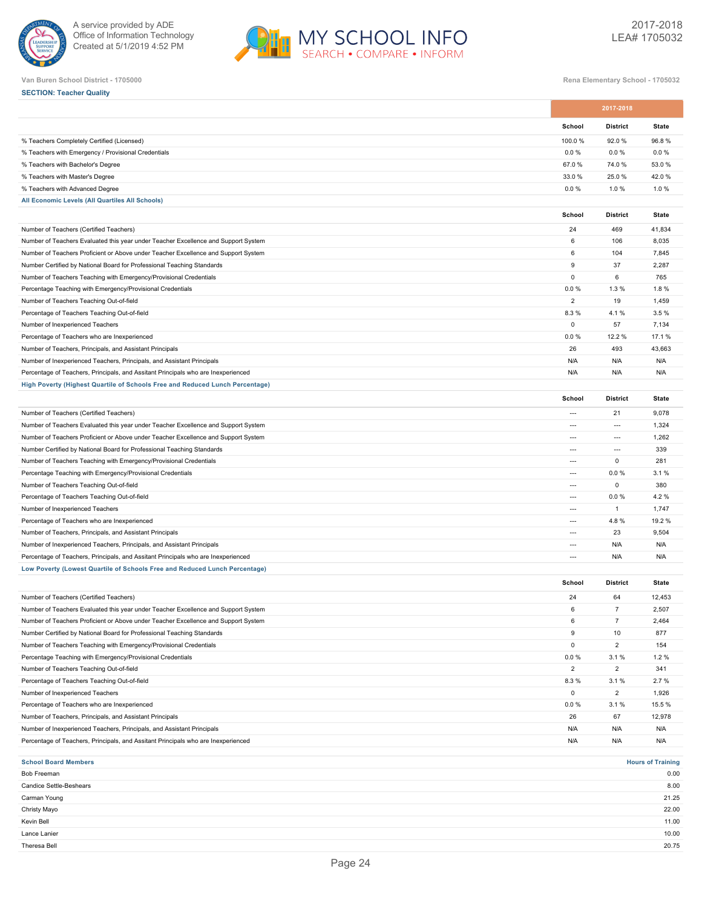Van Buren School District - 1705000

Rena Elementary School - 1705032

**SECTION: Teacher Quality**

| | 2017-2018 | | |
|---|---|---|---|
| | School | District | State |
| % Teachers Completely Certified (Licensed) | 100.0 % | 92.0 % | 96.8 % |
| % Teachers with Emergency / Provisional Credentials | 0.0 % | 0.0 % | 0.0 % |
| % Teachers with Bachelor's Degree | 67.0 % | 74.0 % | 53.0 % |
| % Teachers with Master's Degree | 33.0 % | 25.0 % | 42.0 % |
| % Teachers with Advanced Degree | 0.0 % | 1.0 % | 1.0 % |

**All Economic Levels (All Quartiles All Schools)**

| | School | District | State |
|---|---|---|---|
| Number of Teachers (Certified Teachers) | 24 | 469 | 41,834 |
| Number of Teachers Evaluated this year under Teacher Excellence and Support System | 6 | 106 | 8,035 |
| Number of Teachers Proficient or Above under Teacher Excellence and Support System | 6 | 104 | 7,845 |
| Number Certified by National Board for Professional Teaching Standards | 9 | 37 | 2,287 |
| Number of Teachers Teaching with Emergency/Provisional Credentials | 0 | 6 | 765 |
| Percentage Teaching with Emergency/Provisional Credentials | 0.0 % | 1.3 % | 1.8 % |
| Number of Teachers Teaching Out-of-field | 2 | 19 | 1,459 |
| Percentage of Teachers Teaching Out-of-field | 8.3 % | 4.1 % | 3.5 % |
| Number of Inexperienced Teachers | 0 | 57 | 7,134 |
| Percentage of Teachers who are Inexperienced | 0.0 % | 12.2 % | 17.1 % |
| Number of Teachers, Principals, and Assistant Principals | 26 | 493 | 43,663 |
| Number of Inexperienced Teachers, Principals, and Assistant Principals | N/A | N/A | N/A |
| Percentage of Teachers, Principals, and Assitant Principals who are Inexperienced | N/A | N/A | N/A |

**High Poverty (Highest Quartile of Schools Free and Reduced Lunch Percentage)**

| | School | District | State |
|---|---|---|---|
| Number of Teachers (Certified Teachers) | --- | 21 | 9,078 |
| Number of Teachers Evaluated this year under Teacher Excellence and Support System | --- | --- | 1,324 |
| Number of Teachers Proficient or Above under Teacher Excellence and Support System | --- | --- | 1,262 |
| Number Certified by National Board for Professional Teaching Standards | --- | --- | 339 |
| Number of Teachers Teaching with Emergency/Provisional Credentials | --- | 0 | 281 |
| Percentage Teaching with Emergency/Provisional Credentials | --- | 0.0 % | 3.1 % |
| Number of Teachers Teaching Out-of-field | --- | 0 | 380 |
| Percentage of Teachers Teaching Out-of-field | --- | 0.0 % | 4.2 % |
| Number of Inexperienced Teachers | --- | 1 | 1,747 |
| Percentage of Teachers who are Inexperienced | --- | 4.8 % | 19.2 % |
| Number of Teachers, Principals, and Assistant Principals | --- | 23 | 9,504 |
| Number of Inexperienced Teachers, Principals, and Assistant Principals | --- | N/A | N/A |
| Percentage of Teachers, Principals, and Assitant Principals who are Inexperienced | --- | N/A | N/A |

**Low Poverty (Lowest Quartile of Schools Free and Reduced Lunch Percentage)**

| | School | District | State |
|---|---|---|---|
| Number of Teachers (Certified Teachers) | 24 | 64 | 12,453 |
| Number of Teachers Evaluated this year under Teacher Excellence and Support System | 6 | 7 | 2,507 |
| Number of Teachers Proficient or Above under Teacher Excellence and Support System | 6 | 7 | 2,464 |
| Number Certified by National Board for Professional Teaching Standards | 9 | 10 | 877 |
| Number of Teachers Teaching with Emergency/Provisional Credentials | 0 | 2 | 154 |
| Percentage Teaching with Emergency/Provisional Credentials | 0.0 % | 3.1 % | 1.2 % |
| Number of Teachers Teaching Out-of-field | 2 | 2 | 341 |
| Percentage of Teachers Teaching Out-of-field | 8.3 % | 3.1 % | 2.7 % |
| Number of Inexperienced Teachers | 0 | 2 | 1,926 |
| Percentage of Teachers who are Inexperienced | 0.0 % | 3.1 % | 15.5 % |
| Number of Teachers, Principals, and Assistant Principals | 26 | 67 | 12,978 |
| Number of Inexperienced Teachers, Principals, and Assistant Principals | N/A | N/A | N/A |
| Percentage of Teachers, Principals, and Assitant Principals who are Inexperienced | N/A | N/A | N/A |

| School Board Members | Hours of Training |
|---|---|
| Bob Freeman | 0.00 |
| Candice Settle-Beshears | 8.00 |
| Carman Young | 21.25 |
| Christy Mayo | 22.00 |
| Kevin Bell | 11.00 |
| Lance Lanier | 10.00 |
| Theresa Bell | 20.75 |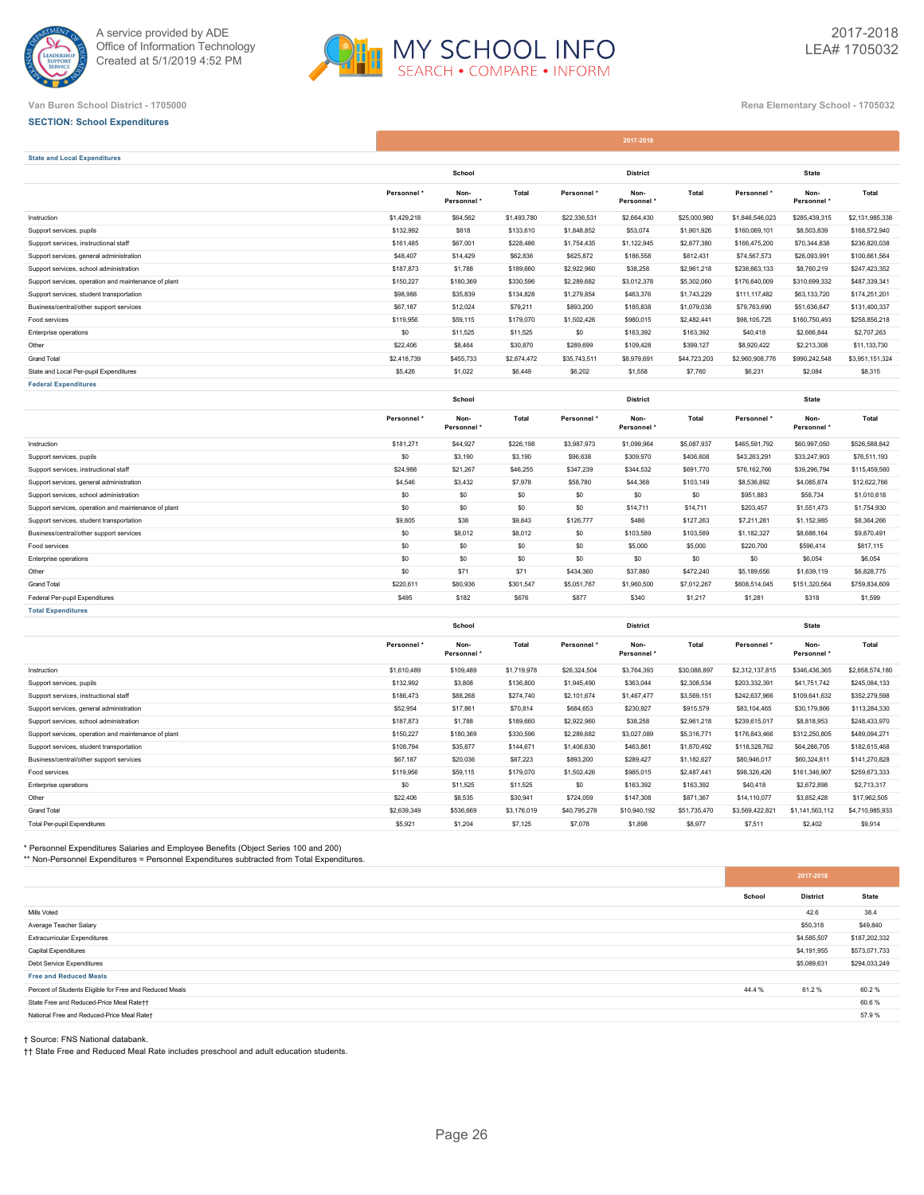A service provided by ADE
Office of Information Technology
Created at 5/1/2019 4:52 PM

MY SCHOOL INFO
SEARCH • COMPARE • INFORM

2017-2018
LEA# 1705032

Van Buren School District - 1705000

Rena Elementary School - 1705032

## SECTION: School Expenditures

| | 2017-2018 | | | | | | | | |
|---|---|---|---|---|---|---|---|---|---|
| **State and Local Expenditures** | | | | | | | | | |
| | School | | | District | | | State | | |
| | Personnel * | Non-Personnel * | Total | Personnel * | Non-Personnel * | Total | Personnel * | Non-Personnel * | Total |
| Instruction | $1,429,218 | $64,562 | $1,493,780 | $22,336,531 | $2,664,430 | $25,000,960 | $1,846,546,023 | $285,439,315 | $2,131,985,338 |
| Support services, pupils | $132,992 | $618 | $133,610 | $1,848,852 | $53,074 | $1,901,926 | $160,069,101 | $8,503,839 | $168,572,940 |
| Support services, instructional staff | $161,485 | $67,001 | $228,486 | $1,754,435 | $1,122,945 | $2,877,380 | $166,475,200 | $70,344,838 | $236,820,038 |
| Support services, general administration | $48,407 | $14,429 | $62,836 | $625,872 | $186,558 | $812,431 | $74,567,573 | $26,093,991 | $100,661,564 |
| Support services, school administration | $187,873 | $1,788 | $189,660 | $2,922,960 | $38,258 | $2,961,218 | $238,663,133 | $8,760,219 | $247,423,352 |
| Support services, operation and maintenance of plant | $150,227 | $180,369 | $330,596 | $2,289,682 | $3,012,378 | $5,302,060 | $176,640,009 | $310,699,332 | $487,339,341 |
| Support services, student transportation | $98,988 | $35,839 | $134,828 | $1,279,854 | $463,376 | $1,743,229 | $111,117,482 | $63,133,720 | $174,251,201 |
| Business/central/other support services | $67,187 | $12,024 | $79,211 | $893,200 | $185,838 | $1,079,038 | $79,763,690 | $51,636,647 | $131,400,337 |
| Food services | $119,956 | $59,115 | $179,070 | $1,502,426 | $980,015 | $2,482,441 | $98,105,725 | $160,750,493 | $258,856,218 |
| Enterprise operations | $0 | $11,525 | $11,525 | $0 | $163,392 | $163,392 | $40,418 | $2,666,844 | $2,707,263 |
| Other | $22,406 | $8,464 | $30,870 | $289,699 | $109,428 | $399,127 | $8,920,422 | $2,213,308 | $11,133,730 |
| Grand Total | $2,418,739 | $455,733 | $2,874,472 | $35,743,511 | $8,979,691 | $44,723,203 | $2,960,908,776 | $990,242,548 | $3,951,151,324 |
| State and Local Per-pupil Expenditures | $5,426 | $1,022 | $6,449 | $6,202 | $1,558 | $7,760 | $6,231 | $2,084 | $8,315 |
| **Federal Expenditures** | | | | | | | | | |
| | School | | | District | | | State | | |
| | Personnel * | Non-Personnel * | Total | Personnel * | Non-Personnel * | Total | Personnel * | Non-Personnel * | Total |
| Instruction | $181,271 | $44,927 | $226,198 | $3,987,973 | $1,099,964 | $5,087,937 | $465,591,792 | $60,997,050 | $526,588,842 |
| Support services, pupils | $0 | $3,190 | $3,190 | $96,638 | $309,970 | $406,608 | $43,263,291 | $33,247,903 | $76,511,193 |
| Support services, instructional staff | $24,988 | $21,267 | $46,255 | $347,239 | $344,532 | $691,770 | $76,162,766 | $39,296,794 | $115,459,560 |
| Support services, general administration | $4,546 | $3,432 | $7,978 | $58,780 | $44,368 | $103,149 | $8,536,892 | $4,085,874 | $12,622,766 |
| Support services, school administration | $0 | $0 | $0 | $0 | $0 | $0 | $951,883 | $58,734 | $1,010,618 |
| Support services, operation and maintenance of plant | $0 | $0 | $0 | $0 | $14,711 | $14,711 | $203,457 | $1,551,473 | $1,754,930 |
| Support services, student transportation | $9,805 | $38 | $9,843 | $126,777 | $486 | $127,263 | $7,211,281 | $1,152,985 | $8,364,266 |
| Business/central/other support services | $0 | $8,012 | $8,012 | $0 | $103,589 | $103,589 | $1,182,327 | $8,688,164 | $9,870,491 |
| Food services | $0 | $0 | $0 | $0 | $5,000 | $5,000 | $220,700 | $596,414 | $817,115 |
| Enterprise operations | $0 | $0 | $0 | $0 | $0 | $0 | $0 | $6,054 | $6,054 |
| Other | $0 | $71 | $71 | $434,360 | $37,880 | $472,240 | $5,189,656 | $1,639,119 | $6,828,775 |
| Grand Total | $220,611 | $80,936 | $301,547 | $5,051,767 | $1,960,500 | $7,012,267 | $608,514,045 | $151,320,564 | $759,834,609 |
| Federal Per-pupil Expenditures | $495 | $182 | $676 | $877 | $340 | $1,217 | $1,281 | $318 | $1,599 |
| **Total Expenditures** | | | | | | | | | |
| | School | | | District | | | State | | |
| | Personnel * | Non-Personnel * | Total | Personnel * | Non-Personnel * | Total | Personnel * | Non-Personnel * | Total |
| Instruction | $1,610,489 | $109,489 | $1,719,978 | $26,324,504 | $3,764,393 | $30,088,897 | $2,312,137,815 | $346,436,365 | $2,658,574,180 |
| Support services, pupils | $132,992 | $3,808 | $136,800 | $1,945,490 | $363,044 | $2,308,534 | $203,332,391 | $41,751,742 | $245,084,133 |
| Support services, instructional staff | $186,473 | $88,268 | $274,740 | $2,101,674 | $1,467,477 | $3,569,151 | $242,637,966 | $109,641,632 | $352,279,598 |
| Support services, general administration | $52,954 | $17,861 | $70,814 | $684,653 | $230,927 | $915,579 | $83,104,465 | $30,179,866 | $113,284,330 |
| Support services, school administration | $187,873 | $1,788 | $189,660 | $2,922,960 | $38,258 | $2,961,218 | $239,615,017 | $8,818,953 | $248,433,970 |
| Support services, operation and maintenance of plant | $150,227 | $180,369 | $330,596 | $2,289,682 | $3,027,089 | $5,316,771 | $176,843,466 | $312,250,805 | $489,094,271 |
| Support services, student transportation | $108,794 | $35,877 | $144,671 | $1,406,630 | $463,861 | $1,870,492 | $118,328,762 | $64,286,705 | $182,615,468 |
| Business/central/other support services | $67,187 | $20,036 | $87,223 | $893,200 | $289,427 | $1,182,627 | $80,946,017 | $60,324,811 | $141,270,828 |
| Food services | $119,956 | $59,115 | $179,070 | $1,502,426 | $985,015 | $2,487,441 | $98,326,426 | $161,346,907 | $259,673,333 |
| Enterprise operations | $0 | $11,525 | $11,525 | $0 | $163,392 | $163,392 | $40,418 | $2,672,898 | $2,713,317 |
| Other | $22,406 | $8,535 | $30,941 | $724,059 | $147,308 | $871,367 | $14,110,077 | $3,852,428 | $17,962,505 |
| Grand Total | $2,639,349 | $536,669 | $3,176,019 | $40,795,278 | $10,940,192 | $51,735,470 | $3,569,422,821 | $1,141,563,112 | $4,710,985,933 |
| Total Per-pupil Expenditures | $5,921 | $1,204 | $7,125 | $7,078 | $1,898 | $8,977 | $7,511 | $2,402 | $9,914 |

* Personnel Expenditures Salaries and Employee Benefits (Object Series 100 and 200)
** Non-Personnel Expenditures = Personnel Expenditures subtracted from Total Expenditures.

| | 2017-2018 | | |
|---|---|---|---|
| | School | District | State |
| Mills Voted | | 42.6 | 38.4 |
| Average Teacher Salary | | $50,318 | $49,840 |
| Extracurricular Expenditures | | $4,585,507 | $187,202,332 |
| Capital Expenditures | | $4,191,955 | $573,071,733 |
| Debt Service Expenditures | | $5,089,631 | $294,033,249 |
| **Free and Reduced Meals** | | | |
| Percent of Students Eligible for Free and Reduced Meals | 44.4 % | 61.2 % | 60.2 % |
| State Free and Reduced-Price Meal Rate†† | | | 60.6 % |
| National Free and Reduced-Price Meal Rate† | | | 57.9 % |

† Source: FNS National databank.
†† State Free and Reduced Meal Rate includes preschool and adult education students.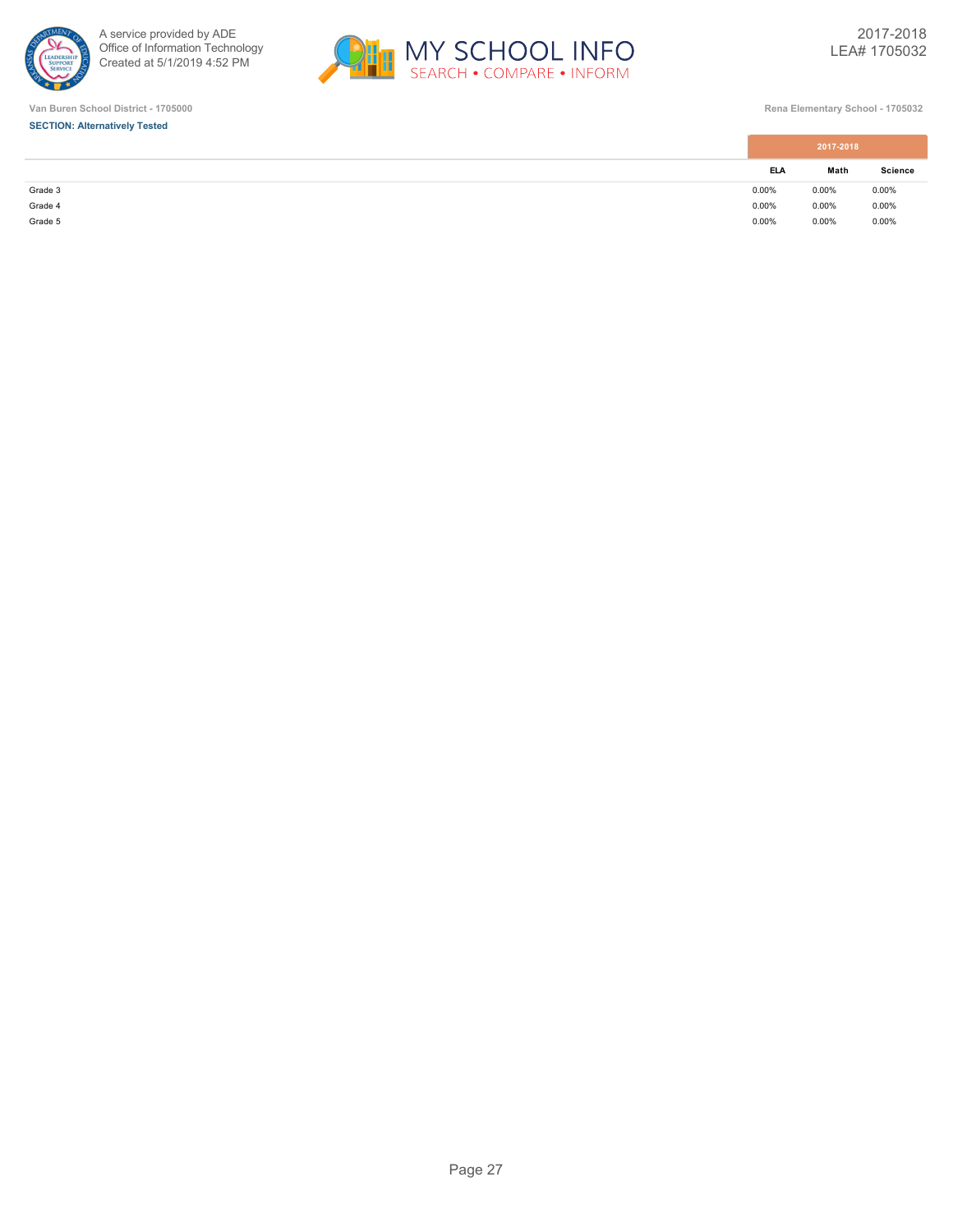Van Buren School District - 1705000

Rena Elementary School - 1705032

**SECTION: Alternatively Tested**

| | 2017-2018 | | |
|---|---|---|---|
| | ELA | Math | Science |
| Grade 3 | 0.00% | 0.00% | 0.00% |
| Grade 4 | 0.00% | 0.00% | 0.00% |
| Grade 5 | 0.00% | 0.00% | 0.00% |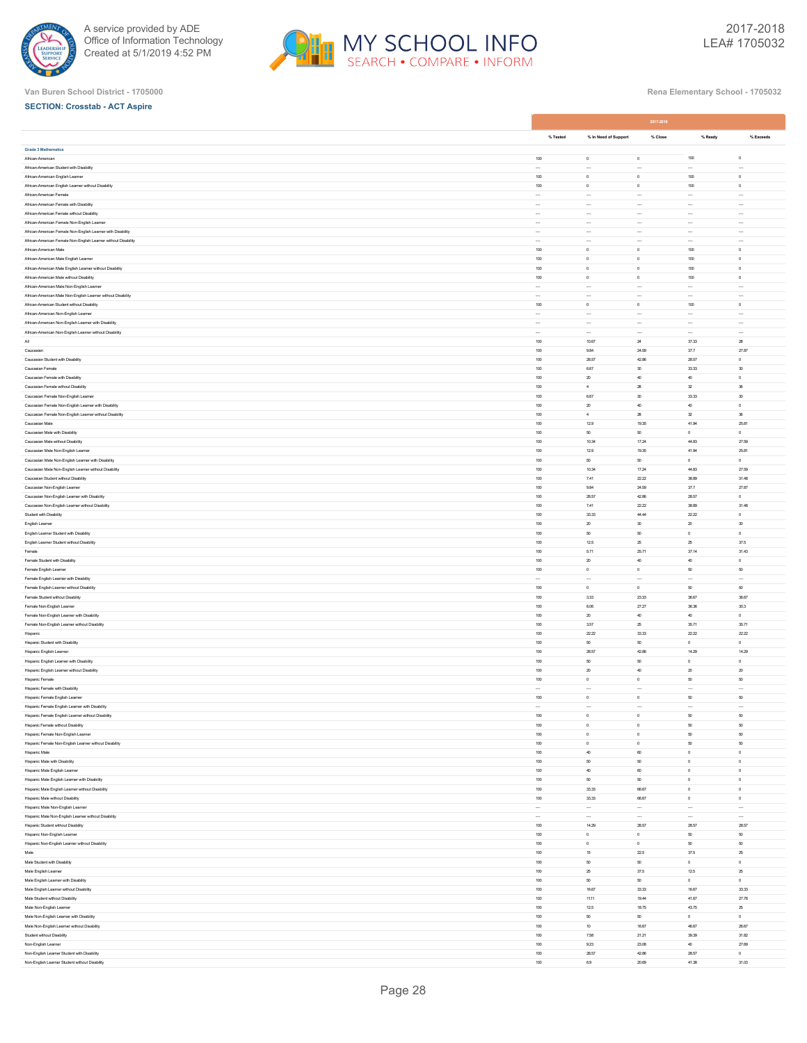Van Buren School District - 1705000

Rena Elementary School - 1705032

**SECTION: Crosstab - ACT Aspire**

| | 2017-2018 | | | | |
|---|---|---|---|---|---|
| | % Tested | % In Need of Support | % Close | % Ready | % Exceeds |
| **Grade 3 Mathematics** | | | | | |
| African-American | 100 | 0 | 0 | 100 | 0 |
| African-American Student with Disability | --- | --- | --- | --- | --- |
| African-American English Learner | 100 | 0 | 0 | 100 | 0 |
| African-American English Learner without Disability | 100 | 0 | 0 | 100 | 0 |
| African-American Female | --- | --- | --- | --- | --- |
| African-American Female with Disability | --- | --- | --- | --- | --- |
| African-American Female without Disability | --- | --- | --- | --- | --- |
| African-American Female Non-English Learner | --- | --- | --- | --- | --- |
| African-American Female Non-English Learner with Disability | --- | --- | --- | --- | --- |
| African-American Female Non-English Learner without Disability | --- | --- | --- | --- | --- |
| African-American Male | 100 | 0 | 0 | 100 | 0 |
| African-American Male English Learner | 100 | 0 | 0 | 100 | 0 |
| African-American Male English Learner without Disability | 100 | 0 | 0 | 100 | 0 |
| African-American Male without Disability | 100 | 0 | 0 | 100 | 0 |
| African-American Male Non-English Learner | --- | --- | --- | --- | --- |
| African-American Male Non-English Learner without Disability | --- | --- | --- | --- | --- |
| African-American Student without Disability | 100 | 0 | 0 | 100 | 0 |
| African-American Non-English Learner | --- | --- | --- | --- | --- |
| African-American Non-English Learner with Disability | --- | --- | --- | --- | --- |
| African-American Non-English Learner without Disability | --- | --- | --- | --- | --- |
| All | 100 | 10.67 | 24 | 37.33 | 28 |
| Caucasian | 100 | 9.84 | 24.59 | 37.7 | 27.87 |
| Caucasian Student with Disability | 100 | 28.57 | 42.86 | 28.57 | 0 |
| Caucasian Female | 100 | 6.67 | 30 | 33.33 | 30 |
| Caucasian Female with Disability | 100 | 20 | 40 | 40 | 0 |
| Caucasian Female without Disability | 100 | 4 | 28 | 32 | 36 |
| Caucasian Female Non-English Learner | 100 | 6.67 | 30 | 33.33 | 30 |
| Caucasian Female Non-English Learner with Disability | 100 | 20 | 40 | 40 | 0 |
| Caucasian Female Non-English Learner without Disability | 100 | 4 | 28 | 32 | 36 |
| Caucasian Male | 100 | 12.9 | 19.35 | 41.94 | 25.81 |
| Caucasian Male with Disability | 100 | 50 | 50 | 0 | 0 |
| Caucasian Male without Disability | 100 | 10.34 | 17.24 | 44.83 | 27.59 |
| Caucasian Male Non-English Learner | 100 | 12.9 | 19.35 | 41.94 | 25.81 |
| Caucasian Male Non-English Learner with Disability | 100 | 50 | 50 | 0 | 0 |
| Caucasian Male Non-English Learner without Disability | 100 | 10.34 | 17.24 | 44.83 | 27.59 |
| Caucasian Student without Disability | 100 | 7.41 | 22.22 | 38.89 | 31.48 |
| Caucasian Non-English Learner | 100 | 9.84 | 24.59 | 37.7 | 27.87 |
| Caucasian Non-English Learner with Disability | 100 | 28.57 | 42.86 | 28.57 | 0 |
| Caucasian Non-English Learner without Disability | 100 | 7.41 | 22.22 | 38.89 | 31.48 |
| Student with Disability | 100 | 33.33 | 44.44 | 22.22 | 0 |
| English Learner | 100 | 20 | 30 | 20 | 30 |
| English Learner Student with Disability | 100 | 50 | 50 | 0 | 0 |
| English Learner Student without Disability | 100 | 12.5 | 25 | 25 | 37.5 |
| Female | 100 | 5.71 | 25.71 | 37.14 | 31.43 |
| Female Student with Disability | 100 | 20 | 40 | 40 | 0 |
| Female English Learner | 100 | 0 | 0 | 50 | 50 |
| Female English Learner with Disability | --- | --- | --- | --- | --- |
| Female English Learner without Disability | 100 | 0 | 0 | 50 | 50 |
| Female Student without Disability | 100 | 3.33 | 23.33 | 36.67 | 36.67 |
| Female Non-English Learner | 100 | 6.06 | 27.27 | 36.36 | 30.3 |
| Female Non-English Learner with Disability | 100 | 20 | 40 | 40 | 0 |
| Female Non-English Learner without Disability | 100 | 3.57 | 25 | 35.71 | 35.71 |
| Hispanic | 100 | 22.22 | 33.33 | 22.22 | 22.22 |
| Hispanic Student with Disability | 100 | 50 | 50 | 0 | 0 |
| Hispanic English Learner | 100 | 28.57 | 42.86 | 14.29 | 14.29 |
| Hispanic English Learner with Disability | 100 | 50 | 50 | 0 | 0 |
| Hispanic English Learner without Disability | 100 | 20 | 40 | 20 | 20 |
| Hispanic Female | 100 | 0 | 0 | 50 | 50 |
| Hispanic Female with Disability | --- | --- | --- | --- | --- |
| Hispanic Female English Learner | 100 | 0 | 0 | 50 | 50 |
| Hispanic Female English Learner with Disability | --- | --- | --- | --- | --- |
| Hispanic Female English Learner without Disability | 100 | 0 | 0 | 50 | 50 |
| Hispanic Female without Disability | 100 | 0 | 0 | 50 | 50 |
| Hispanic Female Non-English Learner | 100 | 0 | 0 | 50 | 50 |
| Hispanic Female Non-English Learner without Disability | 100 | 0 | 0 | 50 | 50 |
| Hispanic Male | 100 | 40 | 60 | 0 | 0 |
| Hispanic Male with Disability | 100 | 50 | 50 | 0 | 0 |
| Hispanic Male English Learner | 100 | 40 | 60 | 0 | 0 |
| Hispanic Male English Learner with Disability | 100 | 50 | 50 | 0 | 0 |
| Hispanic Male English Learner without Disability | 100 | 33.33 | 66.67 | 0 | 0 |
| Hispanic Male without Disability | 100 | 33.33 | 66.67 | 0 | 0 |
| Hispanic Male Non-English Learner | --- | --- | --- | --- | --- |
| Hispanic Male Non-English Learner without Disability | --- | --- | --- | --- | --- |
| Hispanic Student without Disability | 100 | 14.29 | 28.57 | 28.57 | 28.57 |
| Hispanic Non-English Learner | 100 | 0 | 0 | 50 | 50 |
| Hispanic Non-English Learner without Disability | 100 | 0 | 0 | 50 | 50 |
| Male | 100 | 15 | 22.5 | 37.5 | 25 |
| Male Student with Disability | 100 | 50 | 50 | 0 | 0 |
| Male English Learner | 100 | 25 | 37.5 | 12.5 | 25 |
| Male English Learner with Disability | 100 | 50 | 50 | 0 | 0 |
| Male English Learner without Disability | 100 | 16.67 | 33.33 | 16.67 | 33.33 |
| Male Student without Disability | 100 | 11.11 | 19.44 | 41.67 | 27.78 |
| Male Non-English Learner | 100 | 12.5 | 18.75 | 43.75 | 25 |
| Male Non-English Learner with Disability | 100 | 50 | 50 | 0 | 0 |
| Male Non-English Learner without Disability | 100 | 10 | 16.67 | 46.67 | 26.67 |
| Student without Disability | 100 | 7.58 | 21.21 | 39.39 | 31.82 |
| Non-English Learner | 100 | 9.23 | 23.08 | 40 | 27.69 |
| Non-English Learner Student with Disability | 100 | 28.57 | 42.86 | 28.57 | 0 |
| Non-English Learner Student without Disability | 100 | 6.9 | 20.69 | 41.38 | 31.03 |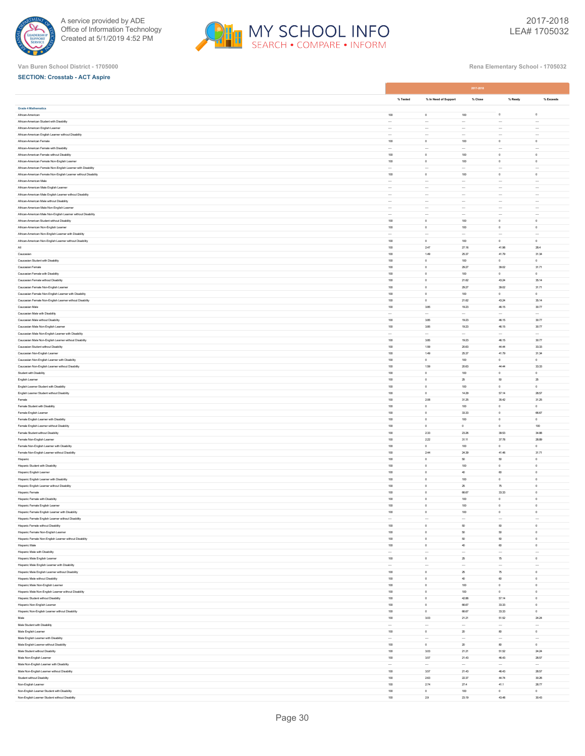Van Buren School District - 1705000

Rena Elementary School - 1705032

**SECTION: Crosstab - ACT Aspire**

| | 2017-2018 | | | | |
|---|---|---|---|---|---|
| | % Tested | % In Need of Support | % Close | % Ready | % Exceeds |
| **Grade 4 Mathematics** | | | | | |
| African-American | 100 | 0 | 100 | 0 | 0 |
| African-American Student with Disability | --- | --- | --- | --- | --- |
| African-American English Learner | --- | --- | --- | --- | --- |
| African-American English Learner without Disability | --- | --- | --- | --- | --- |
| African-American Female | 100 | 0 | 100 | 0 | 0 |
| African-American Female with Disability | --- | --- | --- | --- | --- |
| African-American Female without Disability | 100 | 0 | 100 | 0 | 0 |
| African-American Female Non-English Learner | 100 | 0 | 100 | 0 | 0 |
| African-American Female Non-English Learner with Disability | --- | --- | --- | --- | --- |
| African-American Female Non-English Learner without Disability | 100 | 0 | 100 | 0 | 0 |
| African-American Male | --- | --- | --- | --- | --- |
| African-American Male English Learner | --- | --- | --- | --- | --- |
| African-American Male English Learner without Disability | --- | --- | --- | --- | --- |
| African-American Male without Disability | --- | --- | --- | --- | --- |
| African-American Male Non-English Learner | --- | --- | --- | --- | --- |
| African-American Male Non-English Learner without Disability | --- | --- | --- | --- | --- |
| African-American Student without Disability | 100 | 0 | 100 | 0 | 0 |
| African-American Non-English Learner | 100 | 0 | 100 | 0 | 0 |
| African-American Non-English Learner with Disability | --- | --- | --- | --- | --- |
| African-American Non-English Learner without Disability | 100 | 0 | 100 | 0 | 0 |
| All | 100 | 2.47 | 27.16 | 41.98 | 28.4 |
| Caucasian | 100 | 1.49 | 25.37 | 41.79 | 31.34 |
| Caucasian Student with Disability | 100 | 0 | 100 | 0 | 0 |
| Caucasian Female | 100 | 0 | 29.27 | 39.02 | 31.71 |
| Caucasian Female with Disability | 100 | 0 | 100 | 0 | 0 |
| Caucasian Female without Disability | 100 | 0 | 21.62 | 43.24 | 35.14 |
| Caucasian Female Non-English Learner | 100 | 0 | 29.27 | 39.02 | 31.71 |
| Caucasian Female Non-English Learner with Disability | 100 | 0 | 100 | 0 | 0 |
| Caucasian Female Non-English Learner without Disability | 100 | 0 | 21.62 | 43.24 | 35.14 |
| Caucasian Male | 100 | 3.85 | 19.23 | 46.15 | 30.77 |
| Caucasian Male with Disability | --- | --- | --- | --- | --- |
| Caucasian Male without Disability | 100 | 3.85 | 19.23 | 46.15 | 30.77 |
| Caucasian Male Non-English Learner | 100 | 3.85 | 19.23 | 46.15 | 30.77 |
| Caucasian Male Non-English Learner with Disability | --- | --- | --- | --- | --- |
| Caucasian Male Non-English Learner without Disability | 100 | 3.85 | 19.23 | 46.15 | 30.77 |
| Caucasian Student without Disability | 100 | 1.59 | 20.63 | 44.44 | 33.33 |
| Caucasian Non-English Learner | 100 | 1.49 | 25.37 | 41.79 | 31.34 |
| Caucasian Non-English Learner with Disability | 100 | 0 | 100 | 0 | 0 |
| Caucasian Non-English Learner without Disability | 100 | 1.59 | 20.63 | 44.44 | 33.33 |
| Student with Disability | 100 | 0 | 100 | 0 | 0 |
| English Learner | 100 | 0 | 25 | 50 | 25 |
| English Learner Student with Disability | 100 | 0 | 100 | 0 | 0 |
| English Learner Student without Disability | 100 | 0 | 14.29 | 57.14 | 28.57 |
| Female | 100 | 2.08 | 31.25 | 35.42 | 31.25 |
| Female Student with Disability | 100 | 0 | 100 | 0 | 0 |
| Female English Learner | 100 | 0 | 33.33 | 0 | 66.67 |
| Female English Learner with Disability | 100 | 0 | 100 | 0 | 0 |
| Female English Learner without Disability | 100 | 0 | 0 | 0 | 100 |
| Female Student without Disability | 100 | 2.33 | 23.26 | 39.53 | 34.88 |
| Female Non-English Learner | 100 | 2.22 | 31.11 | 37.78 | 28.89 |
| Female Non-English Learner with Disability | 100 | 0 | 100 | 0 | 0 |
| Female Non-English Learner without Disability | 100 | 2.44 | 24.39 | 41.46 | 31.71 |
| Hispanic | 100 | 0 | 50 | 50 | 0 |
| Hispanic Student with Disability | 100 | 0 | 100 | 0 | 0 |
| Hispanic English Learner | 100 | 0 | 40 | 60 | 0 |
| Hispanic English Learner with Disability | 100 | 0 | 100 | 0 | 0 |
| Hispanic English Learner without Disability | 100 | 0 | 25 | 75 | 0 |
| Hispanic Female | 100 | 0 | 66.67 | 33.33 | 0 |
| Hispanic Female with Disability | 100 | 0 | 100 | 0 | 0 |
| Hispanic Female English Learner | 100 | 0 | 100 | 0 | 0 |
| Hispanic Female English Learner with Disability | 100 | 0 | 100 | 0 | 0 |
| Hispanic Female English Learner without Disability | --- | --- | --- | --- | --- |
| Hispanic Female without Disability | 100 | 0 | 50 | 50 | 0 |
| Hispanic Female Non-English Learner | 100 | 0 | 50 | 50 | 0 |
| Hispanic Female Non-English Learner without Disability | 100 | 0 | 50 | 50 | 0 |
| Hispanic Male | 100 | 0 | 40 | 60 | 0 |
| Hispanic Male with Disability | --- | --- | --- | --- | --- |
| Hispanic Male English Learner | 100 | 0 | 25 | 75 | 0 |
| Hispanic Male English Learner with Disability | --- | --- | --- | --- | --- |
| Hispanic Male English Learner without Disability | 100 | 0 | 25 | 75 | 0 |
| Hispanic Male without Disability | 100 | 0 | 40 | 60 | 0 |
| Hispanic Male Non-English Learner | 100 | 0 | 100 | 0 | 0 |
| Hispanic Male Non-English Learner without Disability | 100 | 0 | 100 | 0 | 0 |
| Hispanic Student without Disability | 100 | 0 | 42.86 | 57.14 | 0 |
| Hispanic Non-English Learner | 100 | 0 | 66.67 | 33.33 | 0 |
| Hispanic Non-English Learner without Disability | 100 | 0 | 66.67 | 33.33 | 0 |
| Male | 100 | 3.03 | 21.21 | 51.52 | 24.24 |
| Male Student with Disability | --- | --- | --- | --- | --- |
| Male English Learner | 100 | 0 | 20 | 80 | 0 |
| Male English Learner with Disability | --- | --- | --- | --- | --- |
| Male English Learner without Disability | 100 | 0 | 20 | 80 | 0 |
| Male Student without Disability | 100 | 3.03 | 21.21 | 51.52 | 24.24 |
| Male Non-English Learner | 100 | 3.57 | 21.43 | 46.43 | 28.57 |
| Male Non-English Learner with Disability | --- | --- | --- | --- | --- |
| Male Non-English Learner without Disability | 100 | 3.57 | 21.43 | 46.43 | 28.57 |
| Student without Disability | 100 | 2.63 | 22.37 | 44.74 | 30.26 |
| Non-English Learner | 100 | 2.74 | 27.4 | 41.1 | 28.77 |
| Non-English Learner Student with Disability | 100 | 0 | 100 | 0 | 0 |
| Non-English Learner Student without Disability | 100 | 2.9 | 23.19 | 43.48 | 30.43 |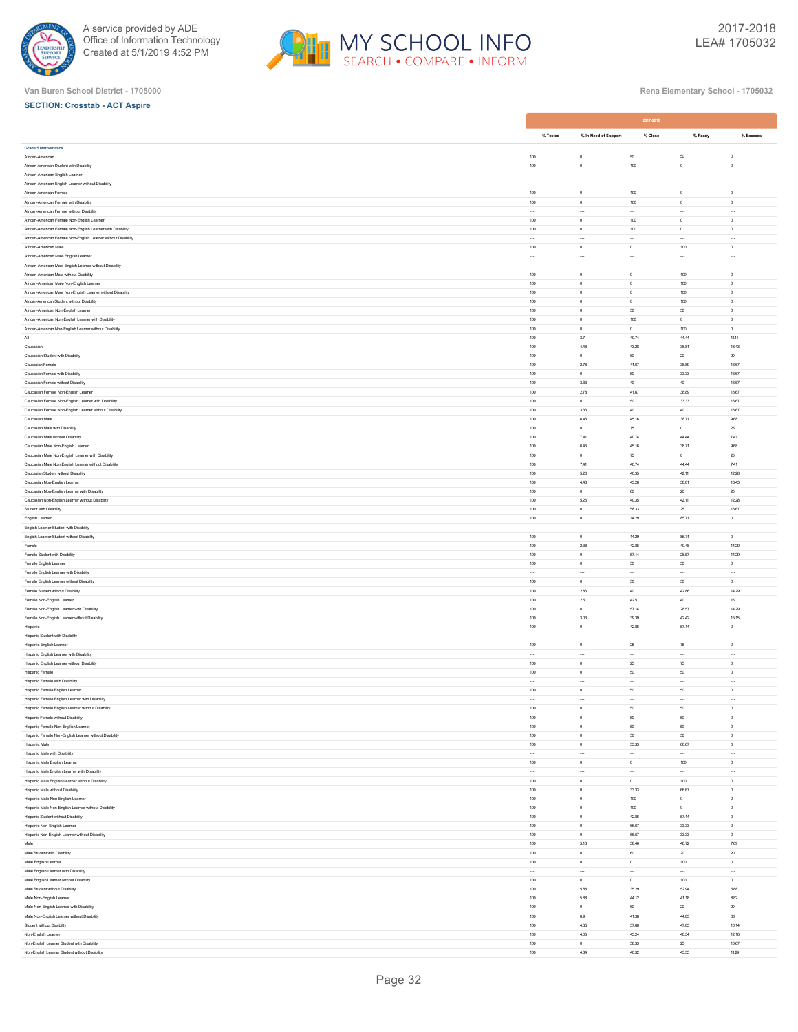Van Buren School District - 1705000

Rena Elementary School - 1705032

**SECTION: Crosstab - ACT Aspire**

| | 2017-2018 | | | | |
|---|---|---|---|---|---|
| | % Tested | % In Need of Support | % Close | % Ready | % Exceeds |
| **Grade 5 Mathematics** | | | | | |
| African-American | 100 | 0 | 50 | 50 | 0 |
| African-American Student with Disability | 100 | 0 | 100 | 0 | 0 |
| African-American English Learner | --- | --- | --- | --- | --- |
| African-American English Learner without Disability | --- | --- | --- | --- | --- |
| African-American Female | 100 | 0 | 100 | 0 | 0 |
| African-American Female with Disability | 100 | 0 | 100 | 0 | 0 |
| African-American Female without Disability | --- | --- | --- | --- | --- |
| African-American Female Non-English Learner | 100 | 0 | 100 | 0 | 0 |
| African-American Female Non-English Learner with Disability | 100 | 0 | 100 | 0 | 0 |
| African-American Female Non-English Learner without Disability | --- | --- | --- | --- | --- |
| African-American Male | 100 | 0 | 0 | 100 | 0 |
| African-American Male English Learner | --- | --- | --- | --- | --- |
| African-American Male English Learner without Disability | --- | --- | --- | --- | --- |
| African-American Male without Disability | 100 | 0 | 0 | 100 | 0 |
| African-American Male Non-English Learner | 100 | 0 | 0 | 100 | 0 |
| African-American Male Non-English Learner without Disability | 100 | 0 | 0 | 100 | 0 |
| African-American Student without Disability | 100 | 0 | 0 | 100 | 0 |
| African-American Non-English Learner | 100 | 0 | 50 | 50 | 0 |
| African-American Non-English Learner with Disability | 100 | 0 | 100 | 0 | 0 |
| African-American Non-English Learner without Disability | 100 | 0 | 0 | 100 | 0 |
| All | 100 | 3.7 | 40.74 | 44.44 | 11.11 |
| Caucasian | 100 | 4.48 | 43.28 | 38.81 | 13.43 |
| Caucasian Student with Disability | 100 | 0 | 60 | 20 | 20 |
| Caucasian Female | 100 | 2.78 | 41.67 | 38.89 | 16.67 |
| Caucasian Female with Disability | 100 | 0 | 50 | 33.33 | 16.67 |
| Caucasian Female without Disability | 100 | 3.33 | 40 | 40 | 16.67 |
| Caucasian Female Non-English Learner | 100 | 2.78 | 41.67 | 38.89 | 16.67 |
| Caucasian Female Non-English Learner with Disability | 100 | 0 | 50 | 33.33 | 16.67 |
| Caucasian Female Non-English Learner without Disability | 100 | 3.33 | 40 | 40 | 16.67 |
| Caucasian Male | 100 | 6.45 | 45.16 | 38.71 | 9.68 |
| Caucasian Male with Disability | 100 | 0 | 75 | 0 | 25 |
| Caucasian Male without Disability | 100 | 7.41 | 40.74 | 44.44 | 7.41 |
| Caucasian Male Non-English Learner | 100 | 6.45 | 45.16 | 38.71 | 9.68 |
| Caucasian Male Non-English Learner with Disability | 100 | 0 | 75 | 0 | 25 |
| Caucasian Male Non-English Learner without Disability | 100 | 7.41 | 40.74 | 44.44 | 7.41 |
| Caucasian Student without Disability | 100 | 5.26 | 40.35 | 42.11 | 12.28 |
| Caucasian Non-English Learner | 100 | 4.48 | 43.28 | 38.81 | 13.43 |
| Caucasian Non-English Learner with Disability | 100 | 0 | 60 | 20 | 20 |
| Caucasian Non-English Learner without Disability | 100 | 5.26 | 40.35 | 42.11 | 12.28 |
| Student with Disability | 100 | 0 | 58.33 | 25 | 16.67 |
| English Learner | 100 | 0 | 14.29 | 85.71 | 0 |
| English Learner Student with Disability | --- | --- | --- | --- | --- |
| English Learner Student without Disability | 100 | 0 | 14.29 | 85.71 | 0 |
| Female | 100 | 2.38 | 42.86 | 40.48 | 14.29 |
| Female Student with Disability | 100 | 0 | 57.14 | 28.57 | 14.29 |
| Female English Learner | 100 | 0 | 50 | 50 | 0 |
| Female English Learner with Disability | --- | --- | --- | --- | --- |
| Female English Learner without Disability | 100 | 0 | 50 | 50 | 0 |
| Female Student without Disability | 100 | 2.86 | 40 | 42.86 | 14.29 |
| Female Non-English Learner | 100 | 2.5 | 42.5 | 40 | 15 |
| Female Non-English Learner with Disability | 100 | 0 | 57.14 | 28.57 | 14.29 |
| Female Non-English Learner without Disability | 100 | 3.03 | 39.39 | 42.42 | 15.15 |
| Hispanic | 100 | 0 | 42.86 | 57.14 | 0 |
| Hispanic Student with Disability | --- | --- | --- | --- | --- |
| Hispanic English Learner | 100 | 0 | 25 | 75 | 0 |
| Hispanic English Learner with Disability | --- | --- | --- | --- | --- |
| Hispanic English Learner without Disability | 100 | 0 | 25 | 75 | 0 |
| Hispanic Female | 100 | 0 | 50 | 50 | 0 |
| Hispanic Female with Disability | --- | --- | --- | --- | --- |
| Hispanic Female English Learner | 100 | 0 | 50 | 50 | 0 |
| Hispanic Female English Learner with Disability | --- | --- | --- | --- | --- |
| Hispanic Female English Learner without Disability | 100 | 0 | 50 | 50 | 0 |
| Hispanic Female without Disability | 100 | 0 | 50 | 50 | 0 |
| Hispanic Female Non-English Learner | 100 | 0 | 50 | 50 | 0 |
| Hispanic Female Non-English Learner without Disability | 100 | 0 | 50 | 50 | 0 |
| Hispanic Male | 100 | 0 | 33.33 | 66.67 | 0 |
| Hispanic Male with Disability | --- | --- | --- | --- | --- |
| Hispanic Male English Learner | 100 | 0 | 0 | 100 | 0 |
| Hispanic Male English Learner with Disability | --- | --- | --- | --- | --- |
| Hispanic Male English Learner without Disability | 100 | 0 | 0 | 100 | 0 |
| Hispanic Male without Disability | 100 | 0 | 33.33 | 66.67 | 0 |
| Hispanic Male Non-English Learner | 100 | 0 | 100 | 0 | 0 |
| Hispanic Male Non-English Learner without Disability | 100 | 0 | 100 | 0 | 0 |
| Hispanic Student without Disability | 100 | 0 | 42.86 | 57.14 | 0 |
| Hispanic Non-English Learner | 100 | 0 | 66.67 | 33.33 | 0 |
| Hispanic Non-English Learner without Disability | 100 | 0 | 66.67 | 33.33 | 0 |
| Male | 100 | 5.13 | 38.46 | 48.72 | 7.69 |
| Male Student with Disability | 100 | 0 | 60 | 20 | 20 |
| Male English Learner | 100 | 0 | 0 | 100 | 0 |
| Male English Learner with Disability | --- | --- | --- | --- | --- |
| Male English Learner without Disability | 100 | 0 | 0 | 100 | 0 |
| Male Student without Disability | 100 | 5.88 | 35.29 | 52.94 | 5.88 |
| Male Non-English Learner | 100 | 5.88 | 44.12 | 41.18 | 8.82 |
| Male Non-English Learner with Disability | 100 | 0 | 60 | 20 | 20 |
| Male Non-English Learner without Disability | 100 | 6.9 | 41.38 | 44.83 | 6.9 |
| Student without Disability | 100 | 4.35 | 37.68 | 47.83 | 10.14 |
| Non-English Learner | 100 | 4.05 | 43.24 | 40.54 | 12.16 |
| Non-English Learner Student with Disability | 100 | 0 | 58.33 | 25 | 16.67 |
| Non-English Learner Student without Disability | 100 | 4.84 | 40.32 | 43.55 | 11.29 |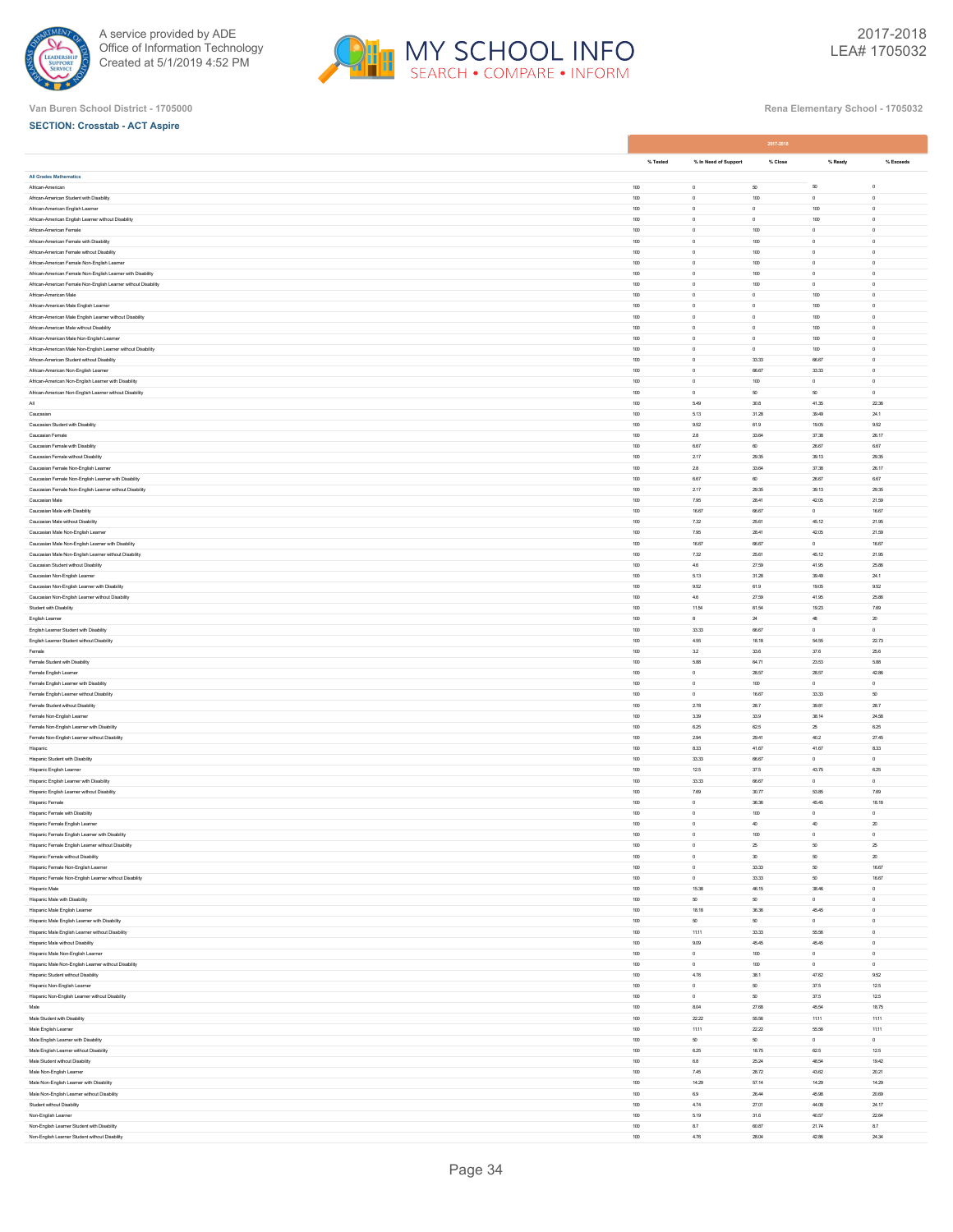Van Buren School District - 1705000

Rena Elementary School - 1705032

**SECTION: Crosstab - ACT Aspire**

| | 2017-2018 | | | | |
|---|---|---|---|---|---|
| | % Tested | % In Need of Support | % Close | % Ready | % Exceeds |
| **All Grades Mathematics** | | | | | |
| African-American | 100 | 0 | 50 | 50 | 0 |
| African-American Student with Disability | 100 | 0 | 100 | 0 | 0 |
| African-American English Learner | 100 | 0 | 0 | 100 | 0 |
| African-American English Learner without Disability | 100 | 0 | 0 | 100 | 0 |
| African-American Female | 100 | 0 | 100 | 0 | 0 |
| African-American Female with Disability | 100 | 0 | 100 | 0 | 0 |
| African-American Female without Disability | 100 | 0 | 100 | 0 | 0 |
| African-American Female Non-English Learner | 100 | 0 | 100 | 0 | 0 |
| African-American Female Non-English Learner with Disability | 100 | 0 | 100 | 0 | 0 |
| African-American Female Non-English Learner without Disability | 100 | 0 | 100 | 0 | 0 |
| African-American Male | 100 | 0 | 0 | 100 | 0 |
| African-American Male English Learner | 100 | 0 | 0 | 100 | 0 |
| African-American Male English Learner without Disability | 100 | 0 | 0 | 100 | 0 |
| African-American Male without Disability | 100 | 0 | 0 | 100 | 0 |
| African-American Male Non-English Learner | 100 | 0 | 0 | 100 | 0 |
| African-American Male Non-English Learner without Disability | 100 | 0 | 0 | 100 | 0 |
| African-American Student without Disability | 100 | 0 | 33.33 | 66.67 | 0 |
| African-American Non-English Learner | 100 | 0 | 66.67 | 33.33 | 0 |
| African-American Non-English Learner with Disability | 100 | 0 | 100 | 0 | 0 |
| African-American Non-English Learner without Disability | 100 | 0 | 50 | 50 | 0 |
| All | 100 | 5.49 | 30.8 | 41.35 | 22.36 |
| Caucasian | 100 | 5.13 | 31.28 | 39.49 | 24.1 |
| Caucasian Student with Disability | 100 | 9.52 | 61.9 | 19.05 | 9.52 |
| Caucasian Female | 100 | 2.8 | 33.64 | 37.38 | 26.17 |
| Caucasian Female with Disability | 100 | 6.67 | 60 | 26.67 | 6.67 |
| Caucasian Female without Disability | 100 | 2.17 | 29.35 | 39.13 | 29.35 |
| Caucasian Female Non-English Learner | 100 | 2.8 | 33.64 | 37.38 | 26.17 |
| Caucasian Female Non-English Learner with Disability | 100 | 6.67 | 60 | 26.67 | 6.67 |
| Caucasian Female Non-English Learner without Disability | 100 | 2.17 | 29.35 | 39.13 | 29.35 |
| Caucasian Male | 100 | 7.95 | 28.41 | 42.05 | 21.59 |
| Caucasian Male with Disability | 100 | 16.67 | 66.67 | 0 | 16.67 |
| Caucasian Male without Disability | 100 | 7.32 | 25.61 | 45.12 | 21.95 |
| Caucasian Male Non-English Learner | 100 | 7.95 | 28.41 | 42.05 | 21.59 |
| Caucasian Male Non-English Learner with Disability | 100 | 16.67 | 66.67 | 0 | 16.67 |
| Caucasian Male Non-English Learner without Disability | 100 | 7.32 | 25.61 | 45.12 | 21.95 |
| Caucasian Student without Disability | 100 | 4.6 | 27.59 | 41.95 | 25.86 |
| Caucasian Non-English Learner | 100 | 5.13 | 31.28 | 39.49 | 24.1 |
| Caucasian Non-English Learner with Disability | 100 | 9.52 | 61.9 | 19.05 | 9.52 |
| Caucasian Non-English Learner without Disability | 100 | 4.6 | 27.59 | 41.95 | 25.86 |
| Student with Disability | 100 | 11.54 | 61.54 | 19.23 | 7.69 |
| English Learner | 100 | 8 | 24 | 48 | 20 |
| English Learner Student with Disability | 100 | 33.33 | 66.67 | 0 | 0 |
| English Learner Student without Disability | 100 | 4.55 | 18.18 | 54.55 | 22.73 |
| Female | 100 | 3.2 | 33.6 | 37.6 | 25.6 |
| Female Student with Disability | 100 | 5.88 | 64.71 | 23.53 | 5.88 |
| Female English Learner | 100 | 0 | 28.57 | 28.57 | 42.86 |
| Female English Learner with Disability | 100 | 0 | 100 | 0 | 0 |
| Female English Learner without Disability | 100 | 0 | 16.67 | 33.33 | 50 |
| Female Student without Disability | 100 | 2.78 | 28.7 | 39.81 | 28.7 |
| Female Non-English Learner | 100 | 3.39 | 33.9 | 38.14 | 24.58 |
| Female Non-English Learner with Disability | 100 | 6.25 | 62.5 | 25 | 6.25 |
| Female Non-English Learner without Disability | 100 | 2.94 | 29.41 | 40.2 | 27.45 |
| Hispanic | 100 | 8.33 | 41.67 | 41.67 | 8.33 |
| Hispanic Student with Disability | 100 | 33.33 | 66.67 | 0 | 0 |
| Hispanic English Learner | 100 | 12.5 | 37.5 | 43.75 | 6.25 |
| Hispanic English Learner with Disability | 100 | 33.33 | 66.67 | 0 | 0 |
| Hispanic English Learner without Disability | 100 | 7.69 | 30.77 | 53.85 | 7.69 |
| Hispanic Female | 100 | 0 | 36.36 | 45.45 | 18.18 |
| Hispanic Female with Disability | 100 | 0 | 100 | 0 | 0 |
| Hispanic Female English Learner | 100 | 0 | 40 | 40 | 20 |
| Hispanic Female English Learner with Disability | 100 | 0 | 100 | 0 | 0 |
| Hispanic Female English Learner without Disability | 100 | 0 | 25 | 50 | 25 |
| Hispanic Female without Disability | 100 | 0 | 30 | 50 | 20 |
| Hispanic Female Non-English Learner | 100 | 0 | 33.33 | 50 | 16.67 |
| Hispanic Female Non-English Learner without Disability | 100 | 0 | 33.33 | 50 | 16.67 |
| Hispanic Male | 100 | 15.38 | 46.15 | 38.46 | 0 |
| Hispanic Male with Disability | 100 | 50 | 50 | 0 | 0 |
| Hispanic Male English Learner | 100 | 18.18 | 36.36 | 45.45 | 0 |
| Hispanic Male English Learner with Disability | 100 | 50 | 50 | 0 | 0 |
| Hispanic Male English Learner without Disability | 100 | 11.11 | 33.33 | 55.56 | 0 |
| Hispanic Male without Disability | 100 | 9.09 | 45.45 | 45.45 | 0 |
| Hispanic Male Non-English Learner | 100 | 0 | 100 | 0 | 0 |
| Hispanic Male Non-English Learner without Disability | 100 | 0 | 100 | 0 | 0 |
| Hispanic Student without Disability | 100 | 4.76 | 38.1 | 47.62 | 9.52 |
| Hispanic Non-English Learner | 100 | 0 | 50 | 37.5 | 12.5 |
| Hispanic Non-English Learner without Disability | 100 | 0 | 50 | 37.5 | 12.5 |
| Male | 100 | 8.04 | 27.68 | 45.54 | 18.75 |
| Male Student with Disability | 100 | 22.22 | 55.56 | 11.11 | 11.11 |
| Male English Learner | 100 | 11.11 | 22.22 | 55.56 | 11.11 |
| Male English Learner with Disability | 100 | 50 | 50 | 0 | 0 |
| Male English Learner without Disability | 100 | 6.25 | 18.75 | 62.5 | 12.5 |
| Male Student without Disability | 100 | 6.8 | 25.24 | 48.54 | 19.42 |
| Male Non-English Learner | 100 | 7.45 | 28.72 | 43.62 | 20.21 |
| Male Non-English Learner with Disability | 100 | 14.29 | 57.14 | 14.29 | 14.29 |
| Male Non-English Learner without Disability | 100 | 6.9 | 26.44 | 45.98 | 20.69 |
| Student without Disability | 100 | 4.74 | 27.01 | 44.08 | 24.17 |
| Non-English Learner | 100 | 5.19 | 31.6 | 40.57 | 22.64 |
| Non-English Learner Student with Disability | 100 | 8.7 | 60.87 | 21.74 | 8.7 |
| Non-English Learner Student without Disability | 100 | 4.76 | 28.04 | 42.86 | 24.34 |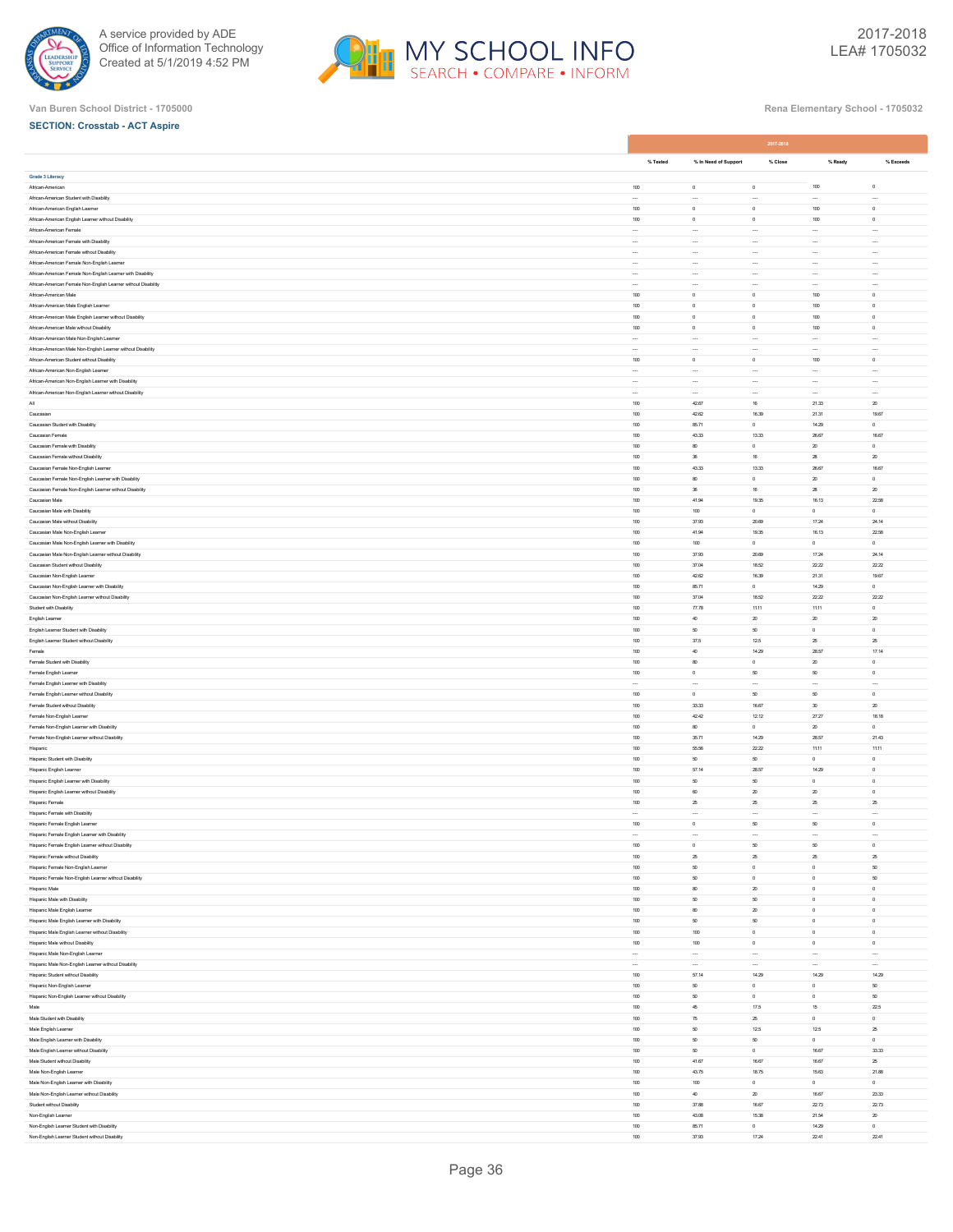Van Buren School District - 1705000

Rena Elementary School - 1705032

**SECTION: Crosstab - ACT Aspire**

| | 2017-2018 | | | | |
|---|---|---|---|---|---|
| | % Tested | % In Need of Support | % Close | % Ready | % Exceeds |
| **Grade 3 Literacy** | | | | | |
| African-American | 100 | 0 | 0 | 100 | 0 |
| African-American Student with Disability | --- | --- | --- | --- | --- |
| African-American English Learner | 100 | 0 | 0 | 100 | 0 |
| African-American English Learner without Disability | 100 | 0 | 0 | 100 | 0 |
| African-American Female | --- | --- | --- | --- | --- |
| African-American Female with Disability | --- | --- | --- | --- | --- |
| African-American Female without Disability | --- | --- | --- | --- | --- |
| African-American Female Non-English Learner | --- | --- | --- | --- | --- |
| African-American Female Non-English Learner with Disability | --- | --- | --- | --- | --- |
| African-American Female Non-English Learner without Disability | --- | --- | --- | --- | --- |
| African-American Male | 100 | 0 | 0 | 100 | 0 |
| African-American Male English Learner | 100 | 0 | 0 | 100 | 0 |
| African-American Male English Learner without Disability | 100 | 0 | 0 | 100 | 0 |
| African-American Male without Disability | 100 | 0 | 0 | 100 | 0 |
| African-American Male Non-English Learner | --- | --- | --- | --- | --- |
| African-American Male Non-English Learner without Disability | --- | --- | --- | --- | --- |
| African-American Student without Disability | 100 | 0 | 0 | 100 | 0 |
| African-American Non-English Learner | --- | --- | --- | --- | --- |
| African-American Non-English Learner with Disability | --- | --- | --- | --- | --- |
| African-American Non-English Learner without Disability | --- | --- | --- | --- | --- |
| All | 100 | 42.67 | 16 | 21.33 | 20 |
| Caucasian | 100 | 42.62 | 16.39 | 21.31 | 19.67 |
| Caucasian Student with Disability | 100 | 85.71 | 0 | 14.29 | 0 |
| Caucasian Female | 100 | 43.33 | 13.33 | 26.67 | 16.67 |
| Caucasian Female with Disability | 100 | 80 | 0 | 20 | 0 |
| Caucasian Female without Disability | 100 | 36 | 16 | 28 | 20 |
| Caucasian Female Non-English Learner | 100 | 43.33 | 13.33 | 26.67 | 16.67 |
| Caucasian Female Non-English Learner with Disability | 100 | 80 | 0 | 20 | 0 |
| Caucasian Female Non-English Learner without Disability | 100 | 36 | 16 | 28 | 20 |
| Caucasian Male | 100 | 41.94 | 19.35 | 16.13 | 22.58 |
| Caucasian Male with Disability | 100 | 100 | 0 | 0 | 0 |
| Caucasian Male without Disability | 100 | 37.93 | 20.69 | 17.24 | 24.14 |
| Caucasian Male Non-English Learner | 100 | 41.94 | 19.35 | 16.13 | 22.58 |
| Caucasian Male Non-English Learner with Disability | 100 | 100 | 0 | 0 | 0 |
| Caucasian Male Non-English Learner without Disability | 100 | 37.93 | 20.69 | 17.24 | 24.14 |
| Caucasian Student without Disability | 100 | 37.04 | 18.52 | 22.22 | 22.22 |
| Caucasian Non-English Learner | 100 | 42.62 | 16.39 | 21.31 | 19.67 |
| Caucasian Non-English Learner with Disability | 100 | 85.71 | 0 | 14.29 | 0 |
| Caucasian Non-English Learner without Disability | 100 | 37.04 | 18.52 | 22.22 | 22.22 |
| Student with Disability | 100 | 77.78 | 11.11 | 11.11 | 0 |
| English Learner | 100 | 40 | 20 | 20 | 20 |
| English Learner Student with Disability | 100 | 50 | 50 | 0 | 0 |
| English Learner Student without Disability | 100 | 37.5 | 12.5 | 25 | 25 |
| Female | 100 | 40 | 14.29 | 28.57 | 17.14 |
| Female Student with Disability | 100 | 80 | 0 | 20 | 0 |
| Female English Learner | 100 | 0 | 50 | 50 | 0 |
| Female English Learner with Disability | --- | --- | --- | --- | --- |
| Female English Learner without Disability | 100 | 0 | 50 | 50 | 0 |
| Female Student without Disability | 100 | 33.33 | 16.67 | 30 | 20 |
| Female Non-English Learner | 100 | 42.42 | 12.12 | 27.27 | 18.18 |
| Female Non-English Learner with Disability | 100 | 80 | 0 | 20 | 0 |
| Female Non-English Learner without Disability | 100 | 35.71 | 14.29 | 28.57 | 21.43 |
| Hispanic | 100 | 55.56 | 22.22 | 11.11 | 11.11 |
| Hispanic Student with Disability | 100 | 50 | 50 | 0 | 0 |
| Hispanic English Learner | 100 | 57.14 | 28.57 | 14.29 | 0 |
| Hispanic English Learner with Disability | 100 | 50 | 50 | 0 | 0 |
| Hispanic English Learner without Disability | 100 | 60 | 20 | 20 | 0 |
| Hispanic Female | 100 | 25 | 25 | 25 | 25 |
| Hispanic Female with Disability | --- | --- | --- | --- | --- |
| Hispanic Female English Learner | 100 | 0 | 50 | 50 | 0 |
| Hispanic Female English Learner with Disability | --- | --- | --- | --- | --- |
| Hispanic Female English Learner without Disability | 100 | 0 | 50 | 50 | 0 |
| Hispanic Female without Disability | 100 | 25 | 25 | 25 | 25 |
| Hispanic Female Non-English Learner | 100 | 50 | 0 | 0 | 50 |
| Hispanic Female Non-English Learner without Disability | 100 | 50 | 0 | 0 | 50 |
| Hispanic Male | 100 | 80 | 20 | 0 | 0 |
| Hispanic Male with Disability | 100 | 50 | 50 | 0 | 0 |
| Hispanic Male English Learner | 100 | 80 | 20 | 0 | 0 |
| Hispanic Male English Learner with Disability | 100 | 50 | 50 | 0 | 0 |
| Hispanic Male English Learner without Disability | 100 | 100 | 0 | 0 | 0 |
| Hispanic Male without Disability | 100 | 100 | 0 | 0 | 0 |
| Hispanic Male Non-English Learner | --- | --- | --- | --- | --- |
| Hispanic Male Non-English Learner without Disability | --- | --- | --- | --- | --- |
| Hispanic Student without Disability | 100 | 57.14 | 14.29 | 14.29 | 14.29 |
| Hispanic Non-English Learner | 100 | 50 | 0 | 0 | 50 |
| Hispanic Non-English Learner without Disability | 100 | 50 | 0 | 0 | 50 |
| Male | 100 | 45 | 17.5 | 15 | 22.5 |
| Male Student with Disability | 100 | 75 | 25 | 0 | 0 |
| Male English Learner | 100 | 50 | 12.5 | 12.5 | 25 |
| Male English Learner with Disability | 100 | 50 | 50 | 0 | 0 |
| Male English Learner without Disability | 100 | 50 | 0 | 16.67 | 33.33 |
| Male Student without Disability | 100 | 41.67 | 16.67 | 16.67 | 25 |
| Male Non-English Learner | 100 | 43.75 | 18.75 | 15.63 | 21.88 |
| Male Non-English Learner with Disability | 100 | 100 | 0 | 0 | 0 |
| Male Non-English Learner without Disability | 100 | 40 | 20 | 16.67 | 23.33 |
| Student without Disability | 100 | 37.88 | 16.67 | 22.73 | 22.73 |
| Non-English Learner | 100 | 43.08 | 15.38 | 21.54 | 20 |
| Non-English Learner Student with Disability | 100 | 85.71 | 0 | 14.29 | 0 |
| Non-English Learner Student without Disability | 100 | 37.93 | 17.24 | 22.41 | 22.41 |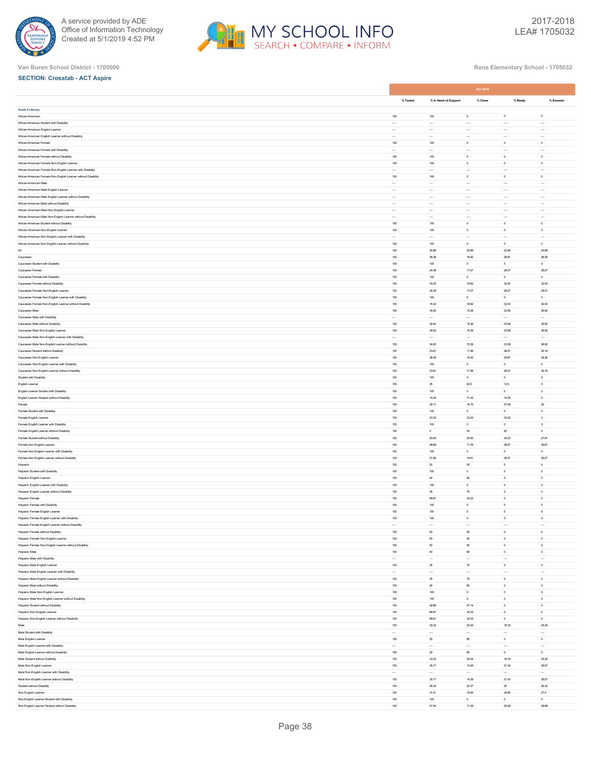Van Buren School District - 1705000

Rena Elementary School - 1705032

**SECTION: Crosstab - ACT Aspire**

| | 2017-2018 | | | | |
|---|---|---|---|---|---|
| | % Tested | % In Need of Support | % Close | % Ready | % Exceeds |
| **Grade 4 Literacy** | | | | | |
| African-American | 100 | 100 | 0 | 0 | 0 |
| African-American Student with Disability | --- | --- | --- | --- | --- |
| African-American English Learner | --- | --- | --- | --- | --- |
| African-American English Learner without Disability | --- | --- | --- | --- | --- |
| African-American Female | 100 | 100 | 0 | 0 | 0 |
| African-American Female with Disability | --- | --- | --- | --- | --- |
| African-American Female without Disability | 100 | 100 | 0 | 0 | 0 |
| African-American Female Non-English Learner | 100 | 100 | 0 | 0 | 0 |
| African-American Female Non-English Learner with Disability | --- | --- | --- | --- | --- |
| African-American Female Non-English Learner without Disability | 100 | 100 | 0 | 0 | 0 |
| African-American Male | --- | --- | --- | --- | --- |
| African-American Male English Learner | --- | --- | --- | --- | --- |
| African-American Male English Learner without Disability | --- | --- | --- | --- | --- |
| African-American Male without Disability | --- | --- | --- | --- | --- |
| African-American Male Non-English Learner | --- | --- | --- | --- | --- |
| African-American Male Non-English Learner without Disability | --- | --- | --- | --- | --- |
| African-American Student without Disability | 100 | 100 | 0 | 0 | 0 |
| African-American Non-English Learner | 100 | 100 | 0 | 0 | 0 |
| African-American Non-English Learner with Disability | --- | --- | --- | --- | --- |
| African-American Non-English Learner without Disability | 100 | 100 | 0 | 0 | 0 |
| All | 100 | 30.86 | 20.99 | 23.46 | 24.69 |
| Caucasian | 100 | 28.36 | 16.42 | 26.87 | 28.36 |
| Caucasian Student with Disability | 100 | 100 | 0 | 0 | 0 |
| Caucasian Female | 100 | 24.39 | 17.07 | 29.27 | 29.27 |
| Caucasian Female with Disability | 100 | 100 | 0 | 0 | 0 |
| Caucasian Female without Disability | 100 | 16.22 | 18.92 | 32.43 | 32.43 |
| Caucasian Female Non-English Learner | 100 | 24.39 | 17.07 | 29.27 | 29.27 |
| Caucasian Female Non-English Learner with Disability | 100 | 100 | 0 | 0 | 0 |
| Caucasian Female Non-English Learner without Disability | 100 | 16.22 | 18.92 | 32.43 | 32.43 |
| Caucasian Male | 100 | 34.62 | 15.38 | 23.08 | 26.92 |
| Caucasian Male with Disability | --- | --- | --- | --- | --- |
| Caucasian Male without Disability | 100 | 34.62 | 15.38 | 23.08 | 26.92 |
| Caucasian Male Non-English Learner | 100 | 34.62 | 15.38 | 23.08 | 26.92 |
| Caucasian Male Non-English Learner with Disability | --- | --- | --- | --- | --- |
| Caucasian Male Non-English Learner without Disability | 100 | 34.62 | 15.38 | 23.08 | 26.92 |
| Caucasian Student without Disability | 100 | 23.81 | 17.46 | 28.57 | 30.16 |
| Caucasian Non-English Learner | 100 | 28.36 | 16.42 | 26.87 | 28.36 |
| Caucasian Non-English Learner with Disability | 100 | 100 | 0 | 0 | 0 |
| Caucasian Non-English Learner without Disability | 100 | 23.81 | 17.46 | 28.57 | 30.16 |
| Student with Disability | 100 | 100 | 0 | 0 | 0 |
| English Learner | 100 | 25 | 62.5 | 12.5 | 0 |
| English Learner Student with Disability | 100 | 100 | 0 | 0 | 0 |
| English Learner Student without Disability | 100 | 14.29 | 71.43 | 14.29 | 0 |
| Female | 100 | 29.17 | 18.75 | 27.08 | 25 |
| Female Student with Disability | 100 | 100 | 0 | 0 | 0 |
| Female English Learner | 100 | 33.33 | 33.33 | 33.33 | 0 |
| Female English Learner with Disability | 100 | 100 | 0 | 0 | 0 |
| Female English Learner without Disability | 100 | 0 | 50 | 50 | 0 |
| Female Student without Disability | 100 | 20.93 | 20.93 | 30.23 | 27.91 |
| Female Non-English Learner | 100 | 28.89 | 17.78 | 26.67 | 26.67 |
| Female Non-English Learner with Disability | 100 | 100 | 0 | 0 | 0 |
| Female Non-English Learner without Disability | 100 | 21.95 | 19.51 | 29.27 | 29.27 |
| Hispanic | 100 | 50 | 50 | 0 | 0 |
| Hispanic Student with Disability | 100 | 100 | 0 | 0 | 0 |
| Hispanic English Learner | 100 | 40 | 60 | 0 | 0 |
| Hispanic English Learner with Disability | 100 | 100 | 0 | 0 | 0 |
| Hispanic English Learner without Disability | 100 | 25 | 75 | 0 | 0 |
| Hispanic Female | 100 | 66.67 | 33.33 | 0 | 0 |
| Hispanic Female with Disability | 100 | 100 | 0 | 0 | 0 |
| Hispanic Female English Learner | 100 | 100 | 0 | 0 | 0 |
| Hispanic Female English Learner with Disability | 100 | 100 | 0 | 0 | 0 |
| Hispanic Female English Learner without Disability | --- | --- | --- | --- | --- |
| Hispanic Female without Disability | 100 | 50 | 50 | 0 | 0 |
| Hispanic Female Non-English Learner | 100 | 50 | 50 | 0 | 0 |
| Hispanic Female Non-English Learner without Disability | 100 | 50 | 50 | 0 | 0 |
| Hispanic Male | 100 | 40 | 60 | 0 | 0 |
| Hispanic Male with Disability | --- | --- | --- | --- | --- |
| Hispanic Male English Learner | 100 | 25 | 75 | 0 | 0 |
| Hispanic Male English Learner with Disability | --- | --- | --- | --- | --- |
| Hispanic Male English Learner without Disability | 100 | 25 | 75 | 0 | 0 |
| Hispanic Male without Disability | 100 | 40 | 60 | 0 | 0 |
| Hispanic Male Non-English Learner | 100 | 100 | 0 | 0 | 0 |
| Hispanic Male Non-English Learner without Disability | 100 | 100 | 0 | 0 | 0 |
| Hispanic Student without Disability | 100 | 42.86 | 57.14 | 0 | 0 |
| Hispanic Non-English Learner | 100 | 66.67 | 33.33 | 0 | 0 |
| Hispanic Non-English Learner without Disability | 100 | 66.67 | 33.33 | 0 | 0 |
| Male | 100 | 33.33 | 24.24 | 18.18 | 24.24 |
| Male Student with Disability | --- | --- | --- | --- | --- |
| Male English Learner | 100 | 20 | 80 | 0 | 0 |
| Male English Learner with Disability | --- | --- | --- | --- | --- |
| Male English Learner without Disability | 100 | 20 | 80 | 0 | 0 |
| Male Student without Disability | 100 | 33.33 | 24.24 | 18.18 | 24.24 |
| Male Non-English Learner | 100 | 35.71 | 14.29 | 21.43 | 28.57 |
| Male Non-English Learner with Disability | --- | --- | --- | --- | --- |
| Male Non-English Learner without Disability | 100 | 35.71 | 14.29 | 21.43 | 28.57 |
| Student without Disability | 100 | 26.32 | 22.37 | 25 | 26.32 |
| Non-English Learner | 100 | 31.51 | 16.44 | 24.66 | 27.4 |
| Non-English Learner Student with Disability | 100 | 100 | 0 | 0 | 0 |
| Non-English Learner Student without Disability | 100 | 27.54 | 17.39 | 26.09 | 28.99 |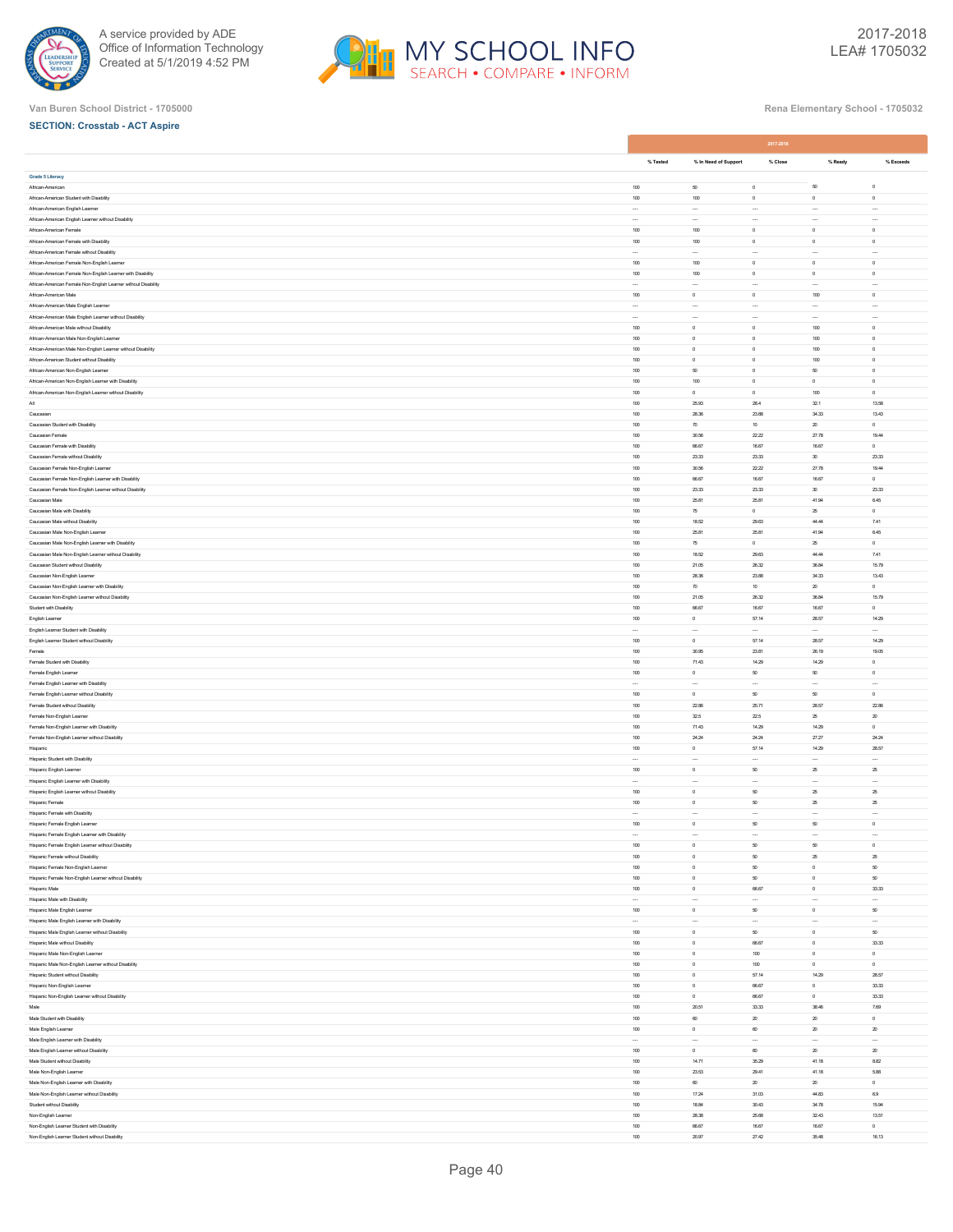Van Buren School District - 1705000

Rena Elementary School - 1705032

**SECTION: Crosstab - ACT Aspire**

| | 2017-2018 | | | | |
|---|---|---|---|---|---|
| | % Tested | % In Need of Support | % Close | % Ready | % Exceeds |
| **Grade 5 Literacy** | | | | | |
| African-American | 100 | 50 | 0 | 50 | 0 |
| African-American Student with Disability | 100 | 100 | 0 | 0 | 0 |
| African-American English Learner | --- | --- | --- | --- | --- |
| African-American English Learner without Disability | --- | --- | --- | --- | --- |
| African-American Female | 100 | 100 | 0 | 0 | 0 |
| African-American Female with Disability | 100 | 100 | 0 | 0 | 0 |
| African-American Female without Disability | --- | --- | --- | --- | --- |
| African-American Female Non-English Learner | 100 | 100 | 0 | 0 | 0 |
| African-American Female Non-English Learner with Disability | 100 | 100 | 0 | 0 | 0 |
| African-American Female Non-English Learner without Disability | --- | --- | --- | --- | --- |
| African-American Male | 100 | 0 | 0 | 100 | 0 |
| African-American Male English Learner | --- | --- | --- | --- | --- |
| African-American Male English Learner without Disability | --- | --- | --- | --- | --- |
| African-American Male without Disability | 100 | 0 | 0 | 100 | 0 |
| African-American Male Non-English Learner | 100 | 0 | 0 | 100 | 0 |
| African-American Male Non-English Learner without Disability | 100 | 0 | 0 | 100 | 0 |
| African-American Student without Disability | 100 | 0 | 0 | 100 | 0 |
| African-American Non-English Learner | 100 | 50 | 0 | 50 | 0 |
| African-American Non-English Learner with Disability | 100 | 100 | 0 | 0 | 0 |
| African-American Non-English Learner without Disability | 100 | 0 | 0 | 100 | 0 |
| All | 100 | 25.93 | 28.4 | 32.1 | 13.58 |
| Caucasian | 100 | 28.36 | 23.88 | 34.33 | 13.43 |
| Caucasian Student with Disability | 100 | 70 | 10 | 20 | 0 |
| Caucasian Female | 100 | 30.56 | 22.22 | 27.78 | 19.44 |
| Caucasian Female with Disability | 100 | 66.67 | 16.67 | 16.67 | 0 |
| Caucasian Female without Disability | 100 | 23.33 | 23.33 | 30 | 23.33 |
| Caucasian Female Non-English Learner | 100 | 30.56 | 22.22 | 27.78 | 19.44 |
| Caucasian Female Non-English Learner with Disability | 100 | 66.67 | 16.67 | 16.67 | 0 |
| Caucasian Female Non-English Learner without Disability | 100 | 23.33 | 23.33 | 30 | 23.33 |
| Caucasian Male | 100 | 25.81 | 25.81 | 41.94 | 6.45 |
| Caucasian Male with Disability | 100 | 75 | 0 | 25 | 0 |
| Caucasian Male without Disability | 100 | 18.52 | 29.63 | 44.44 | 7.41 |
| Caucasian Male Non-English Learner | 100 | 25.81 | 25.81 | 41.94 | 6.45 |
| Caucasian Male Non-English Learner with Disability | 100 | 75 | 0 | 25 | 0 |
| Caucasian Male Non-English Learner without Disability | 100 | 18.52 | 29.63 | 44.44 | 7.41 |
| Caucasian Student without Disability | 100 | 21.05 | 26.32 | 36.84 | 15.79 |
| Caucasian Non-English Learner | 100 | 28.36 | 23.88 | 34.33 | 13.43 |
| Caucasian Non-English Learner with Disability | 100 | 70 | 10 | 20 | 0 |
| Caucasian Non-English Learner without Disability | 100 | 21.05 | 26.32 | 36.84 | 15.79 |
| Student with Disability | 100 | 66.67 | 16.67 | 16.67 | 0 |
| English Learner | 100 | 0 | 57.14 | 28.57 | 14.29 |
| English Learner Student with Disability | --- | --- | --- | --- | --- |
| English Learner Student without Disability | 100 | 0 | 57.14 | 28.57 | 14.29 |
| Female | 100 | 30.95 | 23.81 | 26.19 | 19.05 |
| Female Student with Disability | 100 | 71.43 | 14.29 | 14.29 | 0 |
| Female English Learner | 100 | 0 | 50 | 50 | 0 |
| Female English Learner with Disability | --- | --- | --- | --- | --- |
| Female English Learner without Disability | 100 | 0 | 50 | 50 | 0 |
| Female Student without Disability | 100 | 22.86 | 25.71 | 28.57 | 22.86 |
| Female Non-English Learner | 100 | 32.5 | 22.5 | 25 | 20 |
| Female Non-English Learner with Disability | 100 | 71.43 | 14.29 | 14.29 | 0 |
| Female Non-English Learner without Disability | 100 | 24.24 | 24.24 | 27.27 | 24.24 |
| Hispanic | 100 | 0 | 57.14 | 14.29 | 28.57 |
| Hispanic Student with Disability | --- | --- | --- | --- | --- |
| Hispanic English Learner | 100 | 0 | 50 | 25 | 25 |
| Hispanic English Learner with Disability | --- | --- | --- | --- | --- |
| Hispanic English Learner without Disability | 100 | 0 | 50 | 25 | 25 |
| Hispanic Female | 100 | 0 | 50 | 25 | 25 |
| Hispanic Female with Disability | --- | --- | --- | --- | --- |
| Hispanic Female English Learner | 100 | 0 | 50 | 50 | 0 |
| Hispanic Female English Learner with Disability | --- | --- | --- | --- | --- |
| Hispanic Female English Learner without Disability | 100 | 0 | 50 | 50 | 0 |
| Hispanic Female without Disability | 100 | 0 | 50 | 25 | 25 |
| Hispanic Female Non-English Learner | 100 | 0 | 50 | 0 | 50 |
| Hispanic Female Non-English Learner without Disability | 100 | 0 | 50 | 0 | 50 |
| Hispanic Male | 100 | 0 | 66.67 | 0 | 33.33 |
| Hispanic Male with Disability | --- | --- | --- | --- | --- |
| Hispanic Male English Learner | 100 | 0 | 50 | 0 | 50 |
| Hispanic Male English Learner with Disability | --- | --- | --- | --- | --- |
| Hispanic Male English Learner without Disability | 100 | 0 | 50 | 0 | 50 |
| Hispanic Male without Disability | 100 | 0 | 66.67 | 0 | 33.33 |
| Hispanic Male Non-English Learner | 100 | 0 | 100 | 0 | 0 |
| Hispanic Male Non-English Learner without Disability | 100 | 0 | 100 | 0 | 0 |
| Hispanic Student without Disability | 100 | 0 | 57.14 | 14.29 | 28.57 |
| Hispanic Non-English Learner | 100 | 0 | 66.67 | 0 | 33.33 |
| Hispanic Non-English Learner without Disability | 100 | 0 | 66.67 | 0 | 33.33 |
| Male | 100 | 20.51 | 33.33 | 38.46 | 7.69 |
| Male Student with Disability | 100 | 60 | 20 | 20 | 0 |
| Male English Learner | 100 | 0 | 60 | 20 | 20 |
| Male English Learner with Disability | --- | --- | --- | --- | --- |
| Male English Learner without Disability | 100 | 0 | 60 | 20 | 20 |
| Male Student without Disability | 100 | 14.71 | 35.29 | 41.18 | 8.82 |
| Male Non-English Learner | 100 | 23.53 | 29.41 | 41.18 | 5.88 |
| Male Non-English Learner with Disability | 100 | 60 | 20 | 20 | 0 |
| Male Non-English Learner without Disability | 100 | 17.24 | 31.03 | 44.83 | 6.9 |
| Student without Disability | 100 | 18.84 | 30.43 | 34.78 | 15.94 |
| Non-English Learner | 100 | 28.38 | 25.68 | 32.43 | 13.51 |
| Non-English Learner Student with Disability | 100 | 66.67 | 16.67 | 16.67 | 0 |
| Non-English Learner Student without Disability | 100 | 20.97 | 27.42 | 35.48 | 16.13 |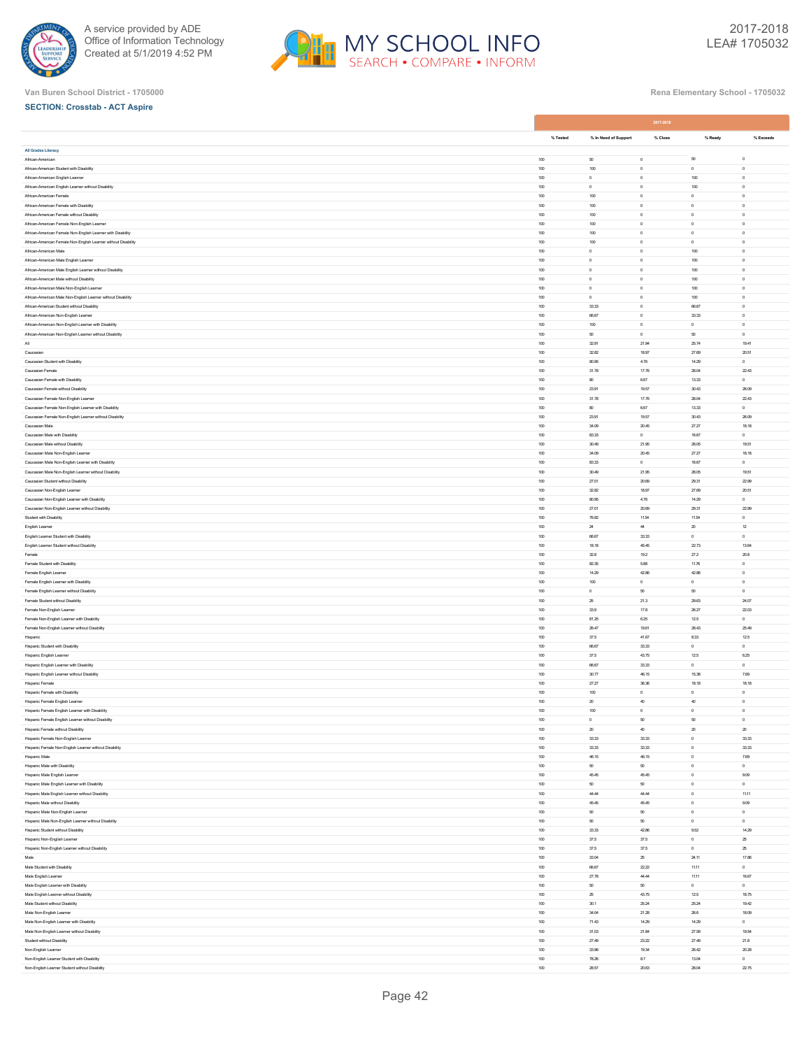Van Buren School District - 1705000

Rena Elementary School - 1705032

**SECTION: Crosstab - ACT Aspire**

| | 2017-2018 | | | | |
|---|---|---|---|---|---|
| | % Tested | % In Need of Support | % Close | % Ready | % Exceeds |
| **All Grades Literacy** | | | | | |
| African-American | 100 | 50 | 0 | 50 | 0 |
| African-American Student with Disability | 100 | 100 | 0 | 0 | 0 |
| African-American English Learner | 100 | 0 | 0 | 100 | 0 |
| African-American English Learner without Disability | 100 | 0 | 0 | 100 | 0 |
| African-American Female | 100 | 100 | 0 | 0 | 0 |
| African-American Female with Disability | 100 | 100 | 0 | 0 | 0 |
| African-American Female without Disability | 100 | 100 | 0 | 0 | 0 |
| African-American Female Non-English Learner | 100 | 100 | 0 | 0 | 0 |
| African-American Female Non-English Learner with Disability | 100 | 100 | 0 | 0 | 0 |
| African-American Female Non-English Learner without Disability | 100 | 100 | 0 | 0 | 0 |
| African-American Male | 100 | 0 | 0 | 100 | 0 |
| African-American Male English Learner | 100 | 0 | 0 | 100 | 0 |
| African-American Male English Learner without Disability | 100 | 0 | 0 | 100 | 0 |
| African-American Male without Disability | 100 | 0 | 0 | 100 | 0 |
| African-American Male Non-English Learner | 100 | 0 | 0 | 100 | 0 |
| African-American Male Non-English Learner without Disability | 100 | 0 | 0 | 100 | 0 |
| African-American Student without Disability | 100 | 33.33 | 0 | 66.67 | 0 |
| African-American Non-English Learner | 100 | 66.67 | 0 | 33.33 | 0 |
| African-American Non-English Learner with Disability | 100 | 100 | 0 | 0 | 0 |
| African-American Non-English Learner without Disability | 100 | 50 | 0 | 50 | 0 |
| All | 100 | 32.91 | 21.94 | 25.74 | 19.41 |
| Caucasian | 100 | 32.82 | 18.97 | 27.69 | 20.51 |
| Caucasian Student with Disability | 100 | 80.95 | 4.76 | 14.29 | 0 |
| Caucasian Female | 100 | 31.78 | 17.76 | 28.04 | 22.43 |
| Caucasian Female with Disability | 100 | 80 | 6.67 | 13.33 | 0 |
| Caucasian Female without Disability | 100 | 23.91 | 19.57 | 30.43 | 26.09 |
| Caucasian Female Non-English Learner | 100 | 31.78 | 17.76 | 28.04 | 22.43 |
| Caucasian Female Non-English Learner with Disability | 100 | 80 | 6.67 | 13.33 | 0 |
| Caucasian Female Non-English Learner without Disability | 100 | 23.91 | 19.57 | 30.43 | 26.09 |
| Caucasian Male | 100 | 34.09 | 20.45 | 27.27 | 18.18 |
| Caucasian Male with Disability | 100 | 83.33 | 0 | 16.67 | 0 |
| Caucasian Male without Disability | 100 | 30.49 | 21.95 | 28.05 | 19.51 |
| Caucasian Male Non-English Learner | 100 | 34.09 | 20.45 | 27.27 | 18.18 |
| Caucasian Male Non-English Learner with Disability | 100 | 83.33 | 0 | 16.67 | 0 |
| Caucasian Male Non-English Learner without Disability | 100 | 30.49 | 21.95 | 28.05 | 19.51 |
| Caucasian Student without Disability | 100 | 27.01 | 20.69 | 29.31 | 22.99 |
| Caucasian Non-English Learner | 100 | 32.82 | 18.97 | 27.69 | 20.51 |
| Caucasian Non-English Learner with Disability | 100 | 80.95 | 4.76 | 14.29 | 0 |
| Caucasian Non-English Learner without Disability | 100 | 27.01 | 20.69 | 29.31 | 22.99 |
| Student with Disability | 100 | 76.92 | 11.54 | 11.54 | 0 |
| English Learner | 100 | 24 | 44 | 20 | 12 |
| English Learner Student with Disability | 100 | 66.67 | 33.33 | 0 | 0 |
| English Learner Student without Disability | 100 | 18.18 | 45.45 | 22.73 | 13.64 |
| Female | 100 | 32.8 | 19.2 | 27.2 | 20.8 |
| Female Student with Disability | 100 | 82.35 | 5.88 | 11.76 | 0 |
| Female English Learner | 100 | 14.29 | 42.86 | 42.86 | 0 |
| Female English Learner with Disability | 100 | 100 | 0 | 0 | 0 |
| Female English Learner without Disability | 100 | 0 | 50 | 50 | 0 |
| Female Student without Disability | 100 | 25 | 21.3 | 29.63 | 24.07 |
| Female Non-English Learner | 100 | 33.9 | 17.8 | 26.27 | 22.03 |
| Female Non-English Learner with Disability | 100 | 81.25 | 6.25 | 12.5 | 0 |
| Female Non-English Learner without Disability | 100 | 26.47 | 19.61 | 28.43 | 25.49 |
| Hispanic | 100 | 37.5 | 41.67 | 8.33 | 12.5 |
| Hispanic Student with Disability | 100 | 66.67 | 33.33 | 0 | 0 |
| Hispanic English Learner | 100 | 37.5 | 43.75 | 12.5 | 6.25 |
| Hispanic English Learner with Disability | 100 | 66.67 | 33.33 | 0 | 0 |
| Hispanic English Learner without Disability | 100 | 30.77 | 46.15 | 15.38 | 7.69 |
| Hispanic Female | 100 | 27.27 | 36.36 | 18.18 | 18.18 |
| Hispanic Female with Disability | 100 | 100 | 0 | 0 | 0 |
| Hispanic Female English Learner | 100 | 20 | 40 | 40 | 0 |
| Hispanic Female English Learner with Disability | 100 | 100 | 0 | 0 | 0 |
| Hispanic Female English Learner without Disability | 100 | 0 | 50 | 50 | 0 |
| Hispanic Female without Disability | 100 | 20 | 40 | 20 | 20 |
| Hispanic Female Non-English Learner | 100 | 33.33 | 33.33 | 0 | 33.33 |
| Hispanic Female Non-English Learner without Disability | 100 | 33.33 | 33.33 | 0 | 33.33 |
| Hispanic Male | 100 | 46.15 | 46.15 | 0 | 7.69 |
| Hispanic Male with Disability | 100 | 50 | 50 | 0 | 0 |
| Hispanic Male English Learner | 100 | 45.45 | 45.45 | 0 | 9.09 |
| Hispanic Male English Learner with Disability | 100 | 50 | 50 | 0 | 0 |
| Hispanic Male English Learner without Disability | 100 | 44.44 | 44.44 | 0 | 11.11 |
| Hispanic Male without Disability | 100 | 45.45 | 45.45 | 0 | 9.09 |
| Hispanic Male Non-English Learner | 100 | 50 | 50 | 0 | 0 |
| Hispanic Male Non-English Learner without Disability | 100 | 50 | 50 | 0 | 0 |
| Hispanic Student without Disability | 100 | 33.33 | 42.86 | 9.52 | 14.29 |
| Hispanic Non-English Learner | 100 | 37.5 | 37.5 | 0 | 25 |
| Hispanic Non-English Learner without Disability | 100 | 37.5 | 37.5 | 0 | 25 |
| Male | 100 | 33.04 | 25 | 24.11 | 17.86 |
| Male Student with Disability | 100 | 66.67 | 22.22 | 11.11 | 0 |
| Male English Learner | 100 | 27.78 | 44.44 | 11.11 | 16.67 |
| Male English Learner with Disability | 100 | 50 | 50 | 0 | 0 |
| Male English Learner without Disability | 100 | 25 | 43.75 | 12.5 | 18.75 |
| Male Student without Disability | 100 | 30.1 | 25.24 | 25.24 | 19.42 |
| Male Non-English Learner | 100 | 34.04 | 21.28 | 26.6 | 18.09 |
| Male Non-English Learner with Disability | 100 | 71.43 | 14.29 | 14.29 | 0 |
| Male Non-English Learner without Disability | 100 | 31.03 | 21.84 | 27.59 | 19.54 |
| Student without Disability | 100 | 27.49 | 23.22 | 27.49 | 21.8 |
| Non-English Learner | 100 | 33.96 | 19.34 | 26.42 | 20.28 |
| Non-English Learner Student with Disability | 100 | 78.26 | 8.7 | 13.04 | 0 |
| Non-English Learner Student without Disability | 100 | 28.57 | 20.63 | 28.04 | 22.75 |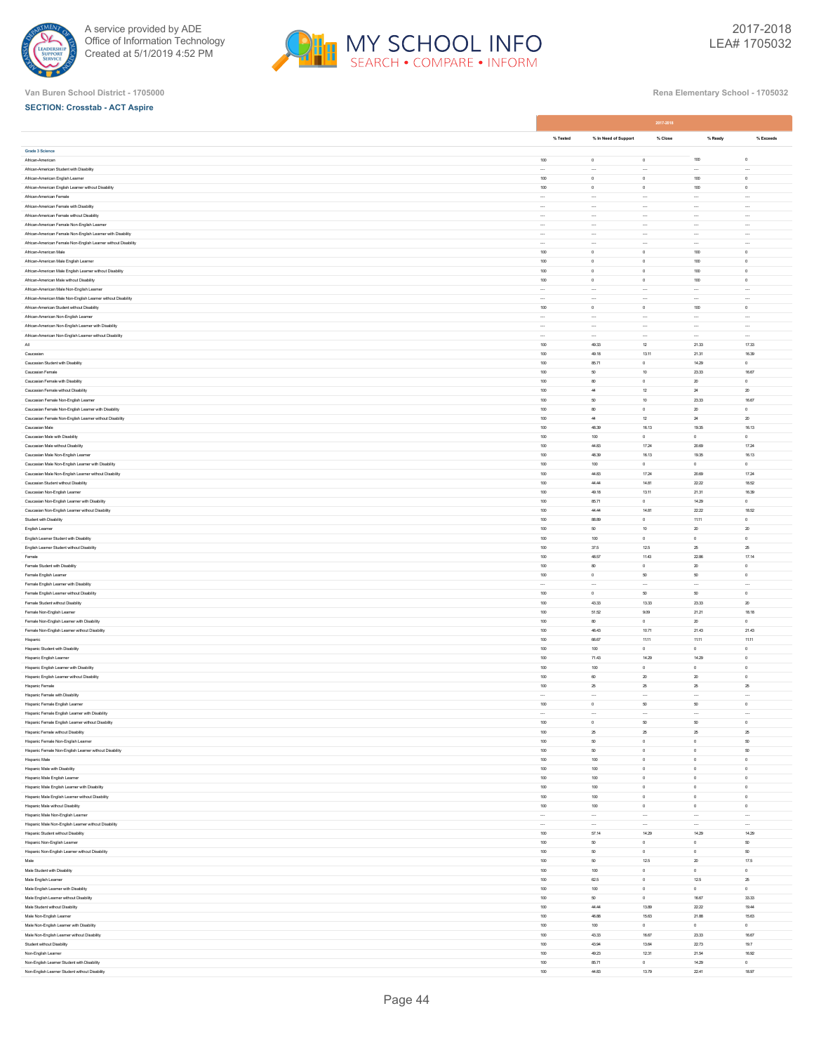A service provided by ADE
Office of Information Technology
Created at 5/1/2019 4:52 PM

2017-2018
LEA# 1705032

Van Buren School District - 1705000

Rena Elementary School - 1705032

**SECTION: Crosstab - ACT Aspire**

| | 2017-2018 | | | | |
|---|---|---|---|---|---|
| | % Tested | % In Need of Support | % Close | % Ready | % Exceeds |
| **Grade 3 Science** | | | | | |
| African-American | 100 | 0 | 0 | 100 | 0 |
| African-American Student with Disability | --- | --- | --- | --- | --- |
| African-American English Learner | 100 | 0 | 0 | 100 | 0 |
| African-American English Learner without Disability | 100 | 0 | 0 | 100 | 0 |
| African-American Female | --- | --- | --- | --- | --- |
| African-American Female with Disability | --- | --- | --- | --- | --- |
| African-American Female without Disability | --- | --- | --- | --- | --- |
| African-American Female Non-English Learner | --- | --- | --- | --- | --- |
| African-American Female Non-English Learner with Disability | --- | --- | --- | --- | --- |
| African-American Female Non-English Learner without Disability | --- | --- | --- | --- | --- |
| African-American Male | 100 | 0 | 0 | 100 | 0 |
| African-American Male English Learner | 100 | 0 | 0 | 100 | 0 |
| African-American Male English Learner without Disability | 100 | 0 | 0 | 100 | 0 |
| African-American Male without Disability | 100 | 0 | 0 | 100 | 0 |
| African-American Male Non-English Learner | --- | --- | --- | --- | --- |
| African-American Male Non-English Learner without Disability | --- | --- | --- | --- | --- |
| African-American Student without Disability | 100 | 0 | 0 | 100 | 0 |
| African-American Non-English Learner | --- | --- | --- | --- | --- |
| African-American Non-English Learner with Disability | --- | --- | --- | --- | --- |
| African-American Non-English Learner without Disability | --- | --- | --- | --- | --- |
| All | 100 | 49.33 | 12 | 21.33 | 17.33 |
| Caucasian | 100 | 49.18 | 13.11 | 21.31 | 16.39 |
| Caucasian Student with Disability | 100 | 85.71 | 0 | 14.29 | 0 |
| Caucasian Female | 100 | 50 | 10 | 23.33 | 16.67 |
| Caucasian Female with Disability | 100 | 80 | 0 | 20 | 0 |
| Caucasian Female without Disability | 100 | 44 | 12 | 24 | 20 |
| Caucasian Female Non-English Learner | 100 | 50 | 10 | 23.33 | 16.67 |
| Caucasian Female Non-English Learner with Disability | 100 | 80 | 0 | 20 | 0 |
| Caucasian Female Non-English Learner without Disability | 100 | 44 | 12 | 24 | 20 |
| Caucasian Male | 100 | 48.39 | 16.13 | 19.35 | 16.13 |
| Caucasian Male with Disability | 100 | 100 | 0 | 0 | 0 |
| Caucasian Male without Disability | 100 | 44.83 | 17.24 | 20.69 | 17.24 |
| Caucasian Male Non-English Learner | 100 | 48.39 | 16.13 | 19.35 | 16.13 |
| Caucasian Male Non-English Learner with Disability | 100 | 100 | 0 | 0 | 0 |
| Caucasian Male Non-English Learner without Disability | 100 | 44.83 | 17.24 | 20.69 | 17.24 |
| Caucasian Student without Disability | 100 | 44.44 | 14.81 | 22.22 | 18.52 |
| Caucasian Non-English Learner | 100 | 49.18 | 13.11 | 21.31 | 16.39 |
| Caucasian Non-English Learner with Disability | 100 | 85.71 | 0 | 14.29 | 0 |
| Caucasian Non-English Learner without Disability | 100 | 44.44 | 14.81 | 22.22 | 18.52 |
| Student with Disability | 100 | 88.89 | 0 | 11.11 | 0 |
| English Learner | 100 | 50 | 10 | 20 | 20 |
| English Learner Student with Disability | 100 | 100 | 0 | 0 | 0 |
| English Learner Student without Disability | 100 | 37.5 | 12.5 | 25 | 25 |
| Female | 100 | 48.57 | 11.43 | 22.86 | 17.14 |
| Female Student with Disability | 100 | 80 | 0 | 20 | 0 |
| Female English Learner | 100 | 0 | 50 | 50 | 0 |
| Female English Learner with Disability | --- | --- | --- | --- | --- |
| Female English Learner without Disability | 100 | 0 | 50 | 50 | 0 |
| Female Student without Disability | 100 | 43.33 | 13.33 | 23.33 | 20 |
| Female Non-English Learner | 100 | 51.52 | 9.09 | 21.21 | 18.18 |
| Female Non-English Learner with Disability | 100 | 80 | 0 | 20 | 0 |
| Female Non-English Learner without Disability | 100 | 46.43 | 10.71 | 21.43 | 21.43 |
| Hispanic | 100 | 66.67 | 11.11 | 11.11 | 11.11 |
| Hispanic Student with Disability | 100 | 100 | 0 | 0 | 0 |
| Hispanic English Learner | 100 | 71.43 | 14.29 | 14.29 | 0 |
| Hispanic English Learner with Disability | 100 | 100 | 0 | 0 | 0 |
| Hispanic English Learner without Disability | 100 | 60 | 20 | 20 | 0 |
| Hispanic Female | 100 | 25 | 25 | 25 | 25 |
| Hispanic Female with Disability | --- | --- | --- | --- | --- |
| Hispanic Female English Learner | 100 | 0 | 50 | 50 | 0 |
| Hispanic Female English Learner with Disability | --- | --- | --- | --- | --- |
| Hispanic Female English Learner without Disability | 100 | 0 | 50 | 50 | 0 |
| Hispanic Female without Disability | 100 | 25 | 25 | 25 | 25 |
| Hispanic Female Non-English Learner | 100 | 50 | 0 | 0 | 50 |
| Hispanic Female Non-English Learner without Disability | 100 | 50 | 0 | 0 | 50 |
| Hispanic Male | 100 | 100 | 0 | 0 | 0 |
| Hispanic Male with Disability | 100 | 100 | 0 | 0 | 0 |
| Hispanic Male English Learner | 100 | 100 | 0 | 0 | 0 |
| Hispanic Male English Learner with Disability | 100 | 100 | 0 | 0 | 0 |
| Hispanic Male English Learner without Disability | 100 | 100 | 0 | 0 | 0 |
| Hispanic Male without Disability | 100 | 100 | 0 | 0 | 0 |
| Hispanic Male Non-English Learner | --- | --- | --- | --- | --- |
| Hispanic Male Non-English Learner without Disability | --- | --- | --- | --- | --- |
| Hispanic Student without Disability | 100 | 57.14 | 14.29 | 14.29 | 14.29 |
| Hispanic Non-English Learner | 100 | 50 | 0 | 0 | 50 |
| Hispanic Non-English Learner without Disability | 100 | 50 | 0 | 0 | 50 |
| Male | 100 | 50 | 12.5 | 20 | 17.5 |
| Male Student with Disability | 100 | 100 | 0 | 0 | 0 |
| Male English Learner | 100 | 62.5 | 0 | 12.5 | 25 |
| Male English Learner with Disability | 100 | 100 | 0 | 0 | 0 |
| Male English Learner without Disability | 100 | 50 | 0 | 16.67 | 33.33 |
| Male Student without Disability | 100 | 44.44 | 13.89 | 22.22 | 19.44 |
| Male Non-English Learner | 100 | 46.88 | 15.63 | 21.88 | 15.63 |
| Male Non-English Learner with Disability | 100 | 100 | 0 | 0 | 0 |
| Male Non-English Learner without Disability | 100 | 43.33 | 16.67 | 23.33 | 16.67 |
| Student without Disability | 100 | 43.94 | 13.64 | 22.73 | 19.7 |
| Non-English Learner | 100 | 49.23 | 12.31 | 21.54 | 16.92 |
| Non-English Learner Student with Disability | 100 | 85.71 | 0 | 14.29 | 0 |
| Non-English Learner Student without Disability | 100 | 44.83 | 13.79 | 22.41 | 18.97 |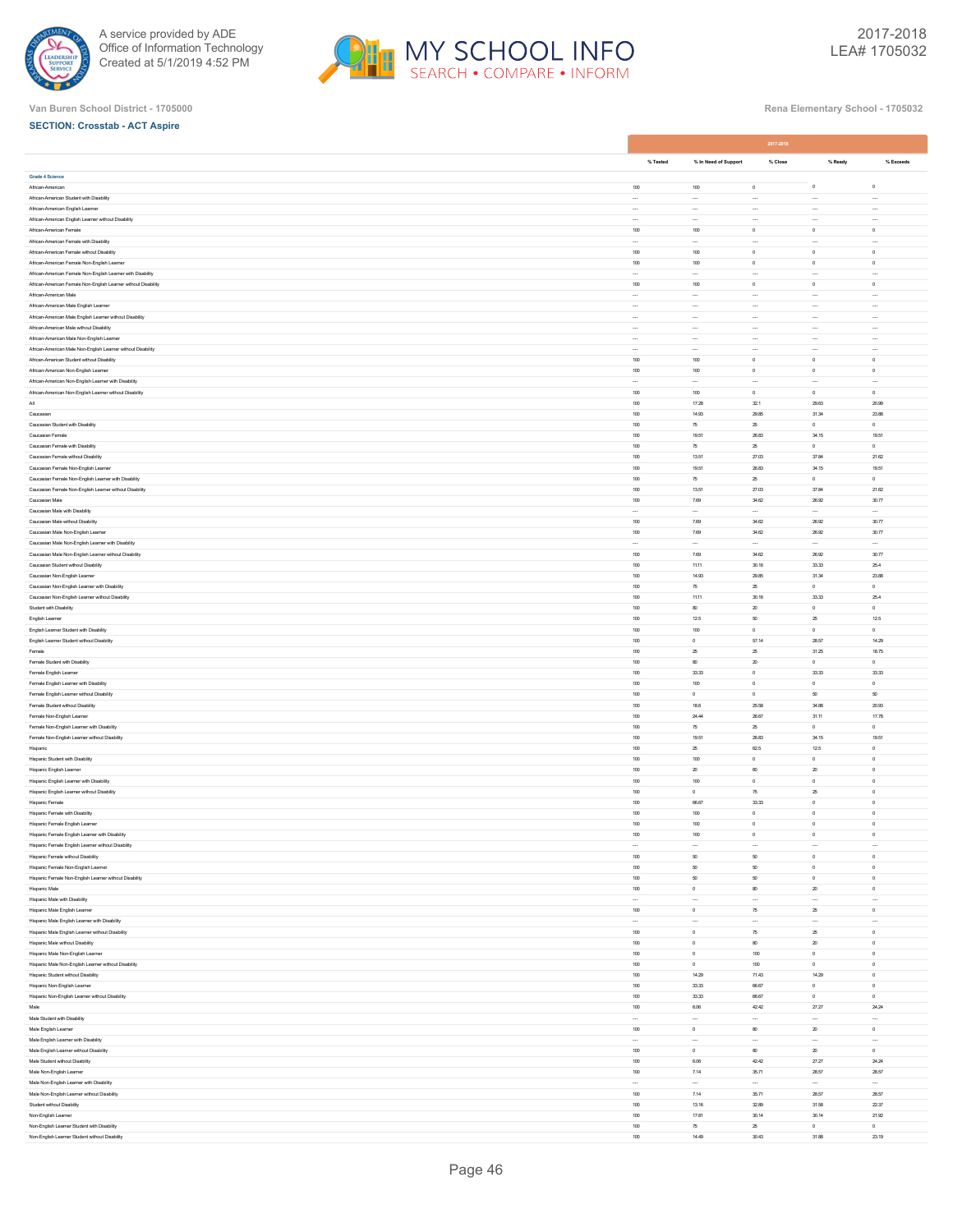A service provided by ADE
Office of Information Technology
Created at 5/1/2019 4:52 PM

2017-2018
LEA# 1705032

Van Buren School District - 1705000

Rena Elementary School - 1705032

**SECTION: Crosstab - ACT Aspire**

| | 2017-2018 | | | | |
|---|---|---|---|---|---|
| | % Tested | % In Need of Support | % Close | % Ready | % Exceeds |
| **Grade 4 Science** | | | | | |
| African-American | 100 | 100 | 0 | 0 | 0 |
| African-American Student with Disability | --- | --- | --- | --- | --- |
| African-American English Learner | --- | --- | --- | --- | --- |
| African-American English Learner without Disability | --- | --- | --- | --- | --- |
| African-American Female | 100 | 100 | 0 | 0 | 0 |
| African-American Female with Disability | --- | --- | --- | --- | --- |
| African-American Female without Disability | 100 | 100 | 0 | 0 | 0 |
| African-American Female Non-English Learner | 100 | 100 | 0 | 0 | 0 |
| African-American Female Non-English Learner with Disability | --- | --- | --- | --- | --- |
| African-American Female Non-English Learner without Disability | 100 | 100 | 0 | 0 | 0 |
| African-American Male | --- | --- | --- | --- | --- |
| African-American Male English Learner | --- | --- | --- | --- | --- |
| African-American Male English Learner without Disability | --- | --- | --- | --- | --- |
| African-American Male without Disability | --- | --- | --- | --- | --- |
| African-American Male Non-English Learner | --- | --- | --- | --- | --- |
| African-American Male Non-English Learner without Disability | --- | --- | --- | --- | --- |
| African-American Student without Disability | 100 | 100 | 0 | 0 | 0 |
| African-American Non-English Learner | 100 | 100 | 0 | 0 | 0 |
| African-American Non-English Learner with Disability | --- | --- | --- | --- | --- |
| African-American Non-English Learner without Disability | 100 | 100 | 0 | 0 | 0 |
| All | 100 | 17.28 | 32.1 | 29.63 | 20.99 |
| Caucasian | 100 | 14.93 | 29.85 | 31.34 | 23.88 |
| Caucasian Student with Disability | 100 | 75 | 25 | 0 | 0 |
| Caucasian Female | 100 | 19.51 | 26.83 | 34.15 | 19.51 |
| Caucasian Female with Disability | 100 | 75 | 25 | 0 | 0 |
| Caucasian Female without Disability | 100 | 13.51 | 27.03 | 37.84 | 21.62 |
| Caucasian Female Non-English Learner | 100 | 19.51 | 26.83 | 34.15 | 19.51 |
| Caucasian Female Non-English Learner with Disability | 100 | 75 | 25 | 0 | 0 |
| Caucasian Female Non-English Learner without Disability | 100 | 13.51 | 27.03 | 37.84 | 21.62 |
| Caucasian Male | 100 | 7.69 | 34.62 | 26.92 | 30.77 |
| Caucasian Male with Disability | --- | --- | --- | --- | --- |
| Caucasian Male without Disability | 100 | 7.69 | 34.62 | 26.92 | 30.77 |
| Caucasian Male Non-English Learner | 100 | 7.69 | 34.62 | 26.92 | 30.77 |
| Caucasian Male Non-English Learner with Disability | --- | --- | --- | --- | --- |
| Caucasian Male Non-English Learner without Disability | 100 | 7.69 | 34.62 | 26.92 | 30.77 |
| Caucasian Student without Disability | 100 | 11.11 | 30.16 | 33.33 | 25.4 |
| Caucasian Non-English Learner | 100 | 14.93 | 29.85 | 31.34 | 23.88 |
| Caucasian Non-English Learner with Disability | 100 | 75 | 25 | 0 | 0 |
| Caucasian Non-English Learner without Disability | 100 | 11.11 | 30.16 | 33.33 | 25.4 |
| Student with Disability | 100 | 80 | 20 | 0 | 0 |
| English Learner | 100 | 12.5 | 50 | 25 | 12.5 |
| English Learner Student with Disability | 100 | 100 | 0 | 0 | 0 |
| English Learner Student without Disability | 100 | 0 | 57.14 | 28.57 | 14.29 |
| Female | 100 | 25 | 25 | 31.25 | 18.75 |
| Female Student with Disability | 100 | 80 | 20 | 0 | 0 |
| Female English Learner | 100 | 33.33 | 0 | 33.33 | 33.33 |
| Female English Learner with Disability | 100 | 100 | 0 | 0 | 0 |
| Female English Learner without Disability | 100 | 0 | 0 | 50 | 50 |
| Female Student without Disability | 100 | 18.6 | 25.58 | 34.88 | 20.93 |
| Female Non-English Learner | 100 | 24.44 | 26.67 | 31.11 | 17.78 |
| Female Non-English Learner with Disability | 100 | 75 | 25 | 0 | 0 |
| Female Non-English Learner without Disability | 100 | 19.51 | 26.83 | 34.15 | 19.51 |
| Hispanic | 100 | 25 | 62.5 | 12.5 | 0 |
| Hispanic Student with Disability | 100 | 100 | 0 | 0 | 0 |
| Hispanic English Learner | 100 | 20 | 60 | 20 | 0 |
| Hispanic English Learner with Disability | 100 | 100 | 0 | 0 | 0 |
| Hispanic English Learner without Disability | 100 | 0 | 75 | 25 | 0 |
| Hispanic Female | 100 | 66.67 | 33.33 | 0 | 0 |
| Hispanic Female with Disability | 100 | 100 | 0 | 0 | 0 |
| Hispanic Female English Learner | 100 | 100 | 0 | 0 | 0 |
| Hispanic Female English Learner with Disability | 100 | 100 | 0 | 0 | 0 |
| Hispanic Female English Learner without Disability | --- | --- | --- | --- | --- |
| Hispanic Female without Disability | 100 | 50 | 50 | 0 | 0 |
| Hispanic Female Non-English Learner | 100 | 50 | 50 | 0 | 0 |
| Hispanic Female Non-English Learner without Disability | 100 | 50 | 50 | 0 | 0 |
| Hispanic Male | 100 | 0 | 80 | 20 | 0 |
| Hispanic Male with Disability | --- | --- | --- | --- | --- |
| Hispanic Male English Learner | 100 | 0 | 75 | 25 | 0 |
| Hispanic Male English Learner with Disability | --- | --- | --- | --- | --- |
| Hispanic Male English Learner without Disability | 100 | 0 | 75 | 25 | 0 |
| Hispanic Male without Disability | 100 | 0 | 80 | 20 | 0 |
| Hispanic Male Non-English Learner | 100 | 0 | 100 | 0 | 0 |
| Hispanic Male Non-English Learner without Disability | 100 | 0 | 100 | 0 | 0 |
| Hispanic Student without Disability | 100 | 14.29 | 71.43 | 14.29 | 0 |
| Hispanic Non-English Learner | 100 | 33.33 | 66.67 | 0 | 0 |
| Hispanic Non-English Learner without Disability | 100 | 33.33 | 66.67 | 0 | 0 |
| Male | 100 | 6.06 | 42.42 | 27.27 | 24.24 |
| Male Student with Disability | --- | --- | --- | --- | --- |
| Male English Learner | 100 | 0 | 80 | 20 | 0 |
| Male English Learner with Disability | --- | --- | --- | --- | --- |
| Male English Learner without Disability | 100 | 0 | 80 | 20 | 0 |
| Male Student without Disability | 100 | 6.06 | 42.42 | 27.27 | 24.24 |
| Male Non-English Learner | 100 | 7.14 | 35.71 | 28.57 | 28.57 |
| Male Non-English Learner with Disability | --- | --- | --- | --- | --- |
| Male Non-English Learner without Disability | 100 | 7.14 | 35.71 | 28.57 | 28.57 |
| Student without Disability | 100 | 13.16 | 32.89 | 31.58 | 22.37 |
| Non-English Learner | 100 | 17.81 | 30.14 | 30.14 | 21.92 |
| Non-English Learner Student with Disability | 100 | 75 | 25 | 0 | 0 |
| Non-English Learner Student without Disability | 100 | 14.49 | 30.43 | 31.88 | 23.19 |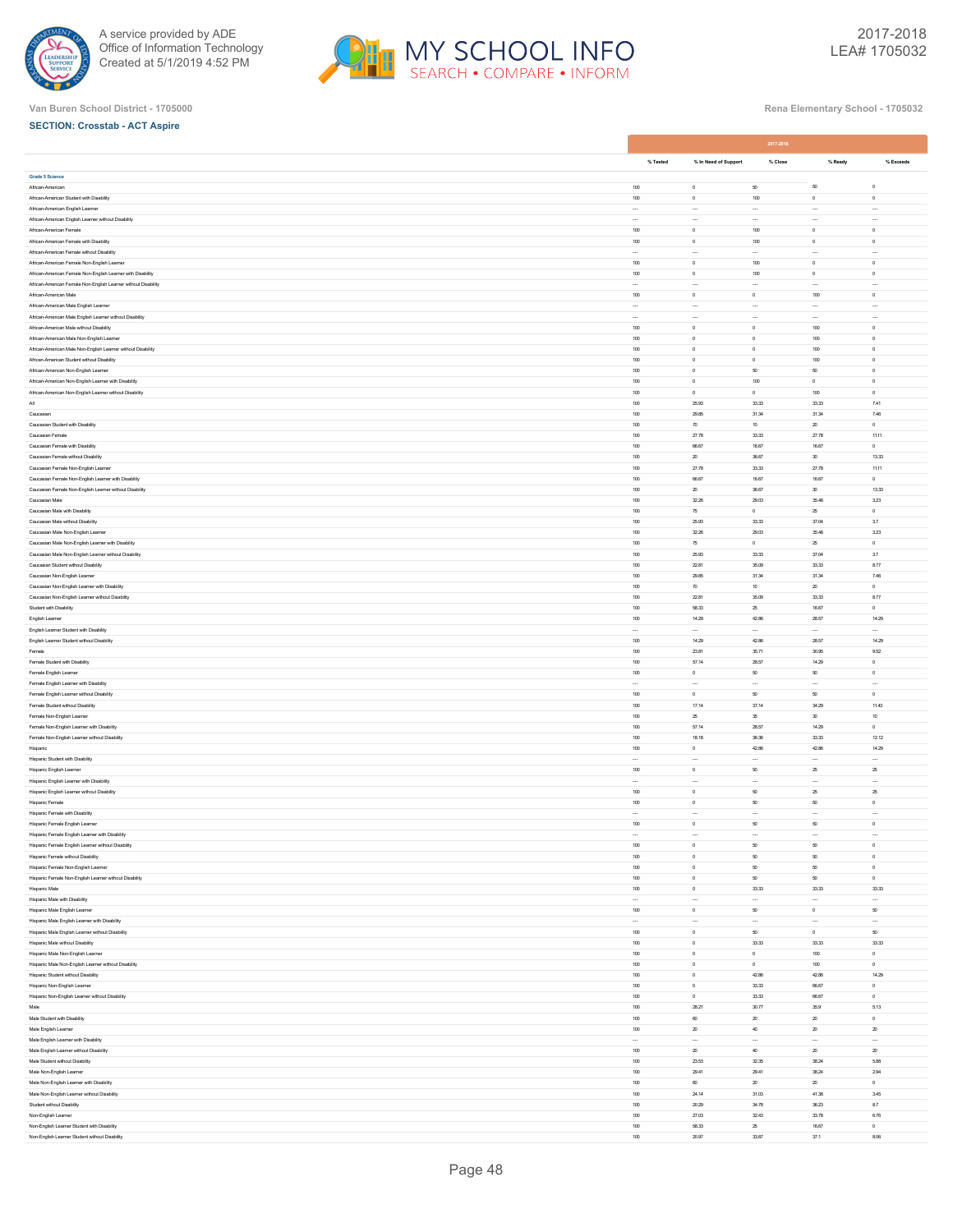Van Buren School District - 1705000

Rena Elementary School - 1705032

**SECTION: Crosstab - ACT Aspire**

| | 2017-2018 | | | | |
|---|---|---|---|---|---|
| | % Tested | % In Need of Support | % Close | % Ready | % Exceeds |
| **Grade 5 Science** | | | | | |
| African-American | 100 | 0 | 50 | 50 | 0 |
| African-American Student with Disability | 100 | 0 | 100 | 0 | 0 |
| African-American English Learner | --- | --- | --- | --- | --- |
| African-American English Learner without Disability | --- | --- | --- | --- | --- |
| African-American Female | 100 | 0 | 100 | 0 | 0 |
| African-American Female with Disability | 100 | 0 | 100 | 0 | 0 |
| African-American Female without Disability | --- | --- | --- | --- | --- |
| African-American Female Non-English Learner | 100 | 0 | 100 | 0 | 0 |
| African-American Female Non-English Learner with Disability | 100 | 0 | 100 | 0 | 0 |
| African-American Female Non-English Learner without Disability | --- | --- | --- | --- | --- |
| African-American Male | 100 | 0 | 0 | 100 | 0 |
| African-American Male English Learner | --- | --- | --- | --- | --- |
| African-American Male English Learner without Disability | --- | --- | --- | --- | --- |
| African-American Male without Disability | 100 | 0 | 0 | 100 | 0 |
| African-American Male Non-English Learner | 100 | 0 | 0 | 100 | 0 |
| African-American Male Non-English Learner without Disability | 100 | 0 | 0 | 100 | 0 |
| African-American Student without Disability | 100 | 0 | 0 | 100 | 0 |
| African-American Non-English Learner | 100 | 0 | 50 | 50 | 0 |
| African-American Non-English Learner with Disability | 100 | 0 | 100 | 0 | 0 |
| African-American Non-English Learner without Disability | 100 | 0 | 0 | 100 | 0 |
| All | 100 | 25.93 | 33.33 | 33.33 | 7.41 |
| Caucasian | 100 | 29.85 | 31.34 | 31.34 | 7.46 |
| Caucasian Student with Disability | 100 | 70 | 10 | 20 | 0 |
| Caucasian Female | 100 | 27.78 | 33.33 | 27.78 | 11.11 |
| Caucasian Female with Disability | 100 | 66.67 | 16.67 | 16.67 | 0 |
| Caucasian Female without Disability | 100 | 20 | 36.67 | 30 | 13.33 |
| Caucasian Female Non-English Learner | 100 | 27.78 | 33.33 | 27.78 | 11.11 |
| Caucasian Female Non-English Learner with Disability | 100 | 66.67 | 16.67 | 16.67 | 0 |
| Caucasian Female Non-English Learner without Disability | 100 | 20 | 36.67 | 30 | 13.33 |
| Caucasian Male | 100 | 32.26 | 29.03 | 35.48 | 3.23 |
| Caucasian Male with Disability | 100 | 75 | 0 | 25 | 0 |
| Caucasian Male without Disability | 100 | 25.93 | 33.33 | 37.04 | 3.7 |
| Caucasian Male Non-English Learner | 100 | 32.26 | 29.03 | 35.48 | 3.23 |
| Caucasian Male Non-English Learner with Disability | 100 | 75 | 0 | 25 | 0 |
| Caucasian Male Non-English Learner without Disability | 100 | 25.93 | 33.33 | 37.04 | 3.7 |
| Caucasian Student without Disability | 100 | 22.81 | 35.09 | 33.33 | 8.77 |
| Caucasian Non-English Learner | 100 | 29.85 | 31.34 | 31.34 | 7.46 |
| Caucasian Non-English Learner with Disability | 100 | 70 | 10 | 20 | 0 |
| Caucasian Non-English Learner without Disability | 100 | 22.81 | 35.09 | 33.33 | 8.77 |
| Student with Disability | 100 | 58.33 | 25 | 16.67 | 0 |
| English Learner | 100 | 14.29 | 42.86 | 28.57 | 14.29 |
| English Learner Student with Disability | --- | --- | --- | --- | --- |
| English Learner Student without Disability | 100 | 14.29 | 42.86 | 28.57 | 14.29 |
| Female | 100 | 23.81 | 35.71 | 30.95 | 9.52 |
| Female Student with Disability | 100 | 57.14 | 28.57 | 14.29 | 0 |
| Female English Learner | 100 | 0 | 50 | 50 | 0 |
| Female English Learner with Disability | --- | --- | --- | --- | --- |
| Female English Learner without Disability | 100 | 0 | 50 | 50 | 0 |
| Female Student without Disability | 100 | 17.14 | 37.14 | 34.29 | 11.43 |
| Female Non-English Learner | 100 | 25 | 35 | 30 | 10 |
| Female Non-English Learner with Disability | 100 | 57.14 | 28.57 | 14.29 | 0 |
| Female Non-English Learner without Disability | 100 | 18.18 | 36.36 | 33.33 | 12.12 |
| Hispanic | 100 | 0 | 42.86 | 42.86 | 14.29 |
| Hispanic Student with Disability | --- | --- | --- | --- | --- |
| Hispanic English Learner | 100 | 0 | 50 | 25 | 25 |
| Hispanic English Learner with Disability | --- | --- | --- | --- | --- |
| Hispanic English Learner without Disability | 100 | 0 | 50 | 25 | 25 |
| Hispanic Female | 100 | 0 | 50 | 50 | 0 |
| Hispanic Female with Disability | --- | --- | --- | --- | --- |
| Hispanic Female English Learner | 100 | 0 | 50 | 50 | 0 |
| Hispanic Female English Learner with Disability | --- | --- | --- | --- | --- |
| Hispanic Female English Learner without Disability | 100 | 0 | 50 | 50 | 0 |
| Hispanic Female without Disability | 100 | 0 | 50 | 50 | 0 |
| Hispanic Female Non-English Learner | 100 | 0 | 50 | 50 | 0 |
| Hispanic Female Non-English Learner without Disability | 100 | 0 | 50 | 50 | 0 |
| Hispanic Male | 100 | 0 | 33.33 | 33.33 | 33.33 |
| Hispanic Male with Disability | --- | --- | --- | --- | --- |
| Hispanic Male English Learner | 100 | 0 | 50 | 0 | 50 |
| Hispanic Male English Learner with Disability | --- | --- | --- | --- | --- |
| Hispanic Male English Learner without Disability | 100 | 0 | 50 | 0 | 50 |
| Hispanic Male without Disability | 100 | 0 | 33.33 | 33.33 | 33.33 |
| Hispanic Male Non-English Learner | 100 | 0 | 0 | 100 | 0 |
| Hispanic Male Non-English Learner without Disability | 100 | 0 | 0 | 100 | 0 |
| Hispanic Student without Disability | 100 | 0 | 42.86 | 42.86 | 14.29 |
| Hispanic Non-English Learner | 100 | 0 | 33.33 | 66.67 | 0 |
| Hispanic Non-English Learner without Disability | 100 | 0 | 33.33 | 66.67 | 0 |
| Male | 100 | 28.21 | 30.77 | 35.9 | 5.13 |
| Male Student with Disability | 100 | 60 | 20 | 20 | 0 |
| Male English Learner | 100 | 20 | 40 | 20 | 20 |
| Male English Learner with Disability | --- | --- | --- | --- | --- |
| Male English Learner without Disability | 100 | 20 | 40 | 20 | 20 |
| Male Student without Disability | 100 | 23.53 | 32.35 | 38.24 | 5.88 |
| Male Non-English Learner | 100 | 29.41 | 29.41 | 38.24 | 2.94 |
| Male Non-English Learner with Disability | 100 | 60 | 20 | 20 | 0 |
| Male Non-English Learner without Disability | 100 | 24.14 | 31.03 | 41.38 | 3.45 |
| Student without Disability | 100 | 20.29 | 34.78 | 36.23 | 8.7 |
| Non-English Learner | 100 | 27.03 | 32.43 | 33.78 | 6.76 |
| Non-English Learner Student with Disability | 100 | 58.33 | 25 | 16.67 | 0 |
| Non-English Learner Student without Disability | 100 | 20.97 | 33.87 | 37.1 | 8.06 |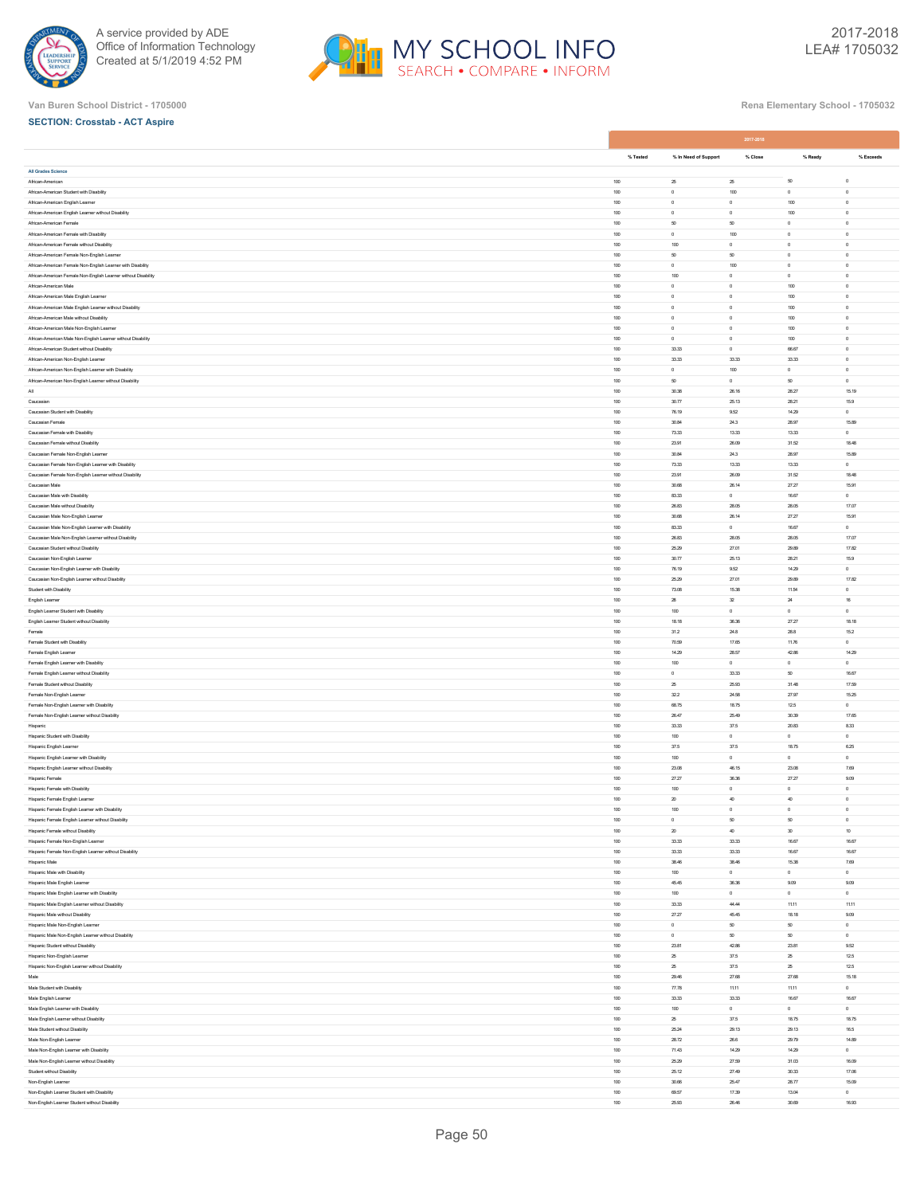Van Buren School District - 1705000

Rena Elementary School - 1705032

**SECTION: Crosstab - ACT Aspire**

| | 2017-2018 | | | | |
|---|---|---|---|---|---|
| | % Tested | % In Need of Support | % Close | % Ready | % Exceeds |
| **All Grades Science** | | | | | |
| African-American | 100 | 25 | 25 | 50 | 0 |
| African-American Student with Disability | 100 | 0 | 100 | 0 | 0 |
| African-American English Learner | 100 | 0 | 0 | 100 | 0 |
| African-American English Learner without Disability | 100 | 0 | 0 | 100 | 0 |
| African-American Female | 100 | 50 | 50 | 0 | 0 |
| African-American Female with Disability | 100 | 0 | 100 | 0 | 0 |
| African-American Female without Disability | 100 | 100 | 0 | 0 | 0 |
| African-American Female Non-English Learner | 100 | 50 | 50 | 0 | 0 |
| African-American Female Non-English Learner with Disability | 100 | 0 | 100 | 0 | 0 |
| African-American Female Non-English Learner without Disability | 100 | 100 | 0 | 0 | 0 |
| African-American Male | 100 | 0 | 0 | 100 | 0 |
| African-American Male English Learner | 100 | 0 | 0 | 100 | 0 |
| African-American Male English Learner without Disability | 100 | 0 | 0 | 100 | 0 |
| African-American Male without Disability | 100 | 0 | 0 | 100 | 0 |
| African-American Male Non-English Learner | 100 | 0 | 0 | 100 | 0 |
| African-American Male Non-English Learner without Disability | 100 | 0 | 0 | 100 | 0 |
| African-American Student without Disability | 100 | 33.33 | 0 | 66.67 | 0 |
| African-American Non-English Learner | 100 | 33.33 | 33.33 | 33.33 | 0 |
| African-American Non-English Learner with Disability | 100 | 0 | 100 | 0 | 0 |
| African-American Non-English Learner without Disability | 100 | 50 | 0 | 50 | 0 |
| All | 100 | 30.38 | 26.16 | 28.27 | 15.19 |
| Caucasian | 100 | 30.77 | 25.13 | 28.21 | 15.9 |
| Caucasian Student with Disability | 100 | 76.19 | 9.52 | 14.29 | 0 |
| Caucasian Female | 100 | 30.84 | 24.3 | 28.97 | 15.89 |
| Caucasian Female with Disability | 100 | 73.33 | 13.33 | 13.33 | 0 |
| Caucasian Female without Disability | 100 | 23.91 | 26.09 | 31.52 | 18.48 |
| Caucasian Female Non-English Learner | 100 | 30.84 | 24.3 | 28.97 | 15.89 |
| Caucasian Female Non-English Learner with Disability | 100 | 73.33 | 13.33 | 13.33 | 0 |
| Caucasian Female Non-English Learner without Disability | 100 | 23.91 | 26.09 | 31.52 | 18.48 |
| Caucasian Male | 100 | 30.68 | 26.14 | 27.27 | 15.91 |
| Caucasian Male with Disability | 100 | 83.33 | 0 | 16.67 | 0 |
| Caucasian Male without Disability | 100 | 26.83 | 28.05 | 28.05 | 17.07 |
| Caucasian Male Non-English Learner | 100 | 30.68 | 26.14 | 27.27 | 15.91 |
| Caucasian Male Non-English Learner with Disability | 100 | 83.33 | 0 | 16.67 | 0 |
| Caucasian Male Non-English Learner without Disability | 100 | 26.83 | 28.05 | 28.05 | 17.07 |
| Caucasian Student without Disability | 100 | 25.29 | 27.01 | 29.89 | 17.82 |
| Caucasian Non-English Learner | 100 | 30.77 | 25.13 | 28.21 | 15.9 |
| Caucasian Non-English Learner with Disability | 100 | 76.19 | 9.52 | 14.29 | 0 |
| Caucasian Non-English Learner without Disability | 100 | 25.29 | 27.01 | 29.89 | 17.82 |
| Student with Disability | 100 | 73.08 | 15.38 | 11.54 | 0 |
| English Learner | 100 | 28 | 32 | 24 | 16 |
| English Learner Student with Disability | 100 | 100 | 0 | 0 | 0 |
| English Learner Student without Disability | 100 | 18.18 | 36.36 | 27.27 | 18.18 |
| Female | 100 | 31.2 | 24.8 | 28.8 | 15.2 |
| Female Student with Disability | 100 | 70.59 | 17.65 | 11.76 | 0 |
| Female English Learner | 100 | 14.29 | 28.57 | 42.86 | 14.29 |
| Female English Learner with Disability | 100 | 100 | 0 | 0 | 0 |
| Female English Learner without Disability | 100 | 0 | 33.33 | 50 | 16.67 |
| Female Student without Disability | 100 | 25 | 25.93 | 31.48 | 17.59 |
| Female Non-English Learner | 100 | 32.2 | 24.58 | 27.97 | 15.25 |
| Female Non-English Learner with Disability | 100 | 68.75 | 18.75 | 12.5 | 0 |
| Female Non-English Learner without Disability | 100 | 26.47 | 25.49 | 30.39 | 17.65 |
| Hispanic | 100 | 33.33 | 37.5 | 20.83 | 8.33 |
| Hispanic Student with Disability | 100 | 100 | 0 | 0 | 0 |
| Hispanic English Learner | 100 | 37.5 | 37.5 | 18.75 | 6.25 |
| Hispanic English Learner with Disability | 100 | 100 | 0 | 0 | 0 |
| Hispanic English Learner without Disability | 100 | 23.08 | 46.15 | 23.08 | 7.69 |
| Hispanic Female | 100 | 27.27 | 36.36 | 27.27 | 9.09 |
| Hispanic Female with Disability | 100 | 100 | 0 | 0 | 0 |
| Hispanic Female English Learner | 100 | 20 | 40 | 40 | 0 |
| Hispanic Female English Learner with Disability | 100 | 100 | 0 | 0 | 0 |
| Hispanic Female English Learner without Disability | 100 | 0 | 50 | 50 | 0 |
| Hispanic Female without Disability | 100 | 20 | 40 | 30 | 10 |
| Hispanic Female Non-English Learner | 100 | 33.33 | 33.33 | 16.67 | 16.67 |
| Hispanic Female Non-English Learner without Disability | 100 | 33.33 | 33.33 | 16.67 | 16.67 |
| Hispanic Male | 100 | 38.46 | 38.46 | 15.38 | 7.69 |
| Hispanic Male with Disability | 100 | 100 | 0 | 0 | 0 |
| Hispanic Male English Learner | 100 | 45.45 | 36.36 | 9.09 | 9.09 |
| Hispanic Male English Learner with Disability | 100 | 100 | 0 | 0 | 0 |
| Hispanic Male English Learner without Disability | 100 | 33.33 | 44.44 | 11.11 | 11.11 |
| Hispanic Male without Disability | 100 | 27.27 | 45.45 | 18.18 | 9.09 |
| Hispanic Male Non-English Learner | 100 | 0 | 50 | 50 | 0 |
| Hispanic Male Non-English Learner without Disability | 100 | 0 | 50 | 50 | 0 |
| Hispanic Student without Disability | 100 | 23.81 | 42.86 | 23.81 | 9.52 |
| Hispanic Non-English Learner | 100 | 25 | 37.5 | 25 | 12.5 |
| Hispanic Non-English Learner without Disability | 100 | 25 | 37.5 | 25 | 12.5 |
| Male | 100 | 29.46 | 27.68 | 27.68 | 15.18 |
| Male Student with Disability | 100 | 77.78 | 11.11 | 11.11 | 0 |
| Male English Learner | 100 | 33.33 | 33.33 | 16.67 | 16.67 |
| Male English Learner with Disability | 100 | 100 | 0 | 0 | 0 |
| Male English Learner without Disability | 100 | 25 | 37.5 | 18.75 | 18.75 |
| Male Student without Disability | 100 | 25.24 | 29.13 | 29.13 | 16.5 |
| Male Non-English Learner | 100 | 28.72 | 26.6 | 29.79 | 14.89 |
| Male Non-English Learner with Disability | 100 | 71.43 | 14.29 | 14.29 | 0 |
| Male Non-English Learner without Disability | 100 | 25.29 | 27.59 | 31.03 | 16.09 |
| Student without Disability | 100 | 25.12 | 27.49 | 30.33 | 17.06 |
| Non-English Learner | 100 | 30.66 | 25.47 | 28.77 | 15.09 |
| Non-English Learner Student with Disability | 100 | 69.57 | 17.39 | 13.04 | 0 |
| Non-English Learner Student without Disability | 100 | 25.93 | 26.46 | 30.69 | 16.93 |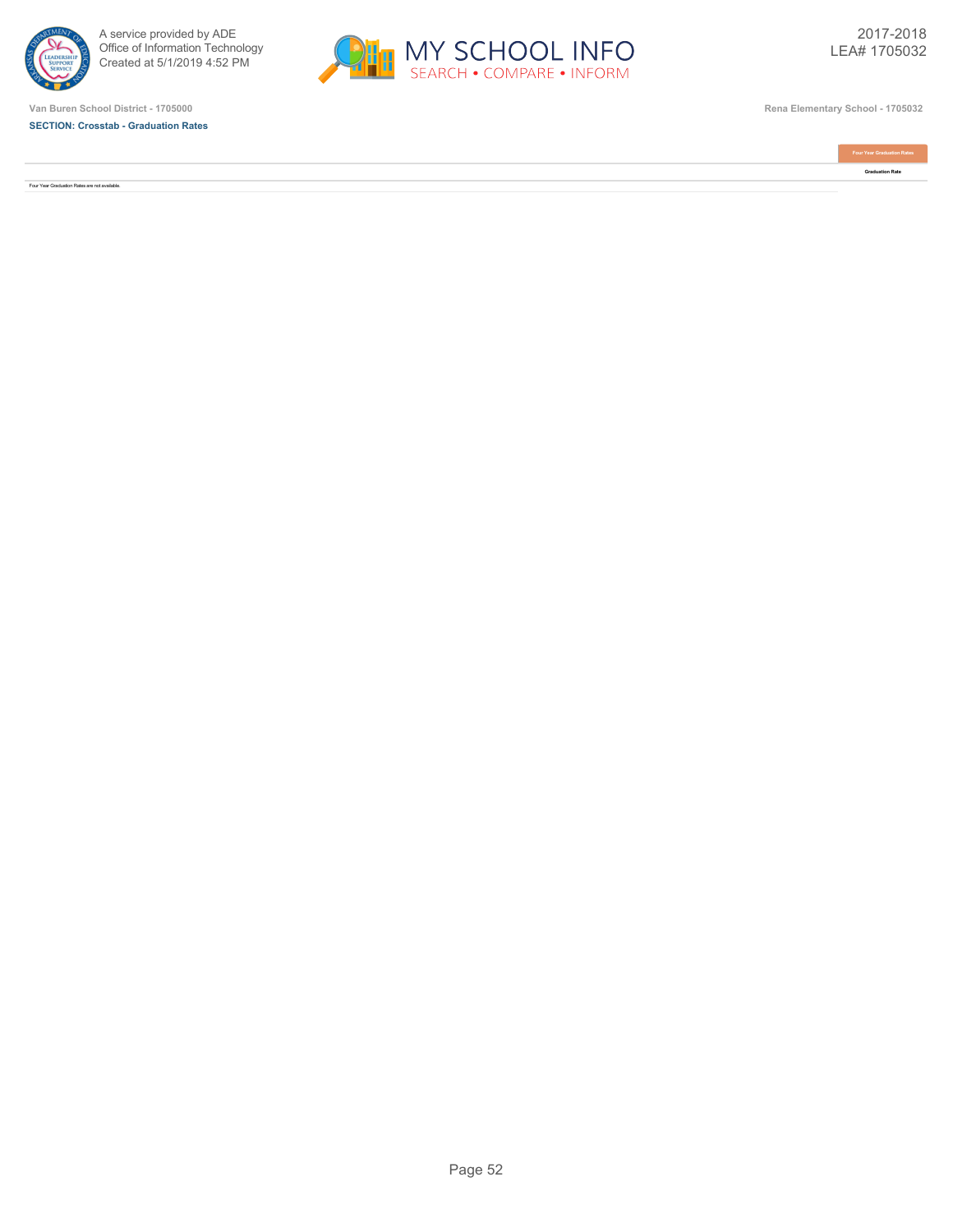A service provided by ADE
Office of Information Technology
Created at 5/1/2019 4:52 PM

MY SCHOOL INFO
SEARCH • COMPARE • INFORM

2017-2018
LEA# 1705032

Van Buren School District - 1705000

Rena Elementary School - 1705032

**SECTION: Crosstab - Graduation Rates**

| | Four Year Graduation Rates |
|---|---|
| | Graduation Rate |
| Four Year Graduation Rates are not available. | |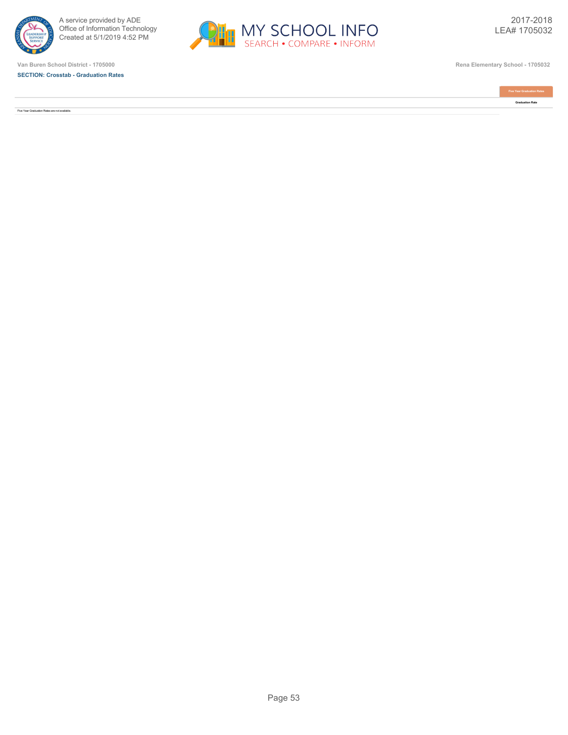Van Buren School District - 1705000

**SECTION: Crosstab - Graduation Rates**

Rena Elementary School - 1705032

2017-2018
LEA# 1705032

| | Five Year Graduation Rates |
|---|---|
| | Graduation Rate |
| Five Year Graduation Rates are not available. | |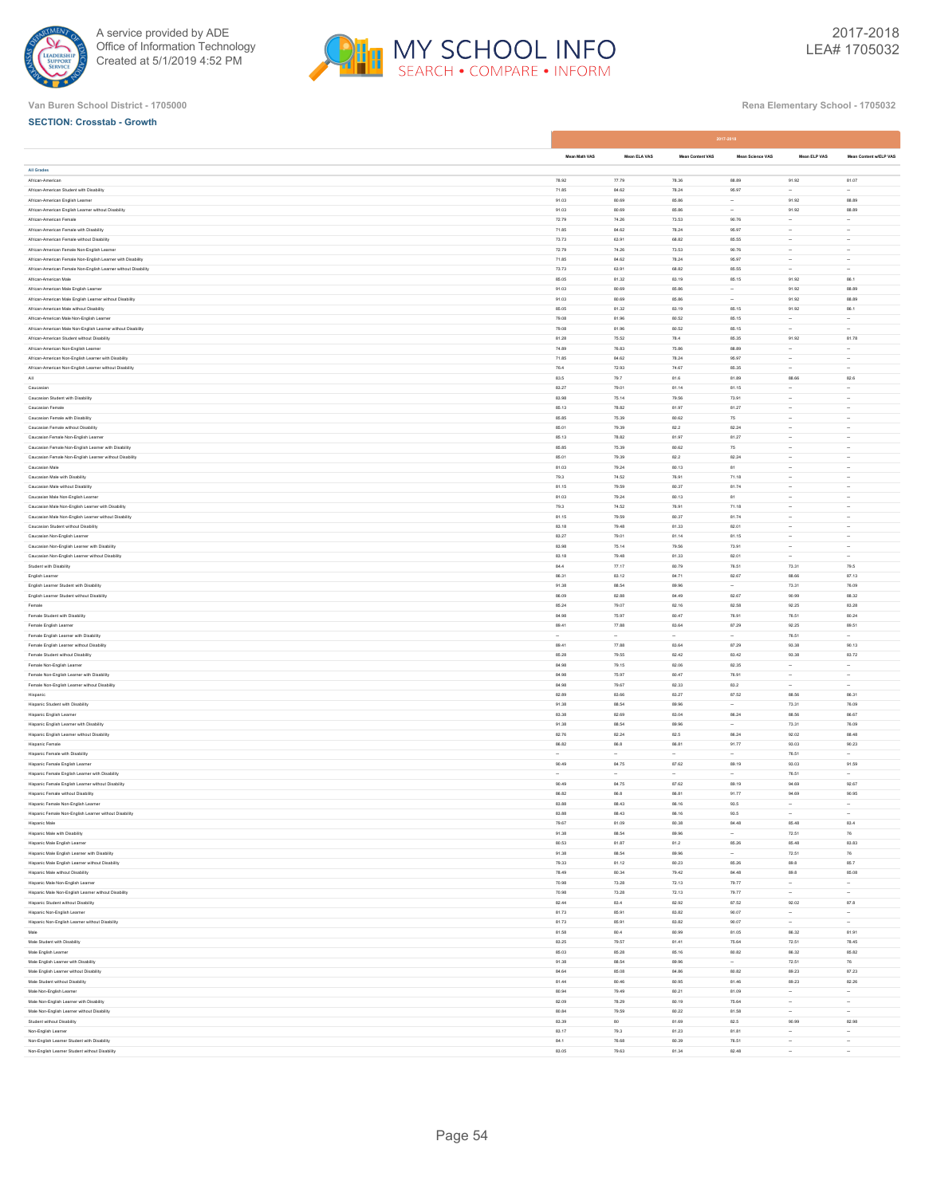Van Buren School District - 1705000

Rena Elementary School - 1705032

**SECTION: Crosstab - Growth**

| | 2017-2018 | | | | | |
|---|---|---|---|---|---|---|
| | Mean Math VAS | Mean ELA VAS | Mean Content VAS | Mean Science VAS | Mean ELP VAS | Mean Content w/ELP VAS |
| **All Grades** | | | | | | |
| African-American | 78.92 | 77.79 | 78.36 | 88.89 | 91.92 | 81.07 |
| African-American Student with Disability | 71.85 | 84.62 | 78.24 | 95.97 | -- | -- |
| African-American English Learner | 91.03 | 80.69 | 85.86 | -- | 91.92 | 88.89 |
| African-American English Learner without Disability | 91.03 | 80.69 | 85.86 | -- | 91.92 | 88.89 |
| African-American Female | 72.79 | 74.26 | 73.53 | 90.76 | -- | -- |
| African-American Female with Disability | 71.85 | 84.62 | 78.24 | 95.97 | -- | -- |
| African-American Female without Disability | 73.73 | 63.91 | 68.82 | 85.55 | -- | -- |
| African-American Female Non-English Learner | 72.79 | 74.26 | 73.53 | 90.76 | -- | -- |
| African-American Female Non-English Learner with Disability | 71.85 | 84.62 | 78.24 | 95.97 | -- | -- |
| African-American Female Non-English Learner without Disability | 73.73 | 63.91 | 68.82 | 85.55 | -- | -- |
| African-American Male | 85.05 | 81.32 | 83.19 | 85.15 | 91.92 | 86.1 |
| African-American Male English Learner | 91.03 | 80.69 | 85.86 | -- | 91.92 | 88.89 |
| African-American Male English Learner without Disability | 91.03 | 80.69 | 85.86 | -- | 91.92 | 88.89 |
| African-American Male without Disability | 85.05 | 81.32 | 83.19 | 85.15 | 91.92 | 86.1 |
| African-American Male Non-English Learner | 79.08 | 81.96 | 80.52 | 85.15 | -- | -- |
| African-American Male Non-English Learner without Disability | 79.08 | 81.96 | 80.52 | 85.15 | -- | -- |
| African-American Student without Disability | 81.28 | 75.52 | 78.4 | 85.35 | 91.92 | 81.78 |
| African-American Non-English Learner | 74.89 | 76.83 | 75.86 | 88.89 | -- | -- |
| African-American Non-English Learner with Disability | 71.85 | 84.62 | 78.24 | 95.97 | -- | -- |
| African-American Non-English Learner without Disability | 76.4 | 72.93 | 74.67 | 85.35 | -- | -- |
| All | 83.5 | 79.7 | 81.6 | 81.89 | 88.66 | 82.6 |
| Caucasian | 83.27 | 79.01 | 81.14 | 81.15 | -- | -- |
| Caucasian Student with Disability | 83.98 | 75.14 | 79.56 | 73.91 | -- | -- |
| Caucasian Female | 85.13 | 78.82 | 81.97 | 81.27 | -- | -- |
| Caucasian Female with Disability | 85.85 | 75.39 | 80.62 | 75 | -- | -- |
| Caucasian Female without Disability | 85.01 | 79.39 | 82.2 | 82.24 | -- | -- |
| Caucasian Female Non-English Learner | 85.13 | 78.82 | 81.97 | 81.27 | -- | -- |
| Caucasian Female Non-English Learner with Disability | 85.85 | 75.39 | 80.62 | 75 | -- | -- |
| Caucasian Female Non-English Learner without Disability | 85.01 | 79.39 | 82.2 | 82.24 | -- | -- |
| Caucasian Male | 81.03 | 79.24 | 80.13 | 81 | -- | -- |
| Caucasian Male with Disability | 79.3 | 74.52 | 76.91 | 71.18 | -- | -- |
| Caucasian Male without Disability | 81.15 | 79.59 | 80.37 | 81.74 | -- | -- |
| Caucasian Male Non-English Learner | 81.03 | 79.24 | 80.13 | 81 | -- | -- |
| Caucasian Male Non-English Learner with Disability | 79.3 | 74.52 | 76.91 | 71.18 | -- | -- |
| Caucasian Male Non-English Learner without Disability | 81.15 | 79.59 | 80.37 | 81.74 | -- | -- |
| Caucasian Student without Disability | 83.18 | 79.48 | 81.33 | 82.01 | -- | -- |
| Caucasian Non-English Learner | 83.27 | 79.01 | 81.14 | 81.15 | -- | -- |
| Caucasian Non-English Learner with Disability | 83.98 | 75.14 | 79.56 | 73.91 | -- | -- |
| Caucasian Non-English Learner without Disability | 83.18 | 79.48 | 81.33 | 82.01 | -- | -- |
| Student with Disability | 84.4 | 77.17 | 80.79 | 76.51 | 73.31 | 79.5 |
| English Learner | 86.31 | 83.12 | 84.71 | 82.67 | 88.66 | 87.13 |
| English Learner Student with Disability | 91.38 | 88.54 | 89.96 | -- | 73.31 | 76.09 |
| English Learner Student without Disability | 86.09 | 82.88 | 84.49 | 82.67 | 90.99 | 88.32 |
| Female | 85.24 | 79.07 | 82.16 | 82.58 | 92.25 | 83.28 |
| Female Student with Disability | 84.98 | 75.97 | 80.47 | 76.91 | 76.51 | 80.24 |
| Female English Learner | 89.41 | 77.88 | 83.64 | 87.29 | 92.25 | 89.51 |
| Female English Learner with Disability | -- | -- | -- | -- | 76.51 | -- |
| Female English Learner without Disability | 89.41 | 77.88 | 83.64 | 87.29 | 93.38 | 90.13 |
| Female Student without Disability | 85.28 | 79.55 | 82.42 | 83.42 | 93.38 | 83.72 |
| Female Non-English Learner | 84.98 | 79.15 | 82.06 | 82.35 | -- | -- |
| Female Non-English Learner with Disability | 84.98 | 75.97 | 80.47 | 76.91 | -- | -- |
| Female Non-English Learner without Disability | 84.98 | 79.67 | 82.33 | 83.2 | -- | -- |
| Hispanic | 82.89 | 83.66 | 83.27 | 87.52 | 86.56 | 86.31 |
| Hispanic Student with Disability | 91.38 | 88.54 | 89.96 | -- | 73.31 | 76.09 |
| Hispanic English Learner | 83.38 | 82.69 | 83.04 | 86.24 | 86.56 | 86.67 |
| Hispanic English Learner with Disability | 91.38 | 88.54 | 89.96 | -- | 73.31 | 76.09 |
| Hispanic English Learner without Disability | 82.76 | 82.24 | 82.5 | 86.24 | 92.02 | 88.48 |
| Hispanic Female | 86.82 | 86.8 | 86.81 | 91.77 | 93.03 | 90.23 |
| Hispanic Female with Disability | -- | -- | -- | -- | 76.51 | -- |
| Hispanic Female English Learner | 90.49 | 84.75 | 87.62 | 89.19 | 93.03 | 91.59 |
| Hispanic Female English Learner with Disability | -- | -- | -- | -- | 76.51 | -- |
| Hispanic Female English Learner without Disability | 90.49 | 84.75 | 87.62 | 89.19 | 94.69 | 92.67 |
| Hispanic Female without Disability | 86.82 | 86.8 | 86.81 | 91.77 | 94.69 | 90.95 |
| Hispanic Female Non-English Learner | 83.88 | 88.43 | 86.16 | 93.5 | -- | -- |
| Hispanic Female Non-English Learner without Disability | 83.88 | 88.43 | 86.16 | 93.5 | -- | -- |
| Hispanic Male | 79.67 | 81.09 | 80.38 | 84.48 | 85.48 | 83.4 |
| Hispanic Male with Disability | 91.38 | 88.54 | 89.96 | -- | 72.51 | 76 |
| Hispanic Male English Learner | 80.53 | 81.87 | 81.2 | 85.26 | 85.48 | 83.83 |
| Hispanic Male English Learner with Disability | 91.38 | 88.54 | 89.96 | -- | 72.51 | 76 |
| Hispanic Male English Learner without Disability | 79.33 | 81.12 | 80.23 | 85.26 | 89.8 | 85.7 |
| Hispanic Male without Disability | 78.49 | 80.34 | 79.42 | 84.48 | 89.8 | 85.08 |
| Hispanic Male Non-English Learner | 70.98 | 73.28 | 72.13 | 79.77 | -- | -- |
| Hispanic Male Non-English Learner without Disability | 70.98 | 73.28 | 72.13 | 79.77 | -- | -- |
| Hispanic Student without Disability | 82.44 | 83.4 | 82.92 | 87.52 | 92.02 | 87.8 |
| Hispanic Non-English Learner | 81.73 | 85.91 | 83.82 | 90.07 | -- | -- |
| Hispanic Non-English Learner without Disability | 81.73 | 85.91 | 83.82 | 90.07 | -- | -- |
| Male | 81.58 | 80.4 | 80.99 | 81.05 | 86.32 | 81.91 |
| Male Student with Disability | 83.25 | 79.57 | 81.41 | 75.64 | 72.51 | 78.45 |
| Male English Learner | 85.03 | 85.28 | 85.16 | 80.82 | 86.32 | 85.82 |
| Male English Learner with Disability | 91.38 | 88.54 | 89.96 | -- | 72.51 | 76 |
| Male English Learner without Disability | 84.64 | 85.08 | 84.86 | 80.82 | 89.23 | 87.23 |
| Male Student without Disability | 81.44 | 80.46 | 80.95 | 81.46 | 89.23 | 82.26 |
| Male Non-English Learner | 80.94 | 79.49 | 80.21 | 81.09 | -- | -- |
| Male Non-English Learner with Disability | 82.09 | 78.29 | 80.19 | 75.64 | -- | -- |
| Male Non-English Learner without Disability | 80.84 | 79.59 | 80.22 | 81.58 | -- | -- |
| Student without Disability | 83.39 | 80 | 81.69 | 82.5 | 90.99 | 82.98 |
| Non-English Learner | 83.17 | 79.3 | 81.23 | 81.81 | -- | -- |
| Non-English Learner Student with Disability | 84.1 | 76.68 | 80.39 | 76.51 | -- | -- |
| Non-English Learner Student without Disability | 83.05 | 79.63 | 81.34 | 82.48 | -- | -- |